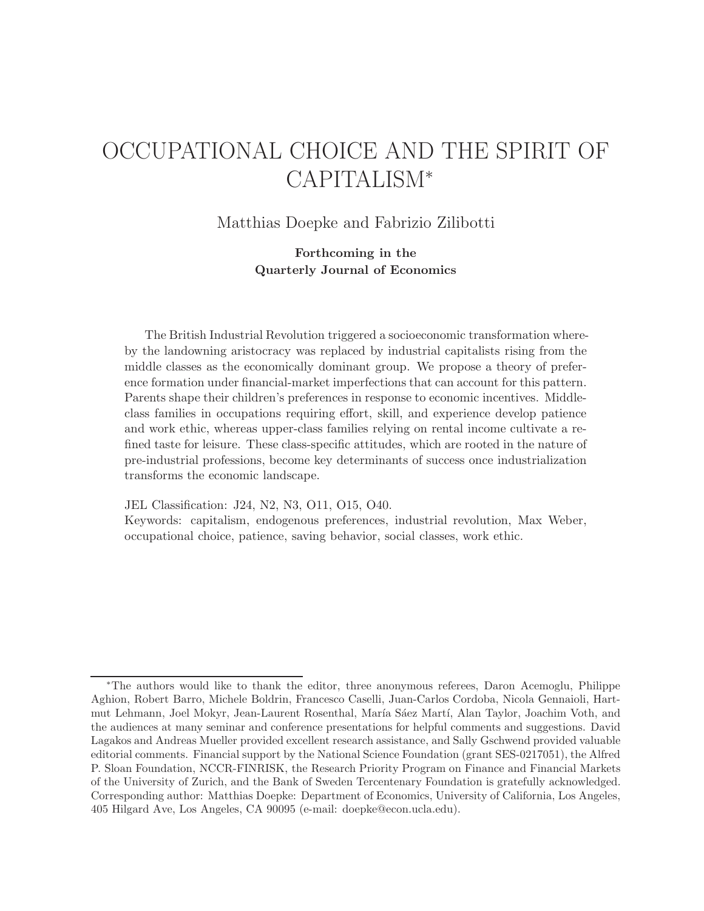# OCCUPATIONAL CHOICE AND THE SPIRIT OF CAPITALISM*

Matthias Doepke and Fabrizio Zilibotti

**Forthcoming in the Quarterly Journal of Economics**

The British Industrial Revolution triggered a socioeconomic transformation whereby the landowning aristocracy was replaced by industrial capitalists rising from the middle classes as the economically dominant group. We propose a theory of preference formation under financial-market imperfections that can account for this pattern. Parents shape their children's preferences in response to economic incentives. Middle-class families in occupations requiring effort, skill, and experience develop patience and work ethic, whereas upper-class families relying on rental income cultivate a refined taste for leisure. These class-specific attitudes, which are rooted in the nature of pre-industrial professions, become key determinants of success once industrialization transforms the economic landscape.

JEL Classification: J24, N2, N3, O11, O15, O40.
Keywords: capitalism, endogenous preferences, industrial revolution, Max Weber, occupational choice, patience, saving behavior, social classes, work ethic.

---

*The authors would like to thank the editor, three anonymous referees, Daron Acemoglu, Philippe Aghion, Robert Barro, Michele Boldrin, Francesco Caselli, Juan-Carlos Cordoba, Nicola Gennaioli, Hartmut Lehmann, Joel Mokyr, Jean-Laurent Rosenthal, María Sáez Martí, Alan Taylor, Joachim Voth, and the audiences at many seminar and conference presentations for helpful comments and suggestions. David Lagakos and Andreas Mueller provided excellent research assistance, and Sally Gschwend provided valuable editorial comments. Financial support by the National Science Foundation (grant SES-0217051), the Alfred P. Sloan Foundation, NCCR-FINRISK, the Research Priority Program on Finance and Financial Markets of the University of Zurich, and the Bank of Sweden Tercentenary Foundation is gratefully acknowledged. Corresponding author: Matthias Doepke: Department of Economics, University of California, Los Angeles, 405 Hilgard Ave, Los Angeles, CA 90095 (e-mail: doepke@econ.ucla.edu).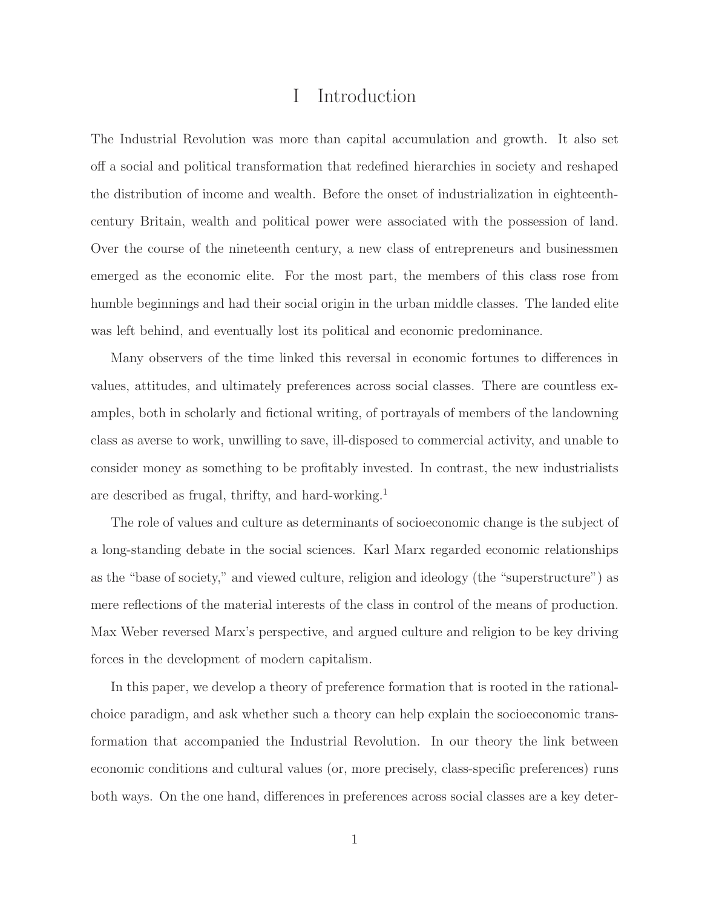# I Introduction

The Industrial Revolution was more than capital accumulation and growth. It also set off a social and political transformation that redefined hierarchies in society and reshaped the distribution of income and wealth. Before the onset of industrialization in eighteenth-century Britain, wealth and political power were associated with the possession of land. Over the course of the nineteenth century, a new class of entrepreneurs and businessmen emerged as the economic elite. For the most part, the members of this class rose from humble beginnings and had their social origin in the urban middle classes. The landed elite was left behind, and eventually lost its political and economic predominance.

Many observers of the time linked this reversal in economic fortunes to differences in values, attitudes, and ultimately preferences across social classes. There are countless examples, both in scholarly and fictional writing, of portrayals of members of the landowning class as averse to work, unwilling to save, ill-disposed to commercial activity, and unable to consider money as something to be profitably invested. In contrast, the new industrialists are described as frugal, thrifty, and hard-working.[1]

The role of values and culture as determinants of socioeconomic change is the subject of a long-standing debate in the social sciences. Karl Marx regarded economic relationships as the "base of society," and viewed culture, religion and ideology (the "superstructure") as mere reflections of the material interests of the class in control of the means of production. Max Weber reversed Marx's perspective, and argued culture and religion to be key driving forces in the development of modern capitalism.

In this paper, we develop a theory of preference formation that is rooted in the rational-choice paradigm, and ask whether such a theory can help explain the socioeconomic transformation that accompanied the Industrial Revolution. In our theory the link between economic conditions and cultural values (or, more precisely, class-specific preferences) runs both ways. On the one hand, differences in preferences across social classes are a key deter-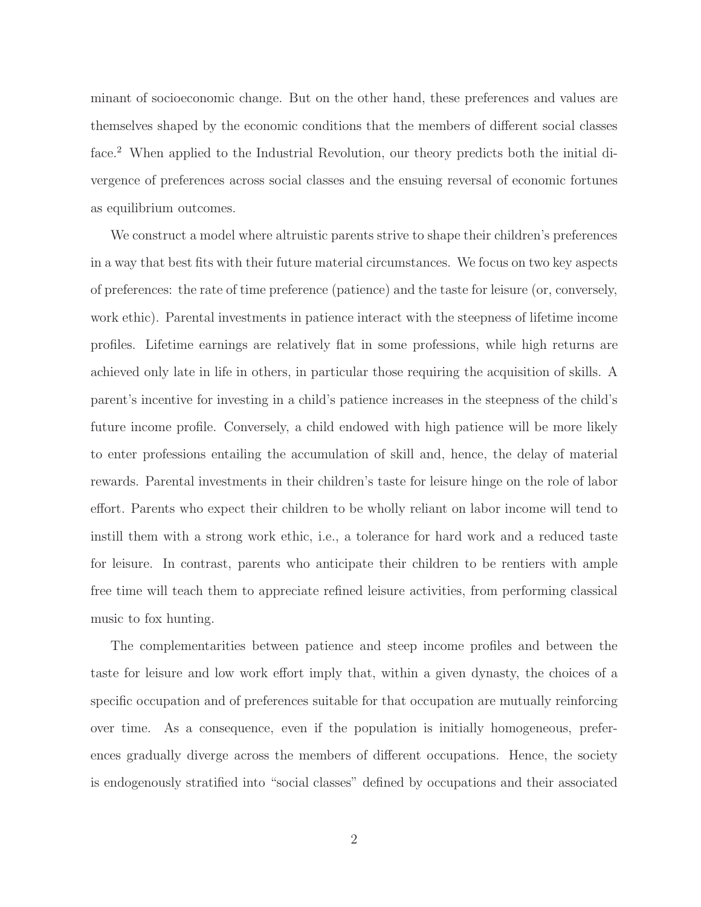minant of socioeconomic change. But on the other hand, these preferences and values are themselves shaped by the economic conditions that the members of different social classes face.[2] When applied to the Industrial Revolution, our theory predicts both the initial divergence of preferences across social classes and the ensuing reversal of economic fortunes as equilibrium outcomes.

We construct a model where altruistic parents strive to shape their children's preferences in a way that best fits with their future material circumstances. We focus on two key aspects of preferences: the rate of time preference (patience) and the taste for leisure (or, conversely, work ethic). Parental investments in patience interact with the steepness of lifetime income profiles. Lifetime earnings are relatively flat in some professions, while high returns are achieved only late in life in others, in particular those requiring the acquisition of skills. A parent's incentive for investing in a child's patience increases in the steepness of the child's future income profile. Conversely, a child endowed with high patience will be more likely to enter professions entailing the accumulation of skill and, hence, the delay of material rewards. Parental investments in their children's taste for leisure hinge on the role of labor effort. Parents who expect their children to be wholly reliant on labor income will tend to instill them with a strong work ethic, i.e., a tolerance for hard work and a reduced taste for leisure. In contrast, parents who anticipate their children to be rentiers with ample free time will teach them to appreciate refined leisure activities, from performing classical music to fox hunting.

The complementarities between patience and steep income profiles and between the taste for leisure and low work effort imply that, within a given dynasty, the choices of a specific occupation and of preferences suitable for that occupation are mutually reinforcing over time. As a consequence, even if the population is initially homogeneous, preferences gradually diverge across the members of different occupations. Hence, the society is endogenously stratified into "social classes" defined by occupations and their associated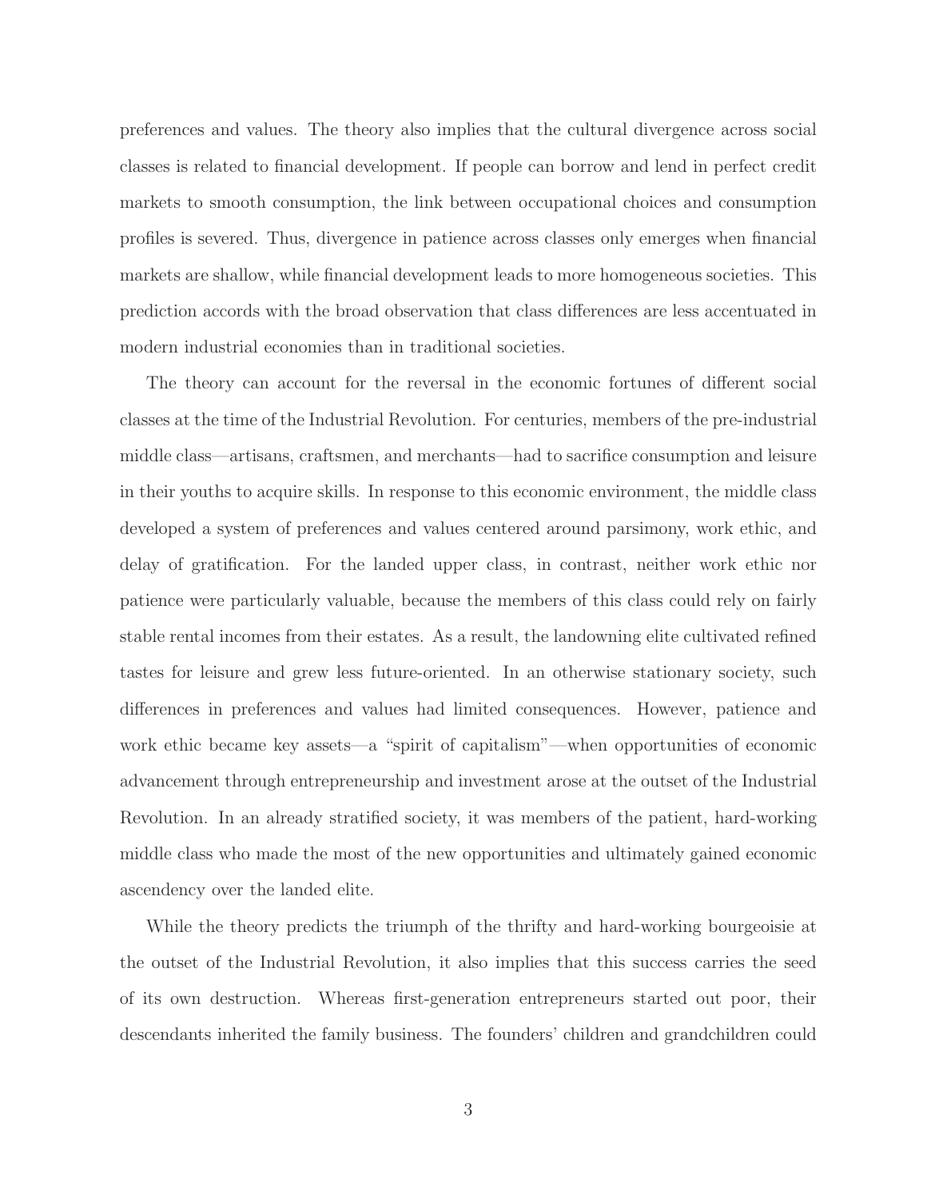preferences and values. The theory also implies that the cultural divergence across social classes is related to financial development. If people can borrow and lend in perfect credit markets to smooth consumption, the link between occupational choices and consumption profiles is severed. Thus, divergence in patience across classes only emerges when financial markets are shallow, while financial development leads to more homogeneous societies. This prediction accords with the broad observation that class differences are less accentuated in modern industrial economies than in traditional societies.

The theory can account for the reversal in the economic fortunes of different social classes at the time of the Industrial Revolution. For centuries, members of the pre-industrial middle class—artisans, craftsmen, and merchants—had to sacrifice consumption and leisure in their youths to acquire skills. In response to this economic environment, the middle class developed a system of preferences and values centered around parsimony, work ethic, and delay of gratification. For the landed upper class, in contrast, neither work ethic nor patience were particularly valuable, because the members of this class could rely on fairly stable rental incomes from their estates. As a result, the landowning elite cultivated refined tastes for leisure and grew less future-oriented. In an otherwise stationary society, such differences in preferences and values had limited consequences. However, patience and work ethic became key assets—a "spirit of capitalism"—when opportunities of economic advancement through entrepreneurship and investment arose at the outset of the Industrial Revolution. In an already stratified society, it was members of the patient, hard-working middle class who made the most of the new opportunities and ultimately gained economic ascendency over the landed elite.

While the theory predicts the triumph of the thrifty and hard-working bourgeoisie at the outset of the Industrial Revolution, it also implies that this success carries the seed of its own destruction. Whereas first-generation entrepreneurs started out poor, their descendants inherited the family business. The founders' children and grandchildren could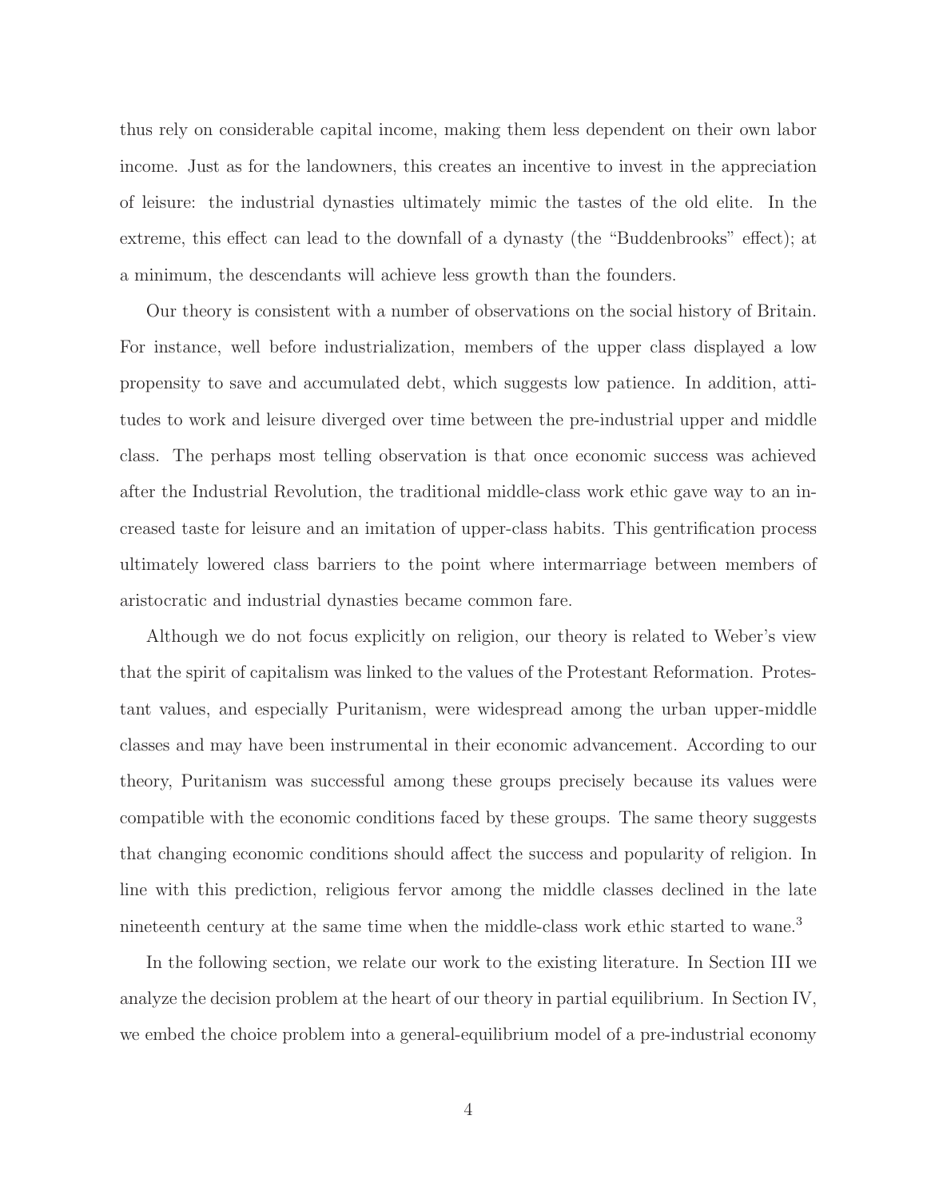thus rely on considerable capital income, making them less dependent on their own labor income. Just as for the landowners, this creates an incentive to invest in the appreciation of leisure: the industrial dynasties ultimately mimic the tastes of the old elite. In the extreme, this effect can lead to the downfall of a dynasty (the "Buddenbrooks" effect); at a minimum, the descendants will achieve less growth than the founders.

Our theory is consistent with a number of observations on the social history of Britain. For instance, well before industrialization, members of the upper class displayed a low propensity to save and accumulated debt, which suggests low patience. In addition, attitudes to work and leisure diverged over time between the pre-industrial upper and middle class. The perhaps most telling observation is that once economic success was achieved after the Industrial Revolution, the traditional middle-class work ethic gave way to an increased taste for leisure and an imitation of upper-class habits. This gentrification process ultimately lowered class barriers to the point where intermarriage between members of aristocratic and industrial dynasties became common fare.

Although we do not focus explicitly on religion, our theory is related to Weber's view that the spirit of capitalism was linked to the values of the Protestant Reformation. Protestant values, and especially Puritanism, were widespread among the urban upper-middle classes and may have been instrumental in their economic advancement. According to our theory, Puritanism was successful among these groups precisely because its values were compatible with the economic conditions faced by these groups. The same theory suggests that changing economic conditions should affect the success and popularity of religion. In line with this prediction, religious fervor among the middle classes declined in the late nineteenth century at the same time when the middle-class work ethic started to wane.[3]

In the following section, we relate our work to the existing literature. In Section III we analyze the decision problem at the heart of our theory in partial equilibrium. In Section IV, we embed the choice problem into a general-equilibrium model of a pre-industrial economy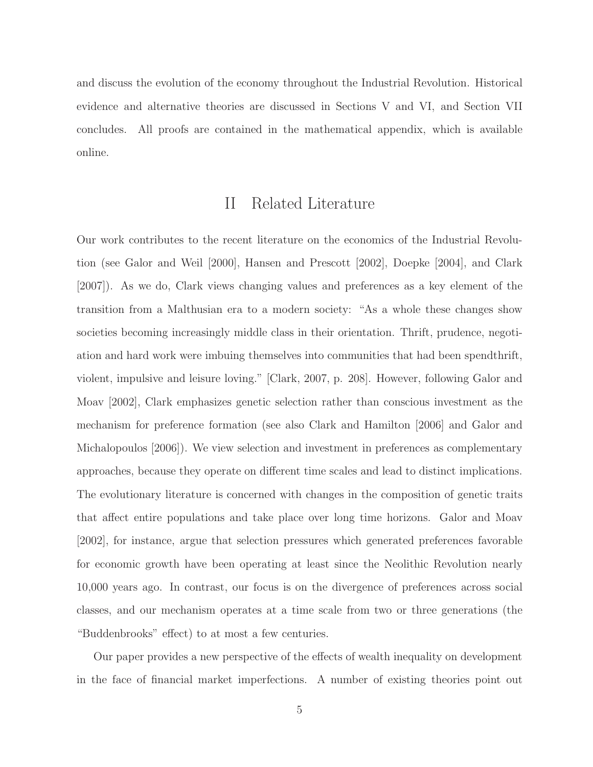and discuss the evolution of the economy throughout the Industrial Revolution. Historical evidence and alternative theories are discussed in Sections V and VI, and Section VII concludes. All proofs are contained in the mathematical appendix, which is available online.

## II Related Literature

Our work contributes to the recent literature on the economics of the Industrial Revolution (see Galor and Weil [2000], Hansen and Prescott [2002], Doepke [2004], and Clark [2007]). As we do, Clark views changing values and preferences as a key element of the transition from a Malthusian era to a modern society: "As a whole these changes show societies becoming increasingly middle class in their orientation. Thrift, prudence, negotiation and hard work were imbuing themselves into communities that had been spendthrift, violent, impulsive and leisure loving." [Clark, 2007, p. 208]. However, following Galor and Moav [2002], Clark emphasizes genetic selection rather than conscious investment as the mechanism for preference formation (see also Clark and Hamilton [2006] and Galor and Michalopoulos [2006]). We view selection and investment in preferences as complementary approaches, because they operate on different time scales and lead to distinct implications. The evolutionary literature is concerned with changes in the composition of genetic traits that affect entire populations and take place over long time horizons. Galor and Moav [2002], for instance, argue that selection pressures which generated preferences favorable for economic growth have been operating at least since the Neolithic Revolution nearly 10,000 years ago. In contrast, our focus is on the divergence of preferences across social classes, and our mechanism operates at a time scale from two or three generations (the "Buddenbrooks" effect) to at most a few centuries.

Our paper provides a new perspective of the effects of wealth inequality on development in the face of financial market imperfections. A number of existing theories point out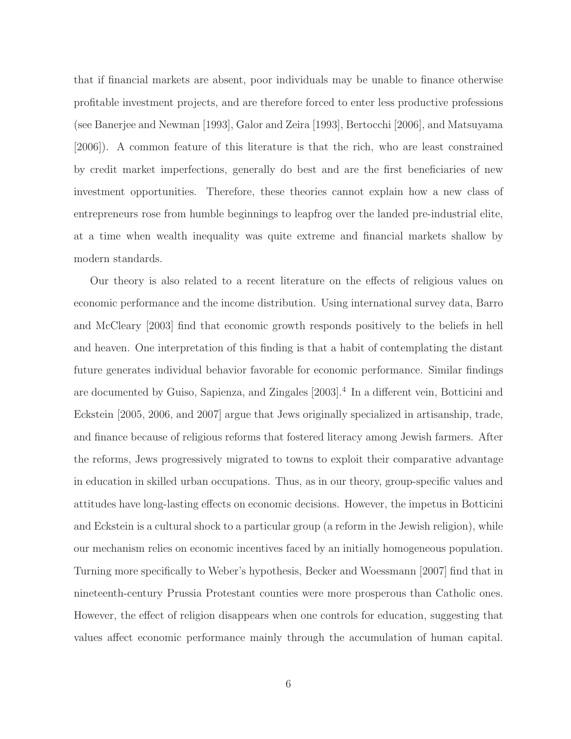that if financial markets are absent, poor individuals may be unable to finance otherwise profitable investment projects, and are therefore forced to enter less productive professions (see Banerjee and Newman [1993], Galor and Zeira [1993], Bertocchi [2006], and Matsuyama [2006]). A common feature of this literature is that the rich, who are least constrained by credit market imperfections, generally do best and are the first beneficiaries of new investment opportunities. Therefore, these theories cannot explain how a new class of entrepreneurs rose from humble beginnings to leapfrog over the landed pre-industrial elite, at a time when wealth inequality was quite extreme and financial markets shallow by modern standards.

Our theory is also related to a recent literature on the effects of religious values on economic performance and the income distribution. Using international survey data, Barro and McCleary [2003] find that economic growth responds positively to the beliefs in hell and heaven. One interpretation of this finding is that a habit of contemplating the distant future generates individual behavior favorable for economic performance. Similar findings are documented by Guiso, Sapienza, and Zingales [2003].[4] In a different vein, Botticini and Eckstein [2005, 2006, and 2007] argue that Jews originally specialized in artisanship, trade, and finance because of religious reforms that fostered literacy among Jewish farmers. After the reforms, Jews progressively migrated to towns to exploit their comparative advantage in education in skilled urban occupations. Thus, as in our theory, group-specific values and attitudes have long-lasting effects on economic decisions. However, the impetus in Botticini and Eckstein is a cultural shock to a particular group (a reform in the Jewish religion), while our mechanism relies on economic incentives faced by an initially homogeneous population. Turning more specifically to Weber's hypothesis, Becker and Woessmann [2007] find that in nineteenth-century Prussia Protestant counties were more prosperous than Catholic ones. However, the effect of religion disappears when one controls for education, suggesting that values affect economic performance mainly through the accumulation of human capital.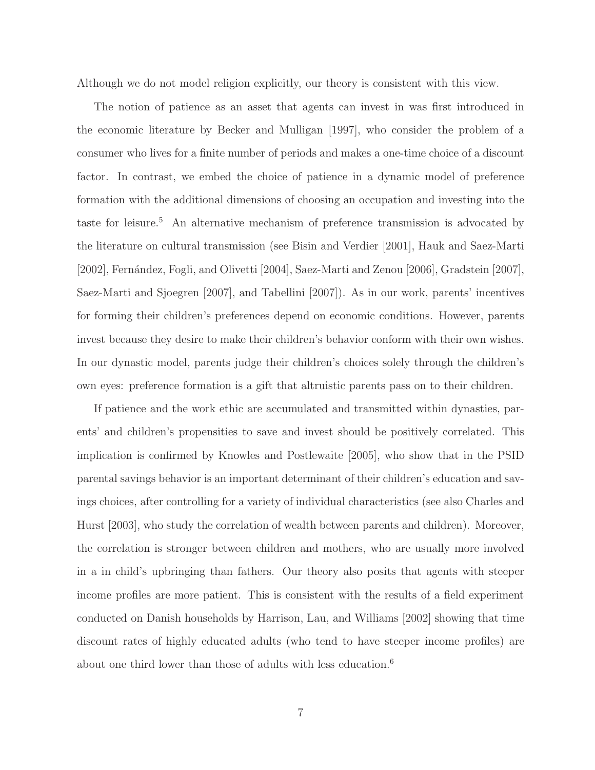Although we do not model religion explicitly, our theory is consistent with this view.

The notion of patience as an asset that agents can invest in was first introduced in the economic literature by Becker and Mulligan [1997], who consider the problem of a consumer who lives for a finite number of periods and makes a one-time choice of a discount factor. In contrast, we embed the choice of patience in a dynamic model of preference formation with the additional dimensions of choosing an occupation and investing into the taste for leisure.[5] An alternative mechanism of preference transmission is advocated by the literature on cultural transmission (see Bisin and Verdier [2001], Hauk and Saez-Marti [2002], Fernández, Fogli, and Olivetti [2004], Saez-Marti and Zenou [2006], Gradstein [2007], Saez-Marti and Sjoegren [2007], and Tabellini [2007]). As in our work, parents' incentives for forming their children's preferences depend on economic conditions. However, parents invest because they desire to make their children's behavior conform with their own wishes. In our dynastic model, parents judge their children's choices solely through the children's own eyes: preference formation is a gift that altruistic parents pass on to their children.

If patience and the work ethic are accumulated and transmitted within dynasties, parents' and children's propensities to save and invest should be positively correlated. This implication is confirmed by Knowles and Postlewaite [2005], who show that in the PSID parental savings behavior is an important determinant of their children's education and savings choices, after controlling for a variety of individual characteristics (see also Charles and Hurst [2003], who study the correlation of wealth between parents and children). Moreover, the correlation is stronger between children and mothers, who are usually more involved in a in child's upbringing than fathers. Our theory also posits that agents with steeper income profiles are more patient. This is consistent with the results of a field experiment conducted on Danish households by Harrison, Lau, and Williams [2002] showing that time discount rates of highly educated adults (who tend to have steeper income profiles) are about one third lower than those of adults with less education.[6]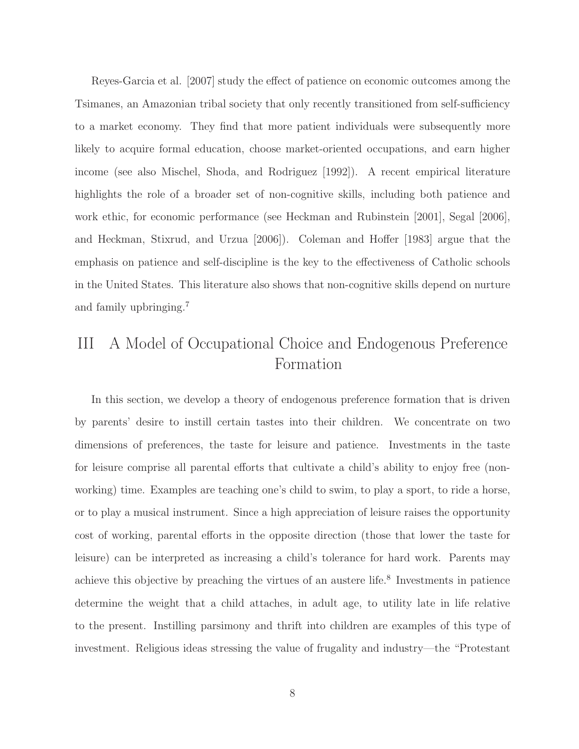Reyes-Garcia et al. [2007] study the effect of patience on economic outcomes among the Tsimanes, an Amazonian tribal society that only recently transitioned from self-sufficiency to a market economy. They find that more patient individuals were subsequently more likely to acquire formal education, choose market-oriented occupations, and earn higher income (see also Mischel, Shoda, and Rodriguez [1992]). A recent empirical literature highlights the role of a broader set of non-cognitive skills, including both patience and work ethic, for economic performance (see Heckman and Rubinstein [2001], Segal [2006], and Heckman, Stixrud, and Urzua [2006]). Coleman and Hoffer [1983] argue that the emphasis on patience and self-discipline is the key to the effectiveness of Catholic schools in the United States. This literature also shows that non-cognitive skills depend on nurture and family upbringing.[7]

# III A Model of Occupational Choice and Endogenous Preference Formation

In this section, we develop a theory of endogenous preference formation that is driven by parents' desire to instill certain tastes into their children. We concentrate on two dimensions of preferences, the taste for leisure and patience. Investments in the taste for leisure comprise all parental efforts that cultivate a child's ability to enjoy free (non-working) time. Examples are teaching one's child to swim, to play a sport, to ride a horse, or to play a musical instrument. Since a high appreciation of leisure raises the opportunity cost of working, parental efforts in the opposite direction (those that lower the taste for leisure) can be interpreted as increasing a child's tolerance for hard work. Parents may achieve this objective by preaching the virtues of an austere life.[8] Investments in patience determine the weight that a child attaches, in adult age, to utility late in life relative to the present. Instilling parsimony and thrift into children are examples of this type of investment. Religious ideas stressing the value of frugality and industry—the "Protestant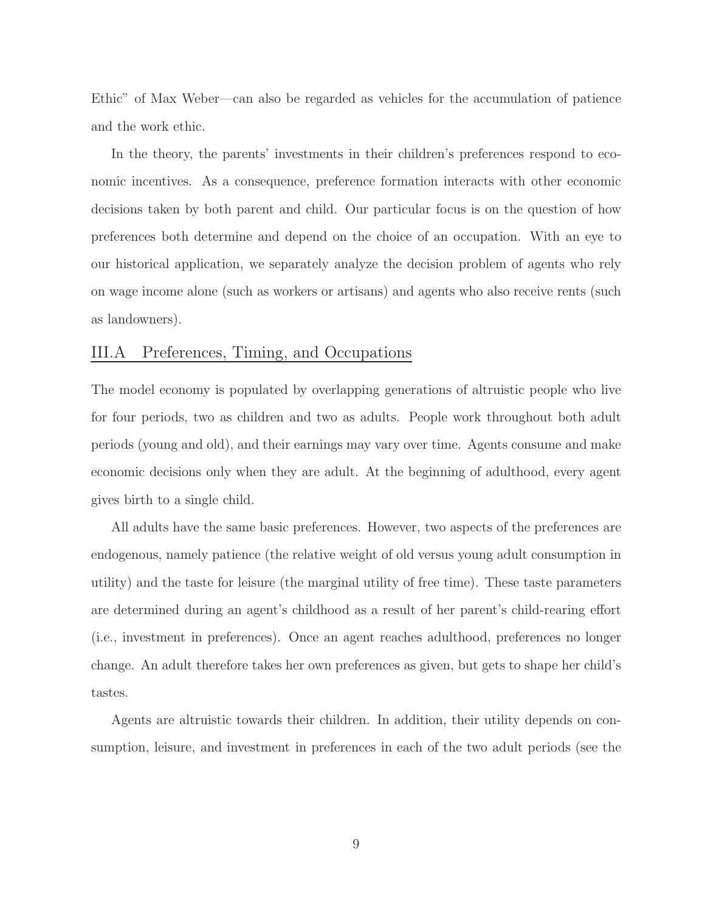Ethic" of Max Weber—can also be regarded as vehicles for the accumulation of patience and the work ethic.

In the theory, the parents' investments in their children's preferences respond to economic incentives. As a consequence, preference formation interacts with other economic decisions taken by both parent and child. Our particular focus is on the question of how preferences both determine and depend on the choice of an occupation. With an eye to our historical application, we separately analyze the decision problem of agents who rely on wage income alone (such as workers or artisans) and agents who also receive rents (such as landowners).

## III.A Preferences, Timing, and Occupations

The model economy is populated by overlapping generations of altruistic people who live for four periods, two as children and two as adults. People work throughout both adult periods (young and old), and their earnings may vary over time. Agents consume and make economic decisions only when they are adult. At the beginning of adulthood, every agent gives birth to a single child.

All adults have the same basic preferences. However, two aspects of the preferences are endogenous, namely patience (the relative weight of old versus young adult consumption in utility) and the taste for leisure (the marginal utility of free time). These taste parameters are determined during an agent's childhood as a result of her parent's child-rearing effort (i.e., investment in preferences). Once an agent reaches adulthood, preferences no longer change. An adult therefore takes her own preferences as given, but gets to shape her child's tastes.

Agents are altruistic towards their children. In addition, their utility depends on consumption, leisure, and investment in preferences in each of the two adult periods (see the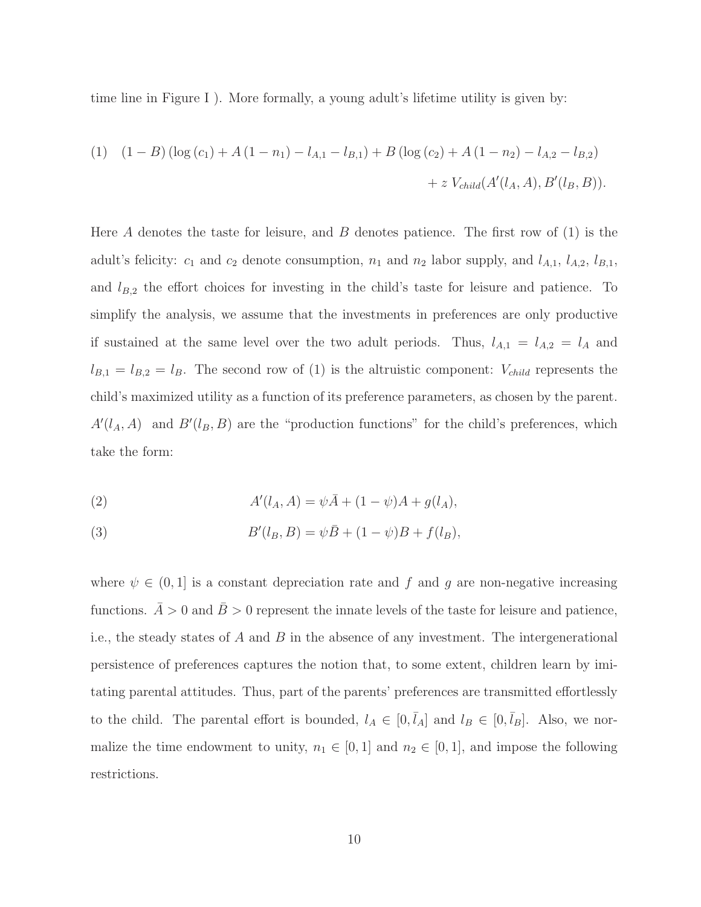time line in Figure I ). More formally, a young adult's lifetime utility is given by:

$$
(1) \quad (1-B)\left(\log\left(c_1\right)+A\left(1-n_1\right)-l_{A,1}-l_{B,1}\right)+B\left(\log\left(c_2\right)+A\left(1-n_2\right)-l_{A,2}-l_{B,2}\right) + z\, V_{child}(A'(l_A,A),B'(l_B,B)).
$$

Here $A$ denotes the taste for leisure, and $B$ denotes patience. The first row of (1) is the adult's felicity: $c_1$ and $c_2$ denote consumption, $n_1$ and $n_2$ labor supply, and $l_{A,1}$, $l_{A,2}$, $l_{B,1}$, and $l_{B,2}$ the effort choices for investing in the child's taste for leisure and patience. To simplify the analysis, we assume that the investments in preferences are only productive if sustained at the same level over the two adult periods. Thus, $l_{A,1} = l_{A,2} = l_A$ and $l_{B,1} = l_{B,2} = l_B$. The second row of (1) is the altruistic component: $V_{child}$ represents the child's maximized utility as a function of its preference parameters, as chosen by the parent. $A'(l_A, A)$ and $B'(l_B, B)$ are the "production functions" for the child's preferences, which take the form:

$$
(2) \qquad A'(l_A, A) = \psi\bar{A} + (1-\psi)A + g(l_A),
$$

$$
(3) \qquad B'(l_B, B) = \psi\bar{B} + (1-\psi)B + f(l_B),
$$

where $\psi \in (0, 1]$ is a constant depreciation rate and $f$ and $g$ are non-negative increasing functions. $\bar{A} > 0$ and $\bar{B} > 0$ represent the innate levels of the taste for leisure and patience, i.e., the steady states of $A$ and $B$ in the absence of any investment. The intergenerational persistence of preferences captures the notion that, to some extent, children learn by imitating parental attitudes. Thus, part of the parents' preferences are transmitted effortlessly to the child. The parental effort is bounded, $l_A \in [0, \bar{l}_A]$ and $l_B \in [0, \bar{l}_B]$. Also, we normalize the time endowment to unity, $n_1 \in [0, 1]$ and $n_2 \in [0, 1]$, and impose the following restrictions.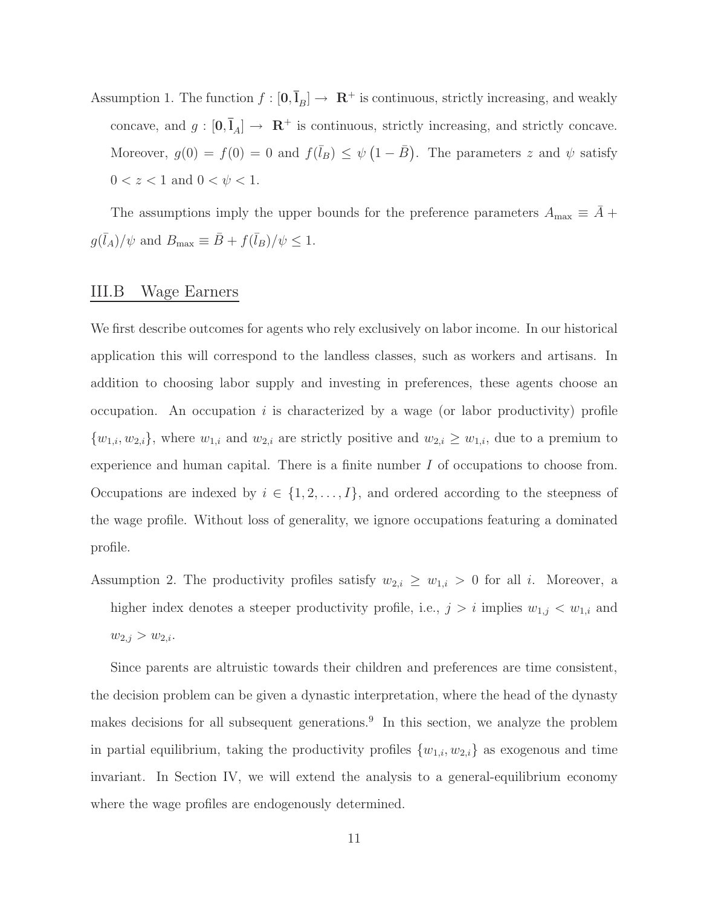Assumption 1. The function $f : [\mathbf{0}, \bar{\mathbf{l}}_B] \to \mathbf{R}^+$ is continuous, strictly increasing, and weakly concave, and $g : [\mathbf{0}, \bar{\mathbf{l}}_A] \to \mathbf{R}^+$ is continuous, strictly increasing, and strictly concave. Moreover, $g(0) = f(0) = 0$ and $f(\bar{l}_B) \leq \psi \left(1 - \bar{B}\right)$. The parameters $z$ and $\psi$ satisfy $0 < z < 1$ and $0 < \psi < 1$.

The assumptions imply the upper bounds for the preference parameters $A_{\max} \equiv \bar{A} + g(\bar{l}_A)/\psi$ and $B_{\max} \equiv \bar{B} + f(\bar{l}_B)/\psi \leq 1$.

## III.B Wage Earners

We first describe outcomes for agents who rely exclusively on labor income. In our historical application this will correspond to the landless classes, such as workers and artisans. In addition to choosing labor supply and investing in preferences, these agents choose an occupation. An occupation $i$ is characterized by a wage (or labor productivity) profile $\{w_{1,i}, w_{2,i}\}$, where $w_{1,i}$ and $w_{2,i}$ are strictly positive and $w_{2,i} \geq w_{1,i}$, due to a premium to experience and human capital. There is a finite number $I$ of occupations to choose from. Occupations are indexed by $i \in \{1, 2, \ldots, I\}$, and ordered according to the steepness of the wage profile. Without loss of generality, we ignore occupations featuring a dominated profile.

Assumption 2. The productivity profiles satisfy $w_{2,i} \geq w_{1,i} > 0$ for all $i$. Moreover, a higher index denotes a steeper productivity profile, i.e., $j > i$ implies $w_{1,j} < w_{1,i}$ and $w_{2,j} > w_{2,i}$.

Since parents are altruistic towards their children and preferences are time consistent, the decision problem can be given a dynastic interpretation, where the head of the dynasty makes decisions for all subsequent generations.[9] In this section, we analyze the problem in partial equilibrium, taking the productivity profiles $\{w_{1,i}, w_{2,i}\}$ as exogenous and time invariant. In Section IV, we will extend the analysis to a general-equilibrium economy where the wage profiles are endogenously determined.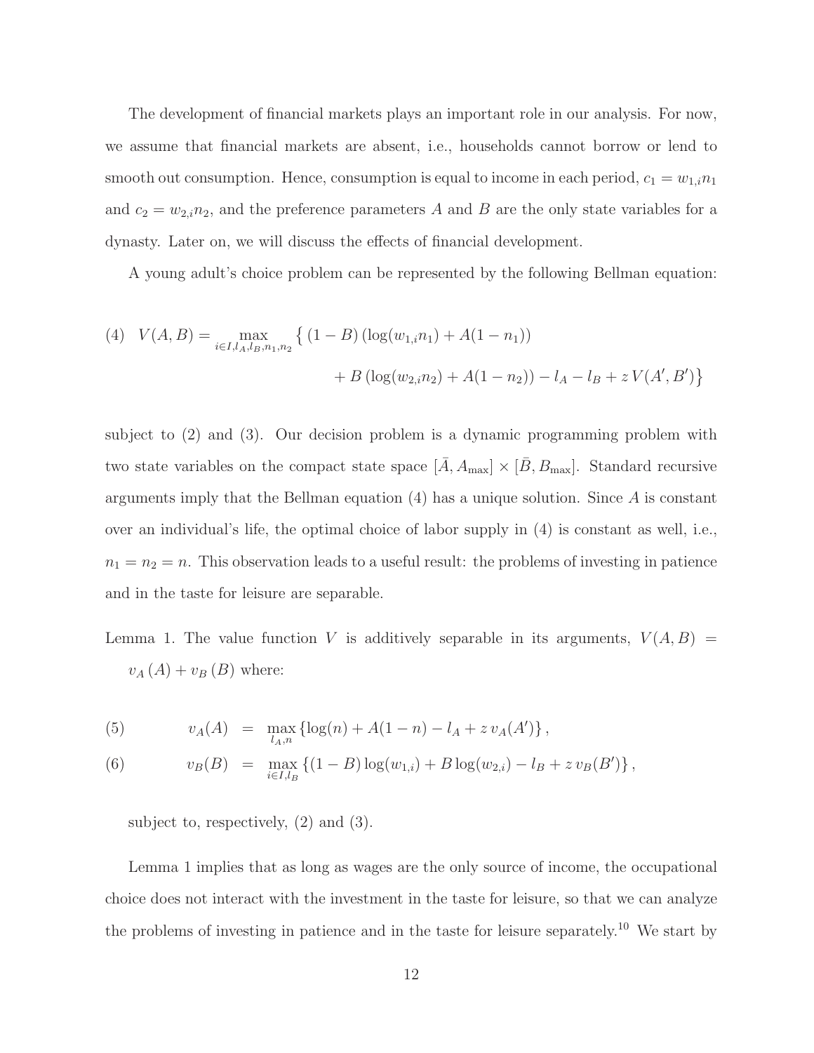The development of financial markets plays an important role in our analysis. For now, we assume that financial markets are absent, i.e., households cannot borrow or lend to smooth out consumption. Hence, consumption is equal to income in each period, $c_1 = w_{1,i}n_1$ and $c_2 = w_{2,i}n_2$, and the preference parameters $A$ and $B$ are the only state variables for a dynasty. Later on, we will discuss the effects of financial development.

A young adult's choice problem can be represented by the following Bellman equation:

$$
\begin{aligned}
(4) \quad V(A,B) = \max_{i \in I, l_A, l_B, n_1, n_2} \big\{ & (1-B)\left(\log(w_{1,i}n_1) + A(1-n_1)\right) \\
& + B\left(\log(w_{2,i}n_2) + A(1-n_2)\right) - l_A - l_B + z\,V(A', B') \big\}
\end{aligned}
$$

subject to (2) and (3). Our decision problem is a dynamic programming problem with two state variables on the compact state space $[\bar{A}, A_{\max}] \times [\bar{B}, B_{\max}]$. Standard recursive arguments imply that the Bellman equation (4) has a unique solution. Since $A$ is constant over an individual's life, the optimal choice of labor supply in (4) is constant as well, i.e., $n_1 = n_2 = n$. This observation leads to a useful result: the problems of investing in patience and in the taste for leisure are separable.

Lemma 1. The value function $V$ is additively separable in its arguments, $V(A,B) = v_A(A) + v_B(B)$ where:

$$
(5) \qquad v_A(A) = \max_{l_A, n} \left\{ \log(n) + A(1-n) - l_A + z\, v_A(A') \right\},
$$

$$
(6) \qquad v_B(B) = \max_{i \in I, l_B} \left\{ (1-B)\log(w_{1,i}) + B\log(w_{2,i}) - l_B + z\, v_B(B') \right\},
$$

subject to, respectively, (2) and (3).

Lemma 1 implies that as long as wages are the only source of income, the occupational choice does not interact with the investment in the taste for leisure, so that we can analyze the problems of investing in patience and in the taste for leisure separately.[10] We start by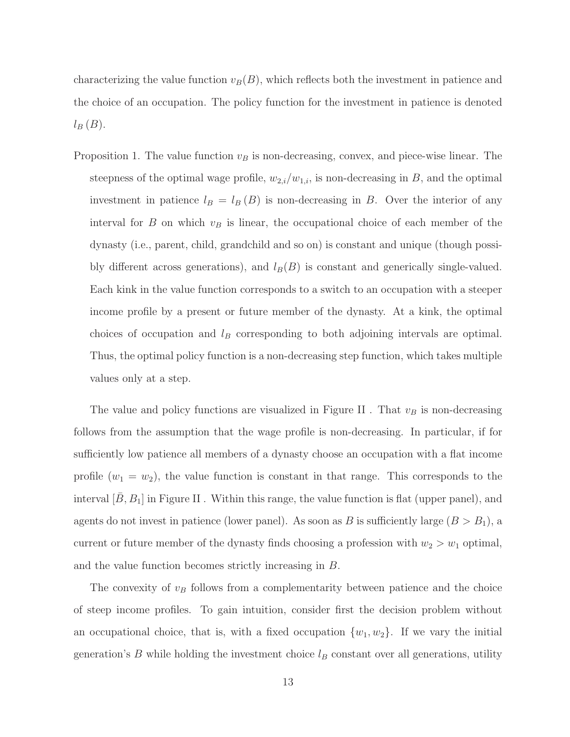characterizing the value function $v_B(B)$, which reflects both the investment in patience and the choice of an occupation. The policy function for the investment in patience is denoted $l_B(B)$.

Proposition 1. The value function $v_B$ is non-decreasing, convex, and piece-wise linear. The steepness of the optimal wage profile, $w_{2,i}/w_{1,i}$, is non-decreasing in $B$, and the optimal investment in patience $l_B = l_B(B)$ is non-decreasing in $B$. Over the interior of any interval for $B$ on which $v_B$ is linear, the occupational choice of each member of the dynasty (i.e., parent, child, grandchild and so on) is constant and unique (though possibly different across generations), and $l_B(B)$ is constant and generically single-valued. Each kink in the value function corresponds to a switch to an occupation with a steeper income profile by a present or future member of the dynasty. At a kink, the optimal choices of occupation and $l_B$ corresponding to both adjoining intervals are optimal. Thus, the optimal policy function is a non-decreasing step function, which takes multiple values only at a step.

The value and policy functions are visualized in Figure II . That $v_B$ is non-decreasing follows from the assumption that the wage profile is non-decreasing. In particular, if for sufficiently low patience all members of a dynasty choose an occupation with a flat income profile ($w_1 = w_2$), the value function is constant in that range. This corresponds to the interval $[\bar{B}, B_1]$ in Figure II . Within this range, the value function is flat (upper panel), and agents do not invest in patience (lower panel). As soon as $B$ is sufficiently large ($B > B_1$), a current or future member of the dynasty finds choosing a profession with $w_2 > w_1$ optimal, and the value function becomes strictly increasing in $B$.

The convexity of $v_B$ follows from a complementarity between patience and the choice of steep income profiles. To gain intuition, consider first the decision problem without an occupational choice, that is, with a fixed occupation $\{w_1, w_2\}$. If we vary the initial generation's $B$ while holding the investment choice $l_B$ constant over all generations, utility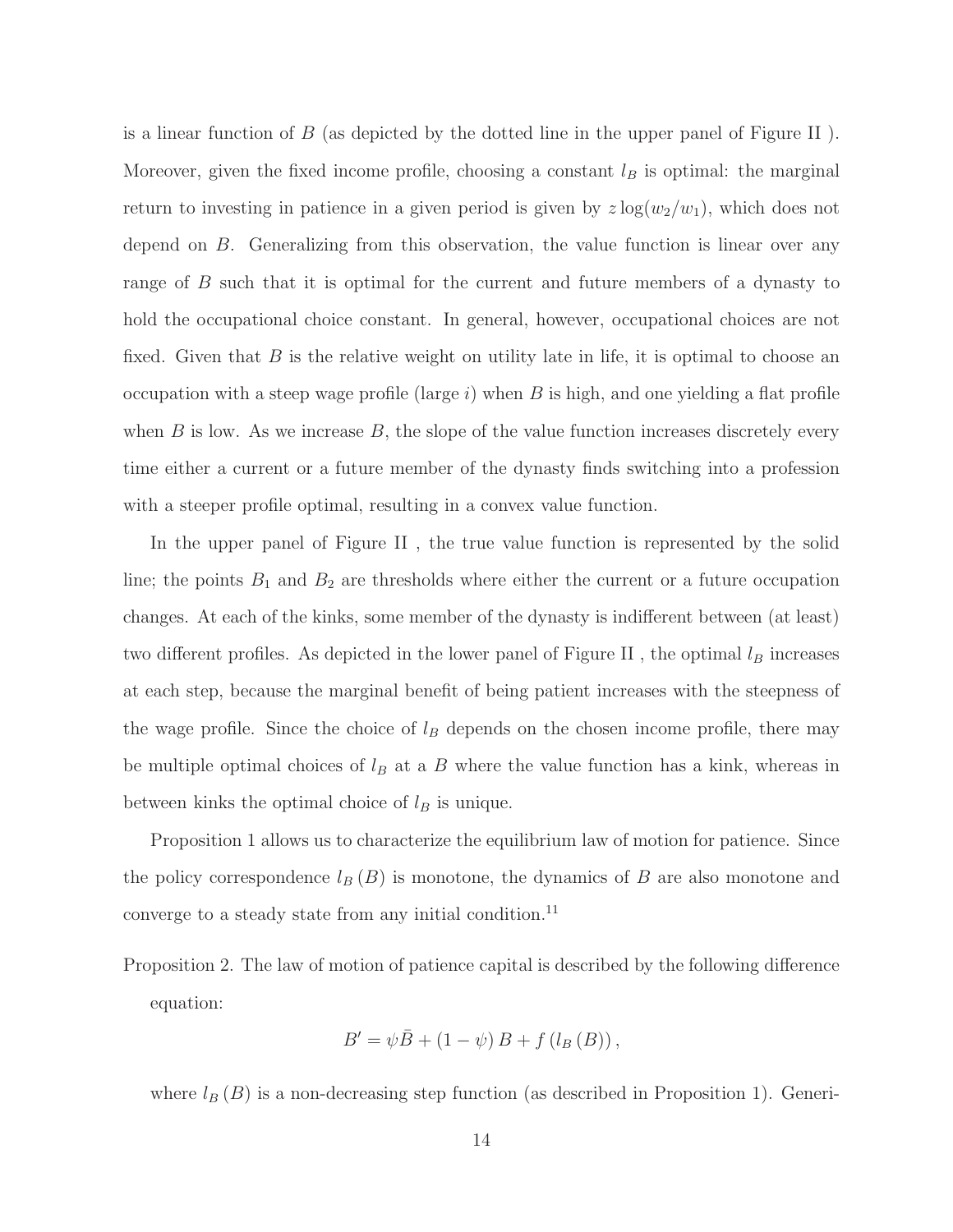is a linear function of $B$ (as depicted by the dotted line in the upper panel of Figure II ). Moreover, given the fixed income profile, choosing a constant $l_B$ is optimal: the marginal return to investing in patience in a given period is given by $z \log(w_2/w_1)$, which does not depend on $B$. Generalizing from this observation, the value function is linear over any range of $B$ such that it is optimal for the current and future members of a dynasty to hold the occupational choice constant. In general, however, occupational choices are not fixed. Given that $B$ is the relative weight on utility late in life, it is optimal to choose an occupation with a steep wage profile (large $i$) when $B$ is high, and one yielding a flat profile when $B$ is low. As we increase $B$, the slope of the value function increases discretely every time either a current or a future member of the dynasty finds switching into a profession with a steeper profile optimal, resulting in a convex value function.

In the upper panel of Figure II , the true value function is represented by the solid line; the points $B_1$ and $B_2$ are thresholds where either the current or a future occupation changes. At each of the kinks, some member of the dynasty is indifferent between (at least) two different profiles. As depicted in the lower panel of Figure II , the optimal $l_B$ increases at each step, because the marginal benefit of being patient increases with the steepness of the wage profile. Since the choice of $l_B$ depends on the chosen income profile, there may be multiple optimal choices of $l_B$ at a $B$ where the value function has a kink, whereas in between kinks the optimal choice of $l_B$ is unique.

Proposition 1 allows us to characterize the equilibrium law of motion for patience. Since the policy correspondence $l_B(B)$ is monotone, the dynamics of $B$ are also monotone and converge to a steady state from any initial condition.[11]

Proposition 2. The law of motion of patience capital is described by the following difference equation:

$$B' = \psi \bar{B} + (1 - \psi) B + f(l_B(B)),$$

where $l_B(B)$ is a non-decreasing step function (as described in Proposition 1). Generi-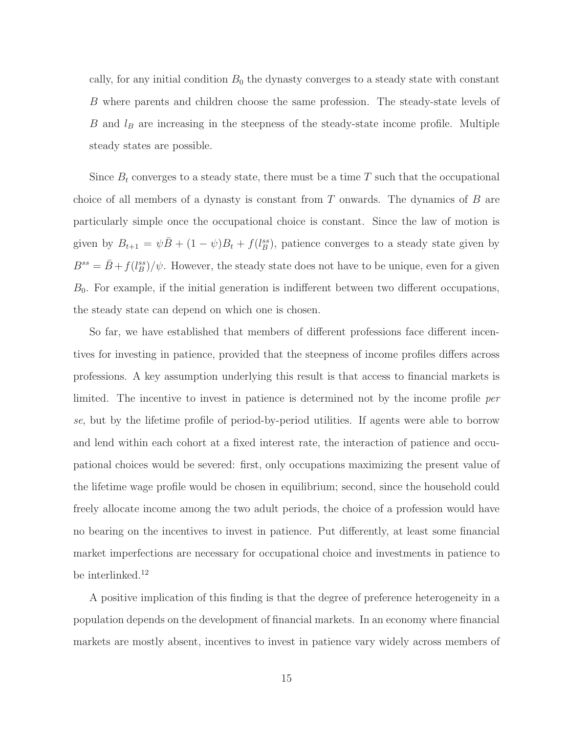cally, for any initial condition $B_0$ the dynasty converges to a steady state with constant $B$ where parents and children choose the same profession. The steady-state levels of $B$ and $l_B$ are increasing in the steepness of the steady-state income profile. Multiple steady states are possible.

Since $B_t$ converges to a steady state, there must be a time $T$ such that the occupational choice of all members of a dynasty is constant from $T$ onwards. The dynamics of $B$ are particularly simple once the occupational choice is constant. Since the law of motion is given by $B_{t+1} = \psi \bar{B} + (1 - \psi) B_t + f(l_B^{ss})$, patience converges to a steady state given by $B^{ss} = \bar{B} + f(l_B^{ss})/\psi$. However, the steady state does not have to be unique, even for a given $B_0$. For example, if the initial generation is indifferent between two different occupations, the steady state can depend on which one is chosen.

So far, we have established that members of different professions face different incentives for investing in patience, provided that the steepness of income profiles differs across professions. A key assumption underlying this result is that access to financial markets is limited. The incentive to invest in patience is determined not by the income profile *per se*, but by the lifetime profile of period-by-period utilities. If agents were able to borrow and lend within each cohort at a fixed interest rate, the interaction of patience and occupational choices would be severed: first, only occupations maximizing the present value of the lifetime wage profile would be chosen in equilibrium; second, since the household could freely allocate income among the two adult periods, the choice of a profession would have no bearing on the incentives to invest in patience. Put differently, at least some financial market imperfections are necessary for occupational choice and investments in patience to be interlinked.[12]

A positive implication of this finding is that the degree of preference heterogeneity in a population depends on the development of financial markets. In an economy where financial markets are mostly absent, incentives to invest in patience vary widely across members of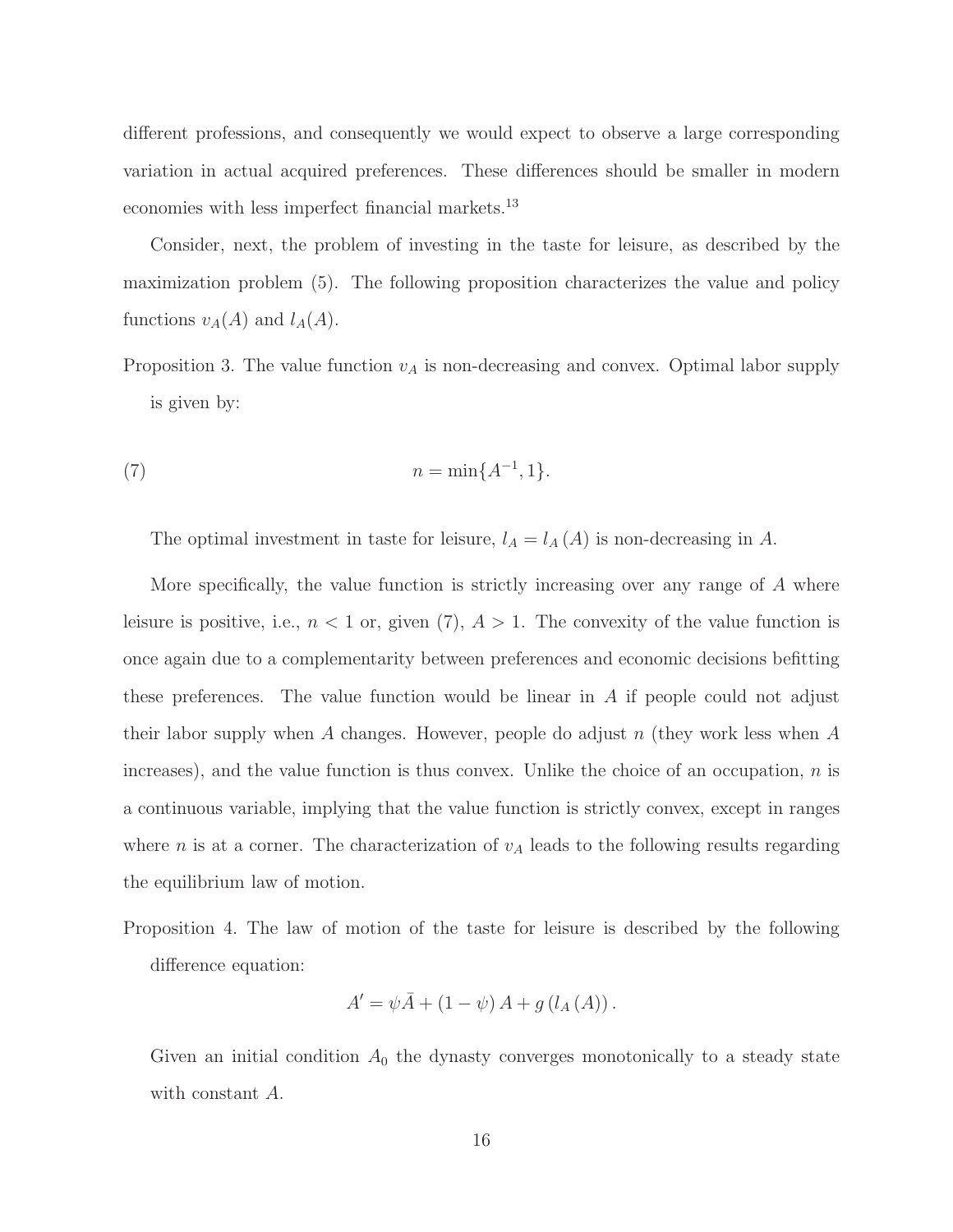different professions, and consequently we would expect to observe a large corresponding variation in actual acquired preferences. These differences should be smaller in modern economies with less imperfect financial markets.[13]

Consider, next, the problem of investing in the taste for leisure, as described by the maximization problem (5). The following proposition characterizes the value and policy functions $v_A(A)$ and $l_A(A)$.

Proposition 3. The value function $v_A$ is non-decreasing and convex. Optimal labor supply is given by:

$$n = \min\{A^{-1}, 1\}. \tag{7}$$

The optimal investment in taste for leisure, $l_A = l_A(A)$ is non-decreasing in $A$.

More specifically, the value function is strictly increasing over any range of $A$ where leisure is positive, i.e., $n < 1$ or, given (7), $A > 1$. The convexity of the value function is once again due to a complementarity between preferences and economic decisions befitting these preferences. The value function would be linear in $A$ if people could not adjust their labor supply when $A$ changes. However, people do adjust $n$ (they work less when $A$ increases), and the value function is thus convex. Unlike the choice of an occupation, $n$ is a continuous variable, implying that the value function is strictly convex, except in ranges where $n$ is at a corner. The characterization of $v_A$ leads to the following results regarding the equilibrium law of motion.

Proposition 4. The law of motion of the taste for leisure is described by the following difference equation:

$$A' = \psi \bar{A} + (1 - \psi) A + g(l_A(A)).$$

Given an initial condition $A_0$ the dynasty converges monotonically to a steady state with constant $A$.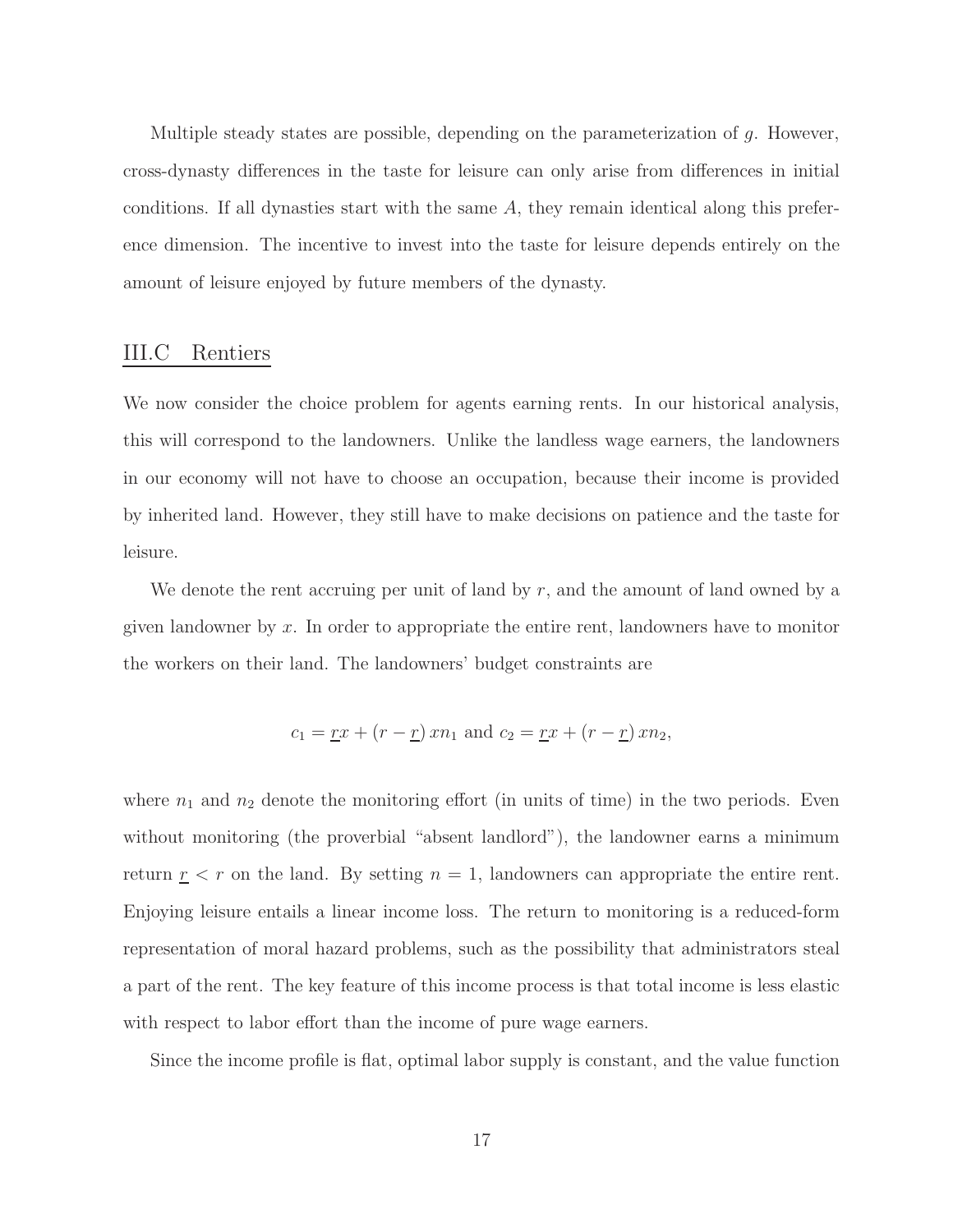Multiple steady states are possible, depending on the parameterization of $g$. However, cross-dynasty differences in the taste for leisure can only arise from differences in initial conditions. If all dynasties start with the same $A$, they remain identical along this preference dimension. The incentive to invest into the taste for leisure depends entirely on the amount of leisure enjoyed by future members of the dynasty.

## III.C Rentiers

We now consider the choice problem for agents earning rents. In our historical analysis, this will correspond to the landowners. Unlike the landless wage earners, the landowners in our economy will not have to choose an occupation, because their income is provided by inherited land. However, they still have to make decisions on patience and the taste for leisure.

We denote the rent accruing per unit of land by $r$, and the amount of land owned by a given landowner by $x$. In order to appropriate the entire rent, landowners have to monitor the workers on their land. The landowners' budget constraints are

$$c_1 = \underline{r}x + (r - \underline{r})\, xn_1 \text{ and } c_2 = \underline{r}x + (r - \underline{r})\, xn_2,$$

where $n_1$ and $n_2$ denote the monitoring effort (in units of time) in the two periods. Even without monitoring (the proverbial "absent landlord"), the landowner earns a minimum return $\underline{r} < r$ on the land. By setting $n = 1$, landowners can appropriate the entire rent. Enjoying leisure entails a linear income loss. The return to monitoring is a reduced-form representation of moral hazard problems, such as the possibility that administrators steal a part of the rent. The key feature of this income process is that total income is less elastic with respect to labor effort than the income of pure wage earners.

Since the income profile is flat, optimal labor supply is constant, and the value function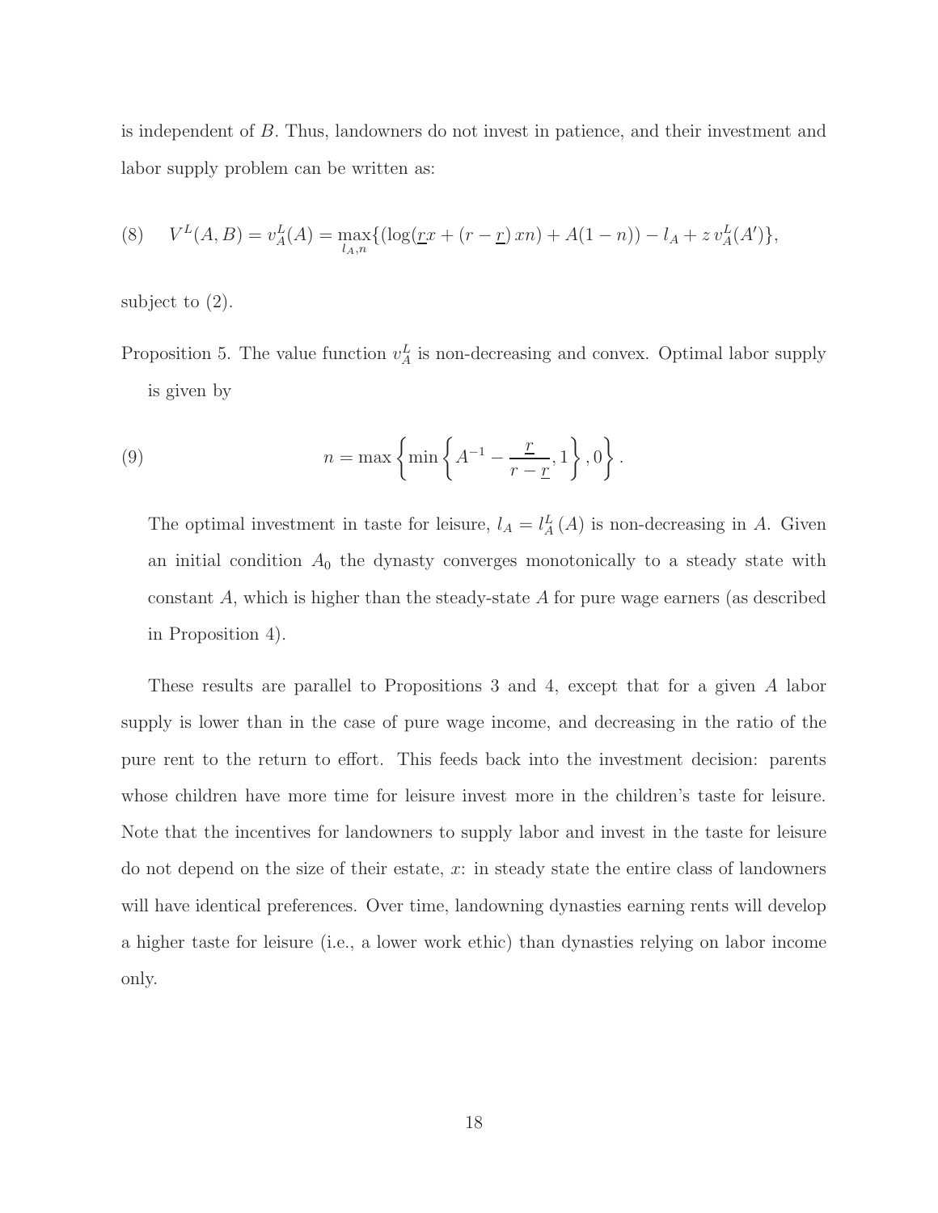is independent of $B$. Thus, landowners do not invest in patience, and their investment and labor supply problem can be written as:

$$
(8) \quad V^L(A,B) = v_A^L(A) = \max_{l_A, n} \{ (\log(\underline{r}x + (r - \underline{r})\, xn) + A(1-n)) - l_A + z\, v_A^L(A') \},
$$

subject to (2).

Proposition 5. The value function $v_A^L$ is non-decreasing and convex. Optimal labor supply is given by

$$
(9) \qquad n = \max \left\{ \min \left\{ A^{-1} - \frac{\underline{r}}{r - \underline{r}}, 1 \right\}, 0 \right\}.
$$

The optimal investment in taste for leisure, $l_A = l_A^L(A)$ is non-decreasing in $A$. Given an initial condition $A_0$ the dynasty converges monotonically to a steady state with constant $A$, which is higher than the steady-state $A$ for pure wage earners (as described in Proposition 4).

These results are parallel to Propositions 3 and 4, except that for a given $A$ labor supply is lower than in the case of pure wage income, and decreasing in the ratio of the pure rent to the return to effort. This feeds back into the investment decision: parents whose children have more time for leisure invest more in the children's taste for leisure. Note that the incentives for landowners to supply labor and invest in the taste for leisure do not depend on the size of their estate, $x$: in steady state the entire class of landowners will have identical preferences. Over time, landowning dynasties earning rents will develop a higher taste for leisure (i.e., a lower work ethic) than dynasties relying on labor income only.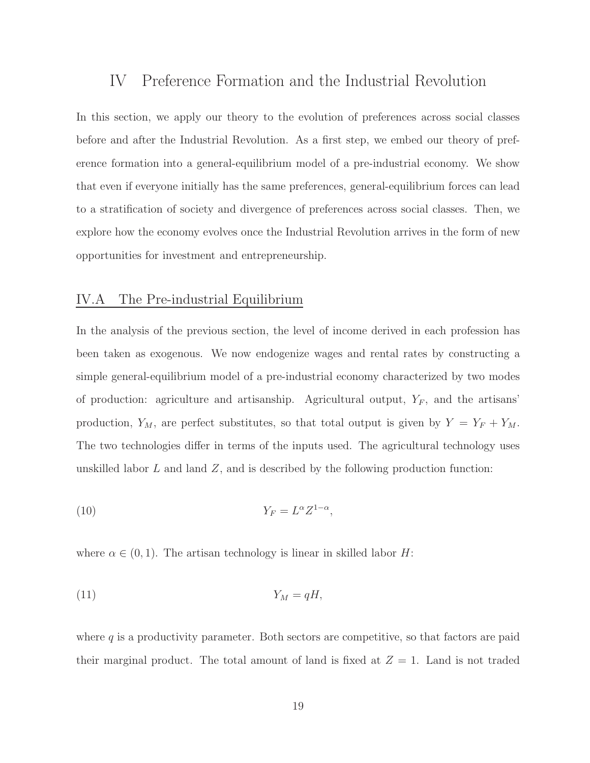# IV Preference Formation and the Industrial Revolution

In this section, we apply our theory to the evolution of preferences across social classes before and after the Industrial Revolution. As a first step, we embed our theory of preference formation into a general-equilibrium model of a pre-industrial economy. We show that even if everyone initially has the same preferences, general-equilibrium forces can lead to a stratification of society and divergence of preferences across social classes. Then, we explore how the economy evolves once the Industrial Revolution arrives in the form of new opportunities for investment and entrepreneurship.

## IV.A The Pre-industrial Equilibrium

In the analysis of the previous section, the level of income derived in each profession has been taken as exogenous. We now endogenize wages and rental rates by constructing a simple general-equilibrium model of a pre-industrial economy characterized by two modes of production: agriculture and artisanship. Agricultural output, $Y_F$, and the artisans' production, $Y_M$, are perfect substitutes, so that total output is given by $Y = Y_F + Y_M$. The two technologies differ in terms of the inputs used. The agricultural technology uses unskilled labor $L$ and land $Z$, and is described by the following production function:

$$Y_F = L^{\alpha} Z^{1-\alpha}, \tag{10}$$

where $\alpha \in (0, 1)$. The artisan technology is linear in skilled labor $H$:

$$Y_M = qH, \tag{11}$$

where $q$ is a productivity parameter. Both sectors are competitive, so that factors are paid their marginal product. The total amount of land is fixed at $Z = 1$. Land is not traded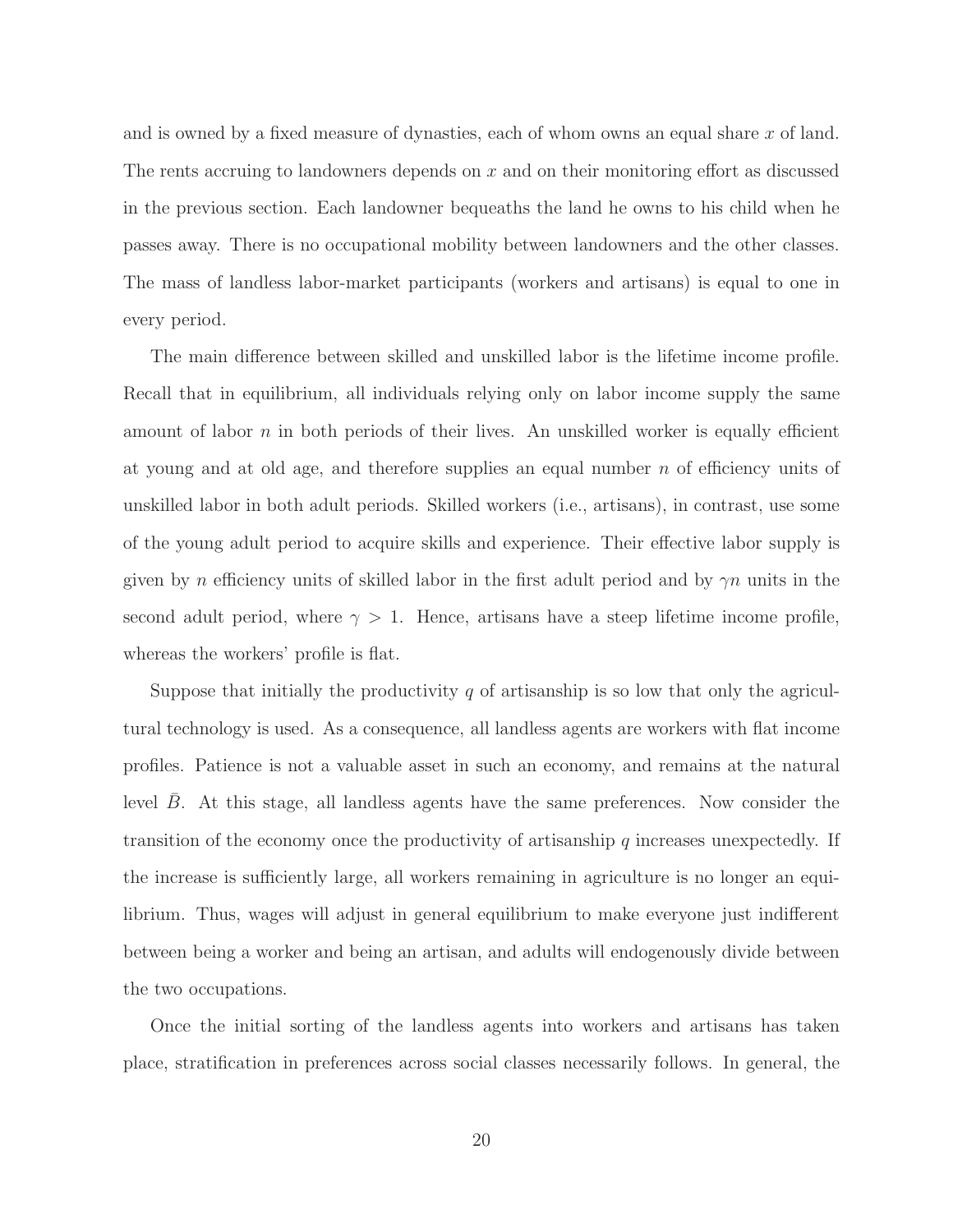and is owned by a fixed measure of dynasties, each of whom owns an equal share $x$ of land. The rents accruing to landowners depends on $x$ and on their monitoring effort as discussed in the previous section. Each landowner bequeaths the land he owns to his child when he passes away. There is no occupational mobility between landowners and the other classes. The mass of landless labor-market participants (workers and artisans) is equal to one in every period.

The main difference between skilled and unskilled labor is the lifetime income profile. Recall that in equilibrium, all individuals relying only on labor income supply the same amount of labor $n$ in both periods of their lives. An unskilled worker is equally efficient at young and at old age, and therefore supplies an equal number $n$ of efficiency units of unskilled labor in both adult periods. Skilled workers (i.e., artisans), in contrast, use some of the young adult period to acquire skills and experience. Their effective labor supply is given by $n$ efficiency units of skilled labor in the first adult period and by $\gamma n$ units in the second adult period, where $\gamma > 1$. Hence, artisans have a steep lifetime income profile, whereas the workers' profile is flat.

Suppose that initially the productivity $q$ of artisanship is so low that only the agricultural technology is used. As a consequence, all landless agents are workers with flat income profiles. Patience is not a valuable asset in such an economy, and remains at the natural level $\bar{B}$. At this stage, all landless agents have the same preferences. Now consider the transition of the economy once the productivity of artisanship $q$ increases unexpectedly. If the increase is sufficiently large, all workers remaining in agriculture is no longer an equilibrium. Thus, wages will adjust in general equilibrium to make everyone just indifferent between being a worker and being an artisan, and adults will endogenously divide between the two occupations.

Once the initial sorting of the landless agents into workers and artisans has taken place, stratification in preferences across social classes necessarily follows. In general, the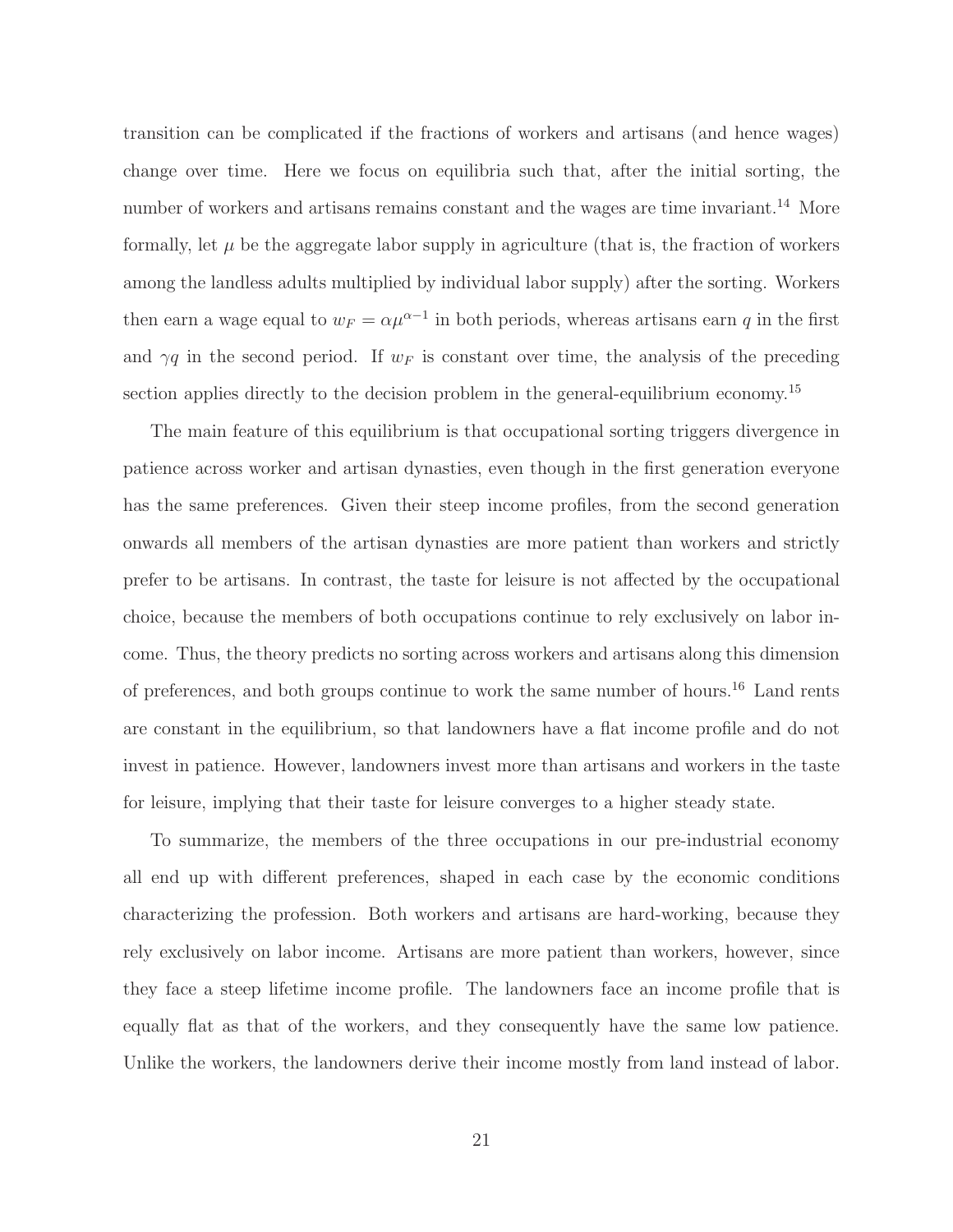transition can be complicated if the fractions of workers and artisans (and hence wages) change over time. Here we focus on equilibria such that, after the initial sorting, the number of workers and artisans remains constant and the wages are time invariant.[14] More formally, let $\mu$ be the aggregate labor supply in agriculture (that is, the fraction of workers among the landless adults multiplied by individual labor supply) after the sorting. Workers then earn a wage equal to $w_F = \alpha \mu^{\alpha - 1}$ in both periods, whereas artisans earn $q$ in the first and $\gamma q$ in the second period. If $w_F$ is constant over time, the analysis of the preceding section applies directly to the decision problem in the general-equilibrium economy.[15]

The main feature of this equilibrium is that occupational sorting triggers divergence in patience across worker and artisan dynasties, even though in the first generation everyone has the same preferences. Given their steep income profiles, from the second generation onwards all members of the artisan dynasties are more patient than workers and strictly prefer to be artisans. In contrast, the taste for leisure is not affected by the occupational choice, because the members of both occupations continue to rely exclusively on labor income. Thus, the theory predicts no sorting across workers and artisans along this dimension of preferences, and both groups continue to work the same number of hours.[16] Land rents are constant in the equilibrium, so that landowners have a flat income profile and do not invest in patience. However, landowners invest more than artisans and workers in the taste for leisure, implying that their taste for leisure converges to a higher steady state.

To summarize, the members of the three occupations in our pre-industrial economy all end up with different preferences, shaped in each case by the economic conditions characterizing the profession. Both workers and artisans are hard-working, because they rely exclusively on labor income. Artisans are more patient than workers, however, since they face a steep lifetime income profile. The landowners face an income profile that is equally flat as that of the workers, and they consequently have the same low patience. Unlike the workers, the landowners derive their income mostly from land instead of labor.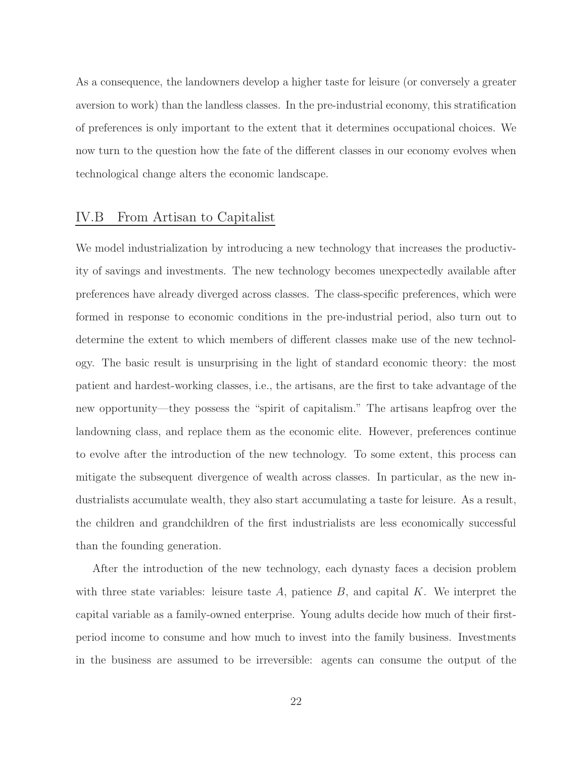As a consequence, the landowners develop a higher taste for leisure (or conversely a greater aversion to work) than the landless classes. In the pre-industrial economy, this stratification of preferences is only important to the extent that it determines occupational choices. We now turn to the question how the fate of the different classes in our economy evolves when technological change alters the economic landscape.

## IV.B From Artisan to Capitalist

We model industrialization by introducing a new technology that increases the productivity of savings and investments. The new technology becomes unexpectedly available after preferences have already diverged across classes. The class-specific preferences, which were formed in response to economic conditions in the pre-industrial period, also turn out to determine the extent to which members of different classes make use of the new technology. The basic result is unsurprising in the light of standard economic theory: the most patient and hardest-working classes, i.e., the artisans, are the first to take advantage of the new opportunity—they possess the "spirit of capitalism." The artisans leapfrog over the landowning class, and replace them as the economic elite. However, preferences continue to evolve after the introduction of the new technology. To some extent, this process can mitigate the subsequent divergence of wealth across classes. In particular, as the new industrialists accumulate wealth, they also start accumulating a taste for leisure. As a result, the children and grandchildren of the first industrialists are less economically successful than the founding generation.

After the introduction of the new technology, each dynasty faces a decision problem with three state variables: leisure taste $A$, patience $B$, and capital $K$. We interpret the capital variable as a family-owned enterprise. Young adults decide how much of their first-period income to consume and how much to invest into the family business. Investments in the business are assumed to be irreversible: agents can consume the output of the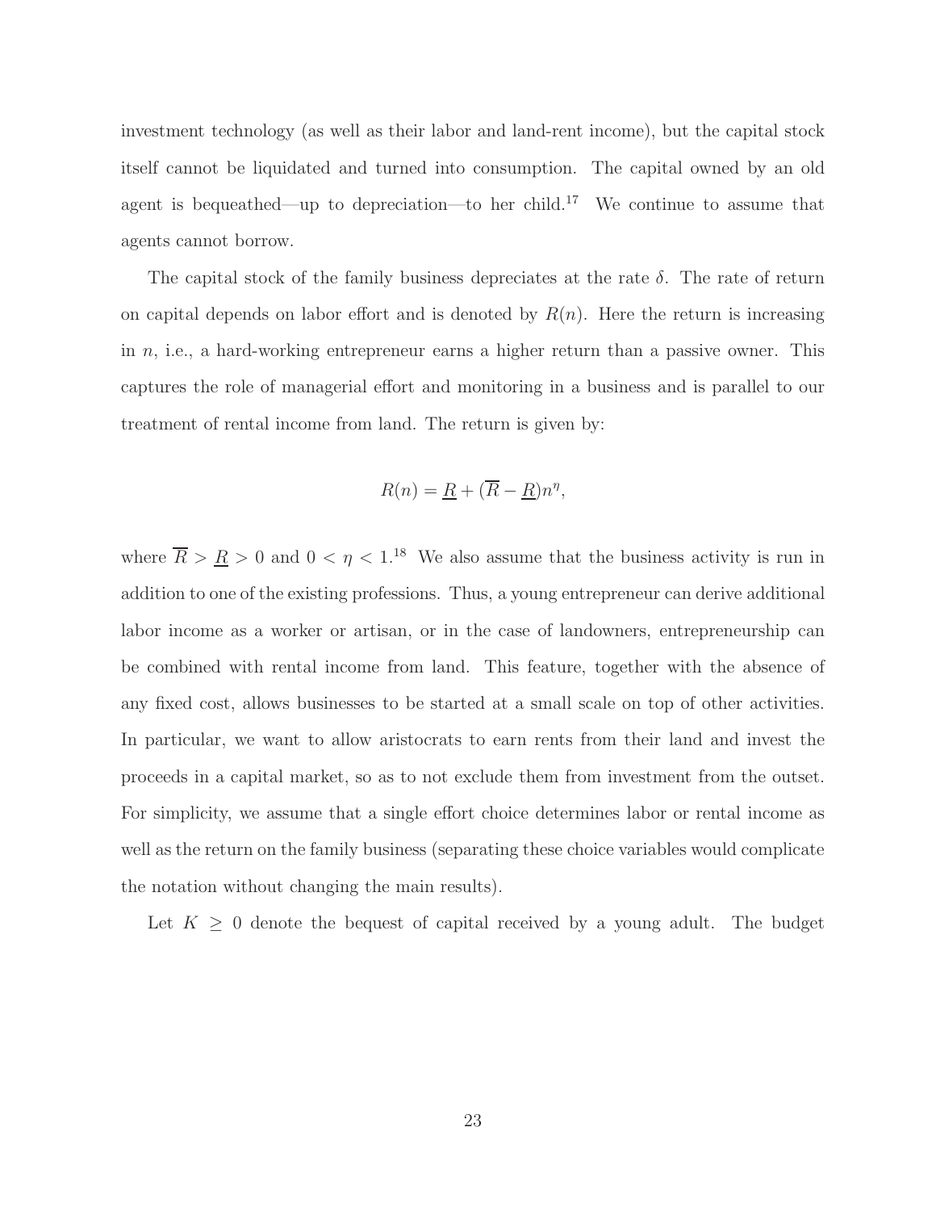investment technology (as well as their labor and land-rent income), but the capital stock itself cannot be liquidated and turned into consumption. The capital owned by an old agent is bequeathed—up to depreciation—to her child.[17] We continue to assume that agents cannot borrow.

The capital stock of the family business depreciates at the rate $\delta$. The rate of return on capital depends on labor effort and is denoted by $R(n)$. Here the return is increasing in $n$, i.e., a hard-working entrepreneur earns a higher return than a passive owner. This captures the role of managerial effort and monitoring in a business and is parallel to our treatment of rental income from land. The return is given by:

$$R(n) = \underline{R} + (\overline{R} - \underline{R})n^{\eta},$$

where $\overline{R} > \underline{R} > 0$ and $0 < \eta < 1$.[18] We also assume that the business activity is run in addition to one of the existing professions. Thus, a young entrepreneur can derive additional labor income as a worker or artisan, or in the case of landowners, entrepreneurship can be combined with rental income from land. This feature, together with the absence of any fixed cost, allows businesses to be started at a small scale on top of other activities. In particular, we want to allow aristocrats to earn rents from their land and invest the proceeds in a capital market, so as to not exclude them from investment from the outset. For simplicity, we assume that a single effort choice determines labor or rental income as well as the return on the family business (separating these choice variables would complicate the notation without changing the main results).

Let $K \geq 0$ denote the bequest of capital received by a young adult. The budget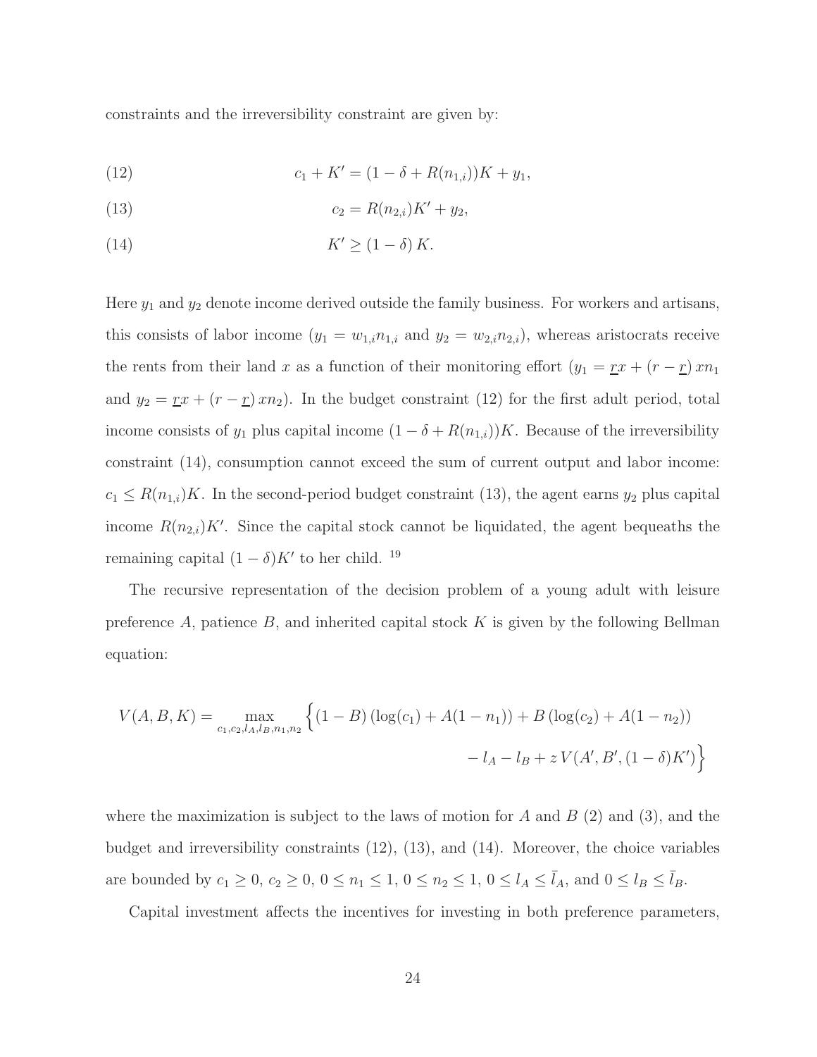constraints and the irreversibility constraint are given by:

$$c_1 + K' = (1 - \delta + R(n_{1,i}))K + y_1, \tag{12}$$

$$c_2 = R(n_{2,i})K' + y_2, \tag{13}$$

$$K' \geq (1 - \delta)\, K. \tag{14}$$

Here $y_1$ and $y_2$ denote income derived outside the family business. For workers and artisans, this consists of labor income ($y_1 = w_{1,i}n_{1,i}$ and $y_2 = w_{2,i}n_{2,i}$), whereas aristocrats receive the rents from their land $x$ as a function of their monitoring effort ($y_1 = \underline{r}x + (r - \underline{r})\, xn_1$ and $y_2 = \underline{r}x + (r - \underline{r})\, xn_2$). In the budget constraint (12) for the first adult period, total income consists of $y_1$ plus capital income $(1 - \delta + R(n_{1,i}))K$. Because of the irreversibility constraint (14), consumption cannot exceed the sum of current output and labor income: $c_1 \leq R(n_{1,i})K$. In the second-period budget constraint (13), the agent earns $y_2$ plus capital income $R(n_{2,i})K'$. Since the capital stock cannot be liquidated, the agent bequeaths the remaining capital $(1 - \delta)K'$ to her child. [19]

The recursive representation of the decision problem of a young adult with leisure preference $A$, patience $B$, and inherited capital stock $K$ is given by the following Bellman equation:

$$V(A, B, K) = \max_{c_1, c_2, l_A, l_B, n_1, n_2} \Big\{ (1 - B)\left(\log(c_1) + A(1 - n_1)\right) + B\left(\log(c_2) + A(1 - n_2)\right) - l_A - l_B + z\, V(A', B', (1 - \delta)K') \Big\}$$

where the maximization is subject to the laws of motion for $A$ and $B$ (2) and (3), and the budget and irreversibility constraints (12), (13), and (14). Moreover, the choice variables are bounded by $c_1 \geq 0$, $c_2 \geq 0$, $0 \leq n_1 \leq 1$, $0 \leq n_2 \leq 1$, $0 \leq l_A \leq \bar{l}_A$, and $0 \leq l_B \leq \bar{l}_B$.

Capital investment affects the incentives for investing in both preference parameters,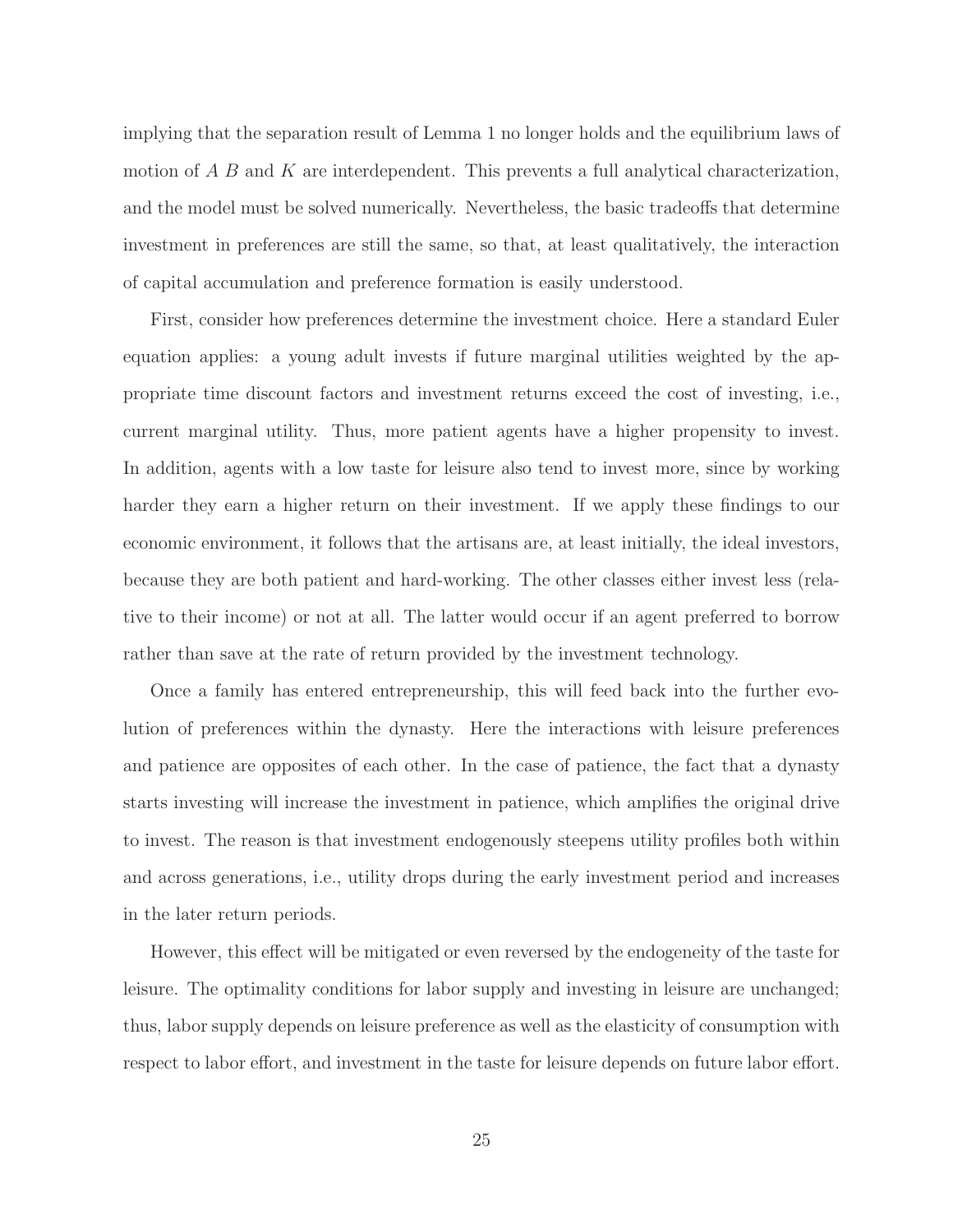implying that the separation result of Lemma 1 no longer holds and the equilibrium laws of motion of $A$ $B$ and $K$ are interdependent. This prevents a full analytical characterization, and the model must be solved numerically. Nevertheless, the basic tradeoffs that determine investment in preferences are still the same, so that, at least qualitatively, the interaction of capital accumulation and preference formation is easily understood.

First, consider how preferences determine the investment choice. Here a standard Euler equation applies: a young adult invests if future marginal utilities weighted by the appropriate time discount factors and investment returns exceed the cost of investing, i.e., current marginal utility. Thus, more patient agents have a higher propensity to invest. In addition, agents with a low taste for leisure also tend to invest more, since by working harder they earn a higher return on their investment. If we apply these findings to our economic environment, it follows that the artisans are, at least initially, the ideal investors, because they are both patient and hard-working. The other classes either invest less (relative to their income) or not at all. The latter would occur if an agent preferred to borrow rather than save at the rate of return provided by the investment technology.

Once a family has entered entrepreneurship, this will feed back into the further evolution of preferences within the dynasty. Here the interactions with leisure preferences and patience are opposites of each other. In the case of patience, the fact that a dynasty starts investing will increase the investment in patience, which amplifies the original drive to invest. The reason is that investment endogenously steepens utility profiles both within and across generations, i.e., utility drops during the early investment period and increases in the later return periods.

However, this effect will be mitigated or even reversed by the endogeneity of the taste for leisure. The optimality conditions for labor supply and investing in leisure are unchanged; thus, labor supply depends on leisure preference as well as the elasticity of consumption with respect to labor effort, and investment in the taste for leisure depends on future labor effort.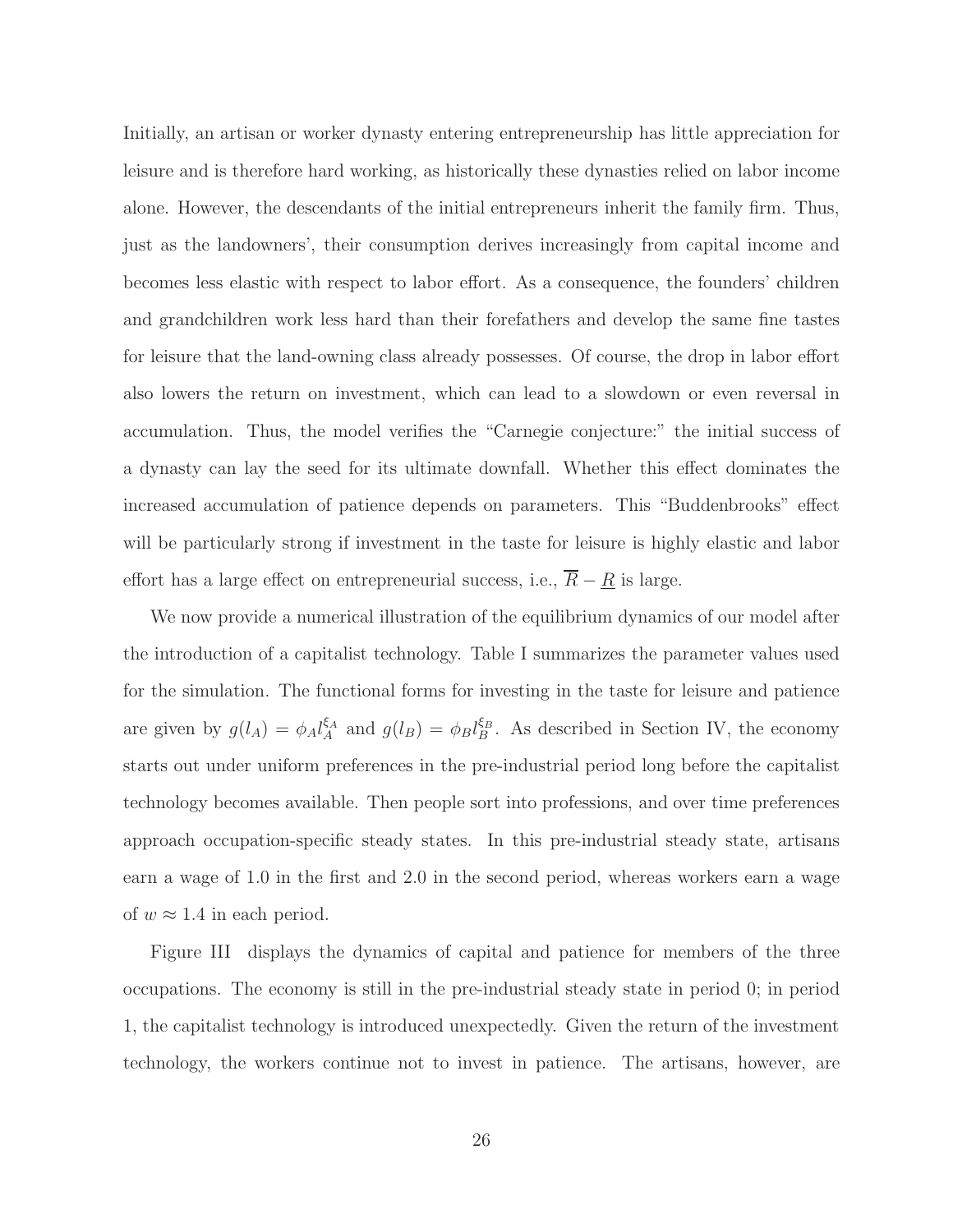Initially, an artisan or worker dynasty entering entrepreneurship has little appreciation for leisure and is therefore hard working, as historically these dynasties relied on labor income alone. However, the descendants of the initial entrepreneurs inherit the family firm. Thus, just as the landowners', their consumption derives increasingly from capital income and becomes less elastic with respect to labor effort. As a consequence, the founders' children and grandchildren work less hard than their forefathers and develop the same fine tastes for leisure that the land-owning class already possesses. Of course, the drop in labor effort also lowers the return on investment, which can lead to a slowdown or even reversal in accumulation. Thus, the model verifies the "Carnegie conjecture:" the initial success of a dynasty can lay the seed for its ultimate downfall. Whether this effect dominates the increased accumulation of patience depends on parameters. This "Buddenbrooks" effect will be particularly strong if investment in the taste for leisure is highly elastic and labor effort has a large effect on entrepreneurial success, i.e., $\overline{R} - \underline{R}$ is large.

We now provide a numerical illustration of the equilibrium dynamics of our model after the introduction of a capitalist technology. Table I summarizes the parameter values used for the simulation. The functional forms for investing in the taste for leisure and patience are given by $g(l_A) = \phi_A l_A^{\xi_A}$ and $g(l_B) = \phi_B l_B^{\xi_B}$. As described in Section IV, the economy starts out under uniform preferences in the pre-industrial period long before the capitalist technology becomes available. Then people sort into professions, and over time preferences approach occupation-specific steady states. In this pre-industrial steady state, artisans earn a wage of 1.0 in the first and 2.0 in the second period, whereas workers earn a wage of $w \approx 1.4$ in each period.

Figure III displays the dynamics of capital and patience for members of the three occupations. The economy is still in the pre-industrial steady state in period 0; in period 1, the capitalist technology is introduced unexpectedly. Given the return of the investment technology, the workers continue not to invest in patience. The artisans, however, are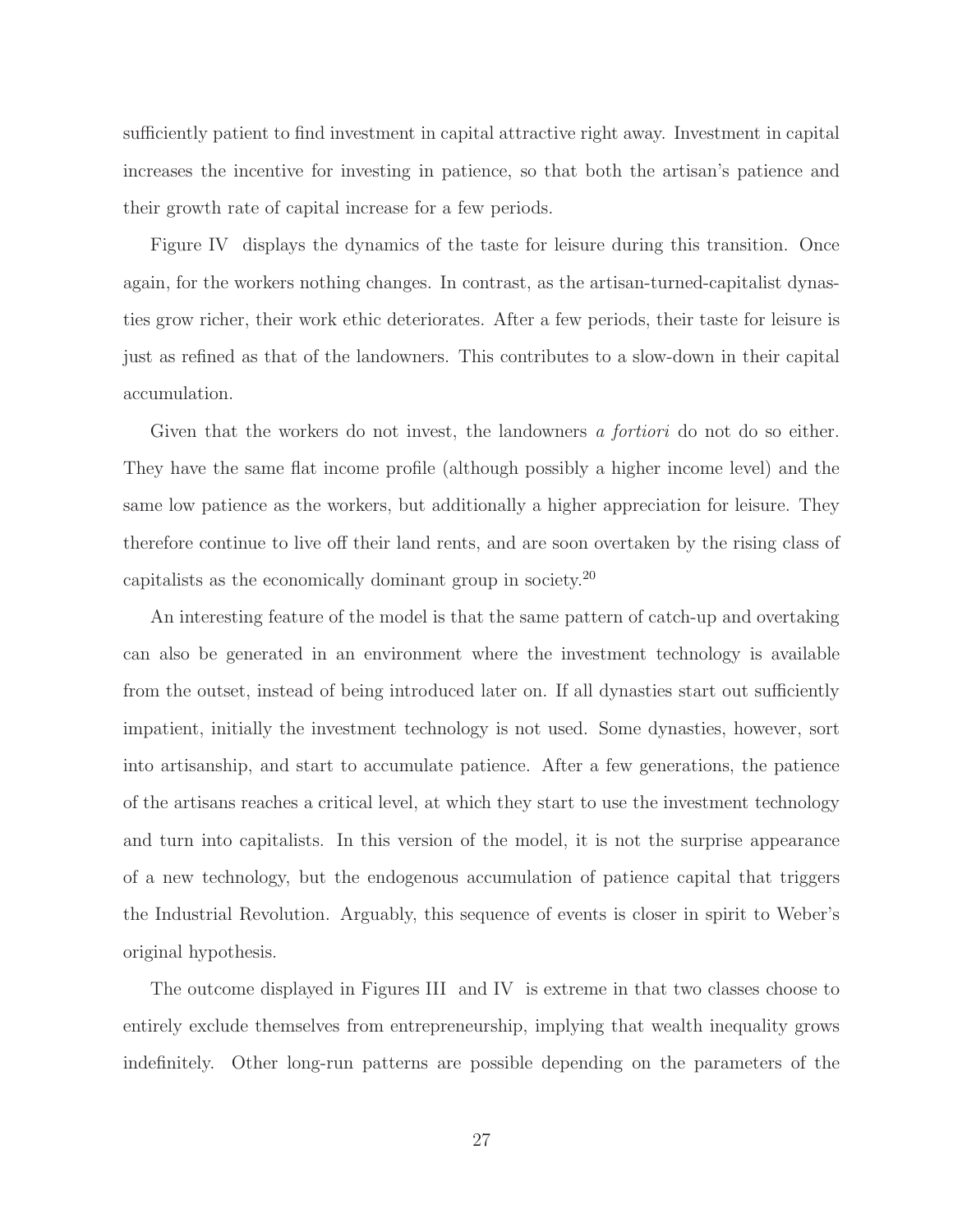sufficiently patient to find investment in capital attractive right away. Investment in capital increases the incentive for investing in patience, so that both the artisan's patience and their growth rate of capital increase for a few periods.

Figure IV displays the dynamics of the taste for leisure during this transition. Once again, for the workers nothing changes. In contrast, as the artisan-turned-capitalist dynasties grow richer, their work ethic deteriorates. After a few periods, their taste for leisure is just as refined as that of the landowners. This contributes to a slow-down in their capital accumulation.

Given that the workers do not invest, the landowners *a fortiori* do not do so either. They have the same flat income profile (although possibly a higher income level) and the same low patience as the workers, but additionally a higher appreciation for leisure. They therefore continue to live off their land rents, and are soon overtaken by the rising class of capitalists as the economically dominant group in society.[20]

An interesting feature of the model is that the same pattern of catch-up and overtaking can also be generated in an environment where the investment technology is available from the outset, instead of being introduced later on. If all dynasties start out sufficiently impatient, initially the investment technology is not used. Some dynasties, however, sort into artisanship, and start to accumulate patience. After a few generations, the patience of the artisans reaches a critical level, at which they start to use the investment technology and turn into capitalists. In this version of the model, it is not the surprise appearance of a new technology, but the endogenous accumulation of patience capital that triggers the Industrial Revolution. Arguably, this sequence of events is closer in spirit to Weber's original hypothesis.

The outcome displayed in Figures III and IV is extreme in that two classes choose to entirely exclude themselves from entrepreneurship, implying that wealth inequality grows indefinitely. Other long-run patterns are possible depending on the parameters of the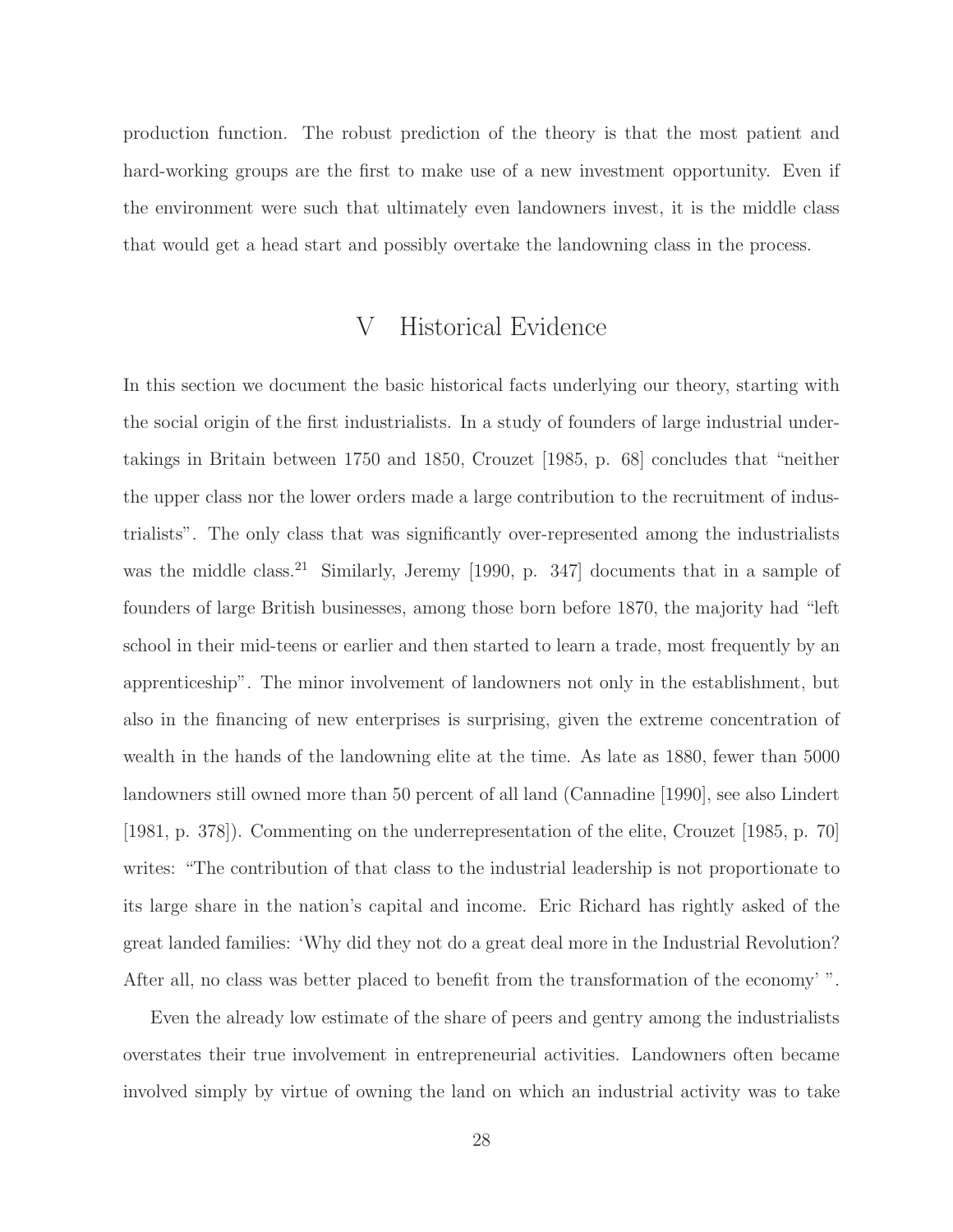production function. The robust prediction of the theory is that the most patient and hard-working groups are the first to make use of a new investment opportunity. Even if the environment were such that ultimately even landowners invest, it is the middle class that would get a head start and possibly overtake the landowning class in the process.

# V Historical Evidence

In this section we document the basic historical facts underlying our theory, starting with the social origin of the first industrialists. In a study of founders of large industrial undertakings in Britain between 1750 and 1850, Crouzet [1985, p. 68] concludes that "neither the upper class nor the lower orders made a large contribution to the recruitment of industrialists". The only class that was significantly over-represented among the industrialists was the middle class.[21] Similarly, Jeremy [1990, p. 347] documents that in a sample of founders of large British businesses, among those born before 1870, the majority had "left school in their mid-teens or earlier and then started to learn a trade, most frequently by an apprenticeship". The minor involvement of landowners not only in the establishment, but also in the financing of new enterprises is surprising, given the extreme concentration of wealth in the hands of the landowning elite at the time. As late as 1880, fewer than 5000 landowners still owned more than 50 percent of all land (Cannadine [1990], see also Lindert [1981, p. 378]). Commenting on the underrepresentation of the elite, Crouzet [1985, p. 70] writes: "The contribution of that class to the industrial leadership is not proportionate to its large share in the nation's capital and income. Eric Richard has rightly asked of the great landed families: 'Why did they not do a great deal more in the Industrial Revolution? After all, no class was better placed to benefit from the transformation of the economy' ".

Even the already low estimate of the share of peers and gentry among the industrialists overstates their true involvement in entrepreneurial activities. Landowners often became involved simply by virtue of owning the land on which an industrial activity was to take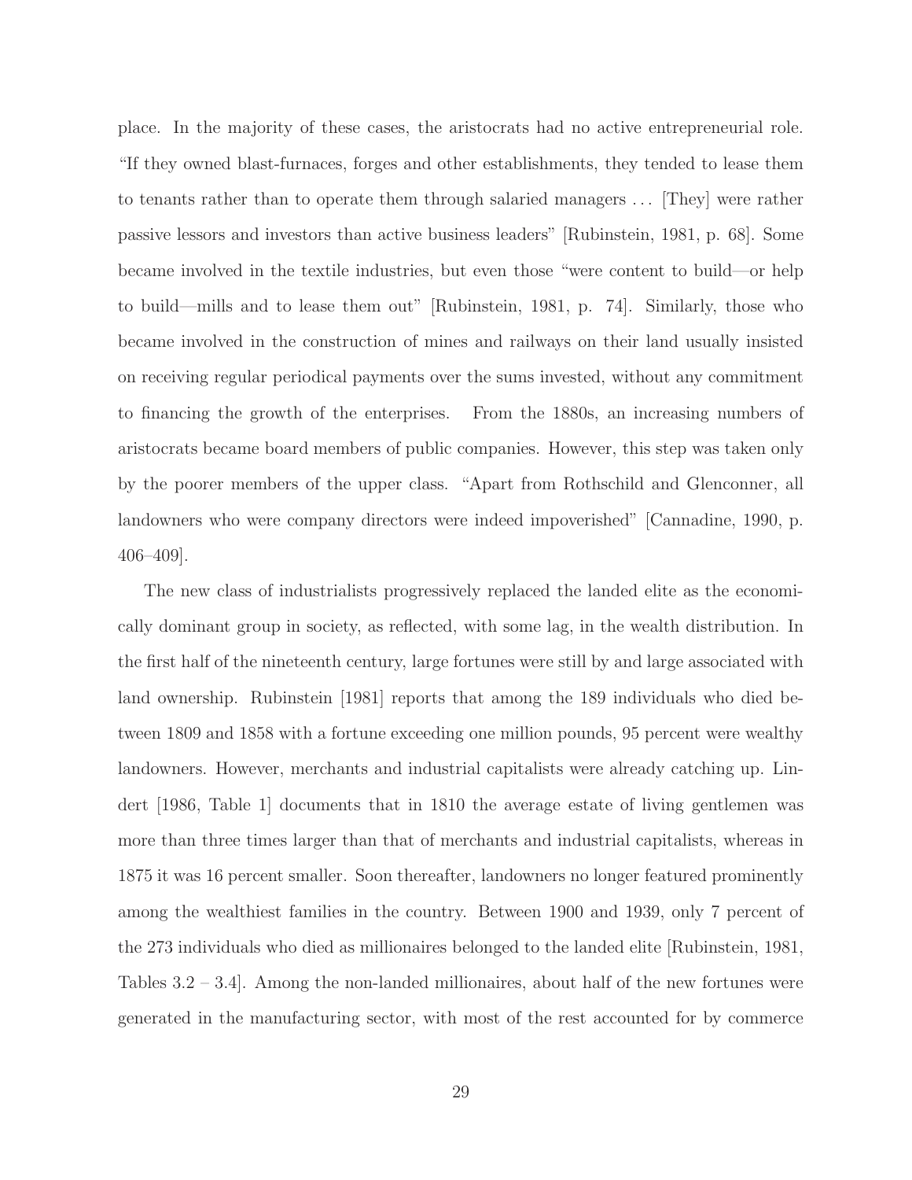place. In the majority of these cases, the aristocrats had no active entrepreneurial role. "If they owned blast-furnaces, forges and other establishments, they tended to lease them to tenants rather than to operate them through salaried managers ... [They] were rather passive lessors and investors than active business leaders" [Rubinstein, 1981, p. 68]. Some became involved in the textile industries, but even those "were content to build—or help to build—mills and to lease them out" [Rubinstein, 1981, p. 74]. Similarly, those who became involved in the construction of mines and railways on their land usually insisted on receiving regular periodical payments over the sums invested, without any commitment to financing the growth of the enterprises. From the 1880s, an increasing numbers of aristocrats became board members of public companies. However, this step was taken only by the poorer members of the upper class. "Apart from Rothschild and Glenconner, all landowners who were company directors were indeed impoverished" [Cannadine, 1990, p. 406–409].

The new class of industrialists progressively replaced the landed elite as the economically dominant group in society, as reflected, with some lag, in the wealth distribution. In the first half of the nineteenth century, large fortunes were still by and large associated with land ownership. Rubinstein [1981] reports that among the 189 individuals who died between 1809 and 1858 with a fortune exceeding one million pounds, 95 percent were wealthy landowners. However, merchants and industrial capitalists were already catching up. Lindert [1986, Table 1] documents that in 1810 the average estate of living gentlemen was more than three times larger than that of merchants and industrial capitalists, whereas in 1875 it was 16 percent smaller. Soon thereafter, landowners no longer featured prominently among the wealthiest families in the country. Between 1900 and 1939, only 7 percent of the 273 individuals who died as millionaires belonged to the landed elite [Rubinstein, 1981, Tables 3.2 – 3.4]. Among the non-landed millionaires, about half of the new fortunes were generated in the manufacturing sector, with most of the rest accounted for by commerce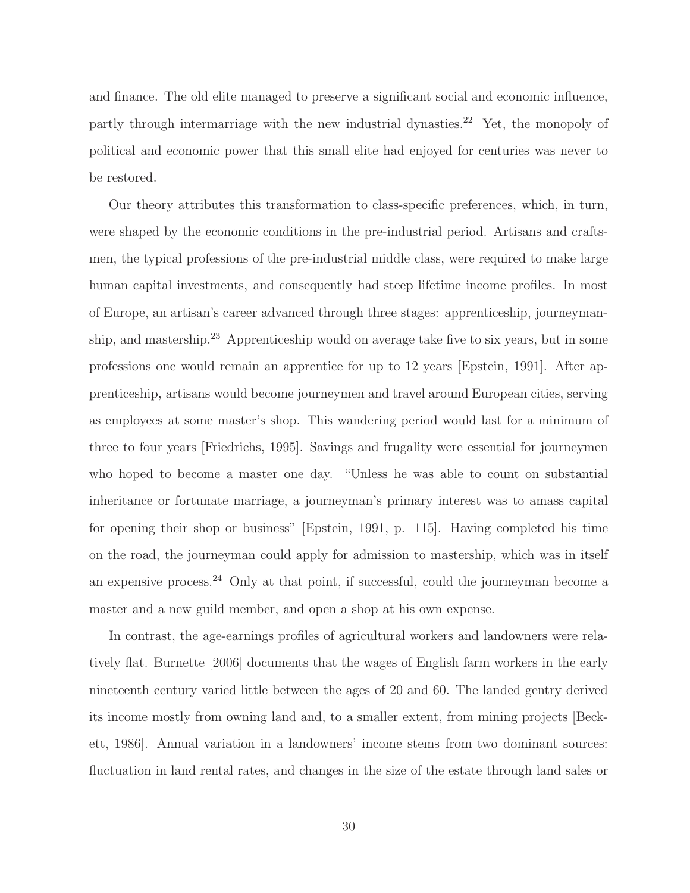and finance. The old elite managed to preserve a significant social and economic influence, partly through intermarriage with the new industrial dynasties.[22] Yet, the monopoly of political and economic power that this small elite had enjoyed for centuries was never to be restored.

Our theory attributes this transformation to class-specific preferences, which, in turn, were shaped by the economic conditions in the pre-industrial period. Artisans and craftsmen, the typical professions of the pre-industrial middle class, were required to make large human capital investments, and consequently had steep lifetime income profiles. In most of Europe, an artisan's career advanced through three stages: apprenticeship, journeymanship, and mastership.[23] Apprenticeship would on average take five to six years, but in some professions one would remain an apprentice for up to 12 years [Epstein, 1991]. After apprenticeship, artisans would become journeymen and travel around European cities, serving as employees at some master's shop. This wandering period would last for a minimum of three to four years [Friedrichs, 1995]. Savings and frugality were essential for journeymen who hoped to become a master one day. "Unless he was able to count on substantial inheritance or fortunate marriage, a journeyman's primary interest was to amass capital for opening their shop or business" [Epstein, 1991, p. 115]. Having completed his time on the road, the journeyman could apply for admission to mastership, which was in itself an expensive process.[24] Only at that point, if successful, could the journeyman become a master and a new guild member, and open a shop at his own expense.

In contrast, the age-earnings profiles of agricultural workers and landowners were relatively flat. Burnette [2006] documents that the wages of English farm workers in the early nineteenth century varied little between the ages of 20 and 60. The landed gentry derived its income mostly from owning land and, to a smaller extent, from mining projects [Beckett, 1986]. Annual variation in a landowners' income stems from two dominant sources: fluctuation in land rental rates, and changes in the size of the estate through land sales or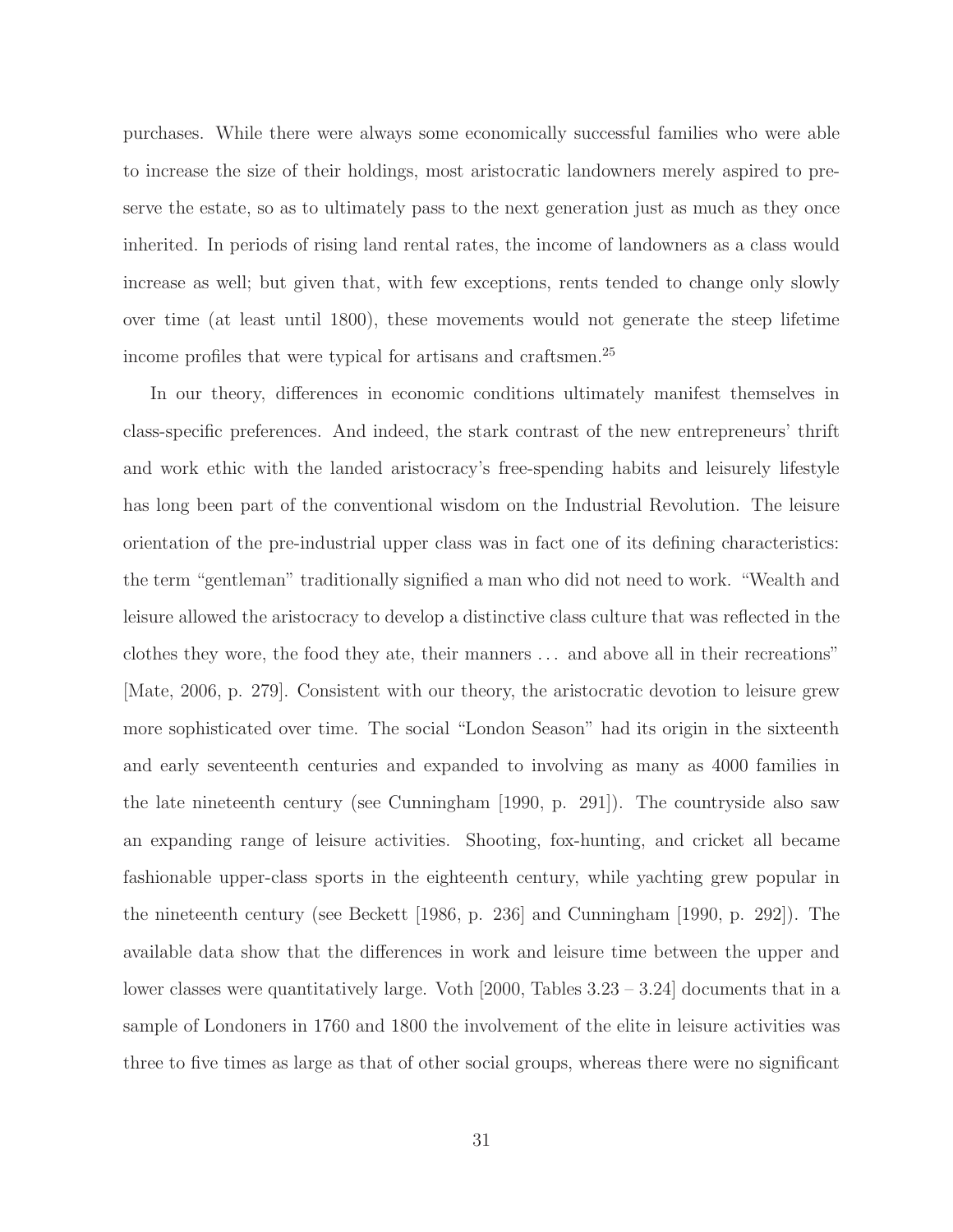purchases. While there were always some economically successful families who were able to increase the size of their holdings, most aristocratic landowners merely aspired to preserve the estate, so as to ultimately pass to the next generation just as much as they once inherited. In periods of rising land rental rates, the income of landowners as a class would increase as well; but given that, with few exceptions, rents tended to change only slowly over time (at least until 1800), these movements would not generate the steep lifetime income profiles that were typical for artisans and craftsmen.[25]

In our theory, differences in economic conditions ultimately manifest themselves in class-specific preferences. And indeed, the stark contrast of the new entrepreneurs' thrift and work ethic with the landed aristocracy's free-spending habits and leisurely lifestyle has long been part of the conventional wisdom on the Industrial Revolution. The leisure orientation of the pre-industrial upper class was in fact one of its defining characteristics: the term "gentleman" traditionally signified a man who did not need to work. "Wealth and leisure allowed the aristocracy to develop a distinctive class culture that was reflected in the clothes they wore, the food they ate, their manners ... and above all in their recreations" [Mate, 2006, p. 279]. Consistent with our theory, the aristocratic devotion to leisure grew more sophisticated over time. The social "London Season" had its origin in the sixteenth and early seventeenth centuries and expanded to involving as many as 4000 families in the late nineteenth century (see Cunningham [1990, p. 291]). The countryside also saw an expanding range of leisure activities. Shooting, fox-hunting, and cricket all became fashionable upper-class sports in the eighteenth century, while yachting grew popular in the nineteenth century (see Beckett [1986, p. 236] and Cunningham [1990, p. 292]). The available data show that the differences in work and leisure time between the upper and lower classes were quantitatively large. Voth [2000, Tables 3.23 – 3.24] documents that in a sample of Londoners in 1760 and 1800 the involvement of the elite in leisure activities was three to five times as large as that of other social groups, whereas there were no significant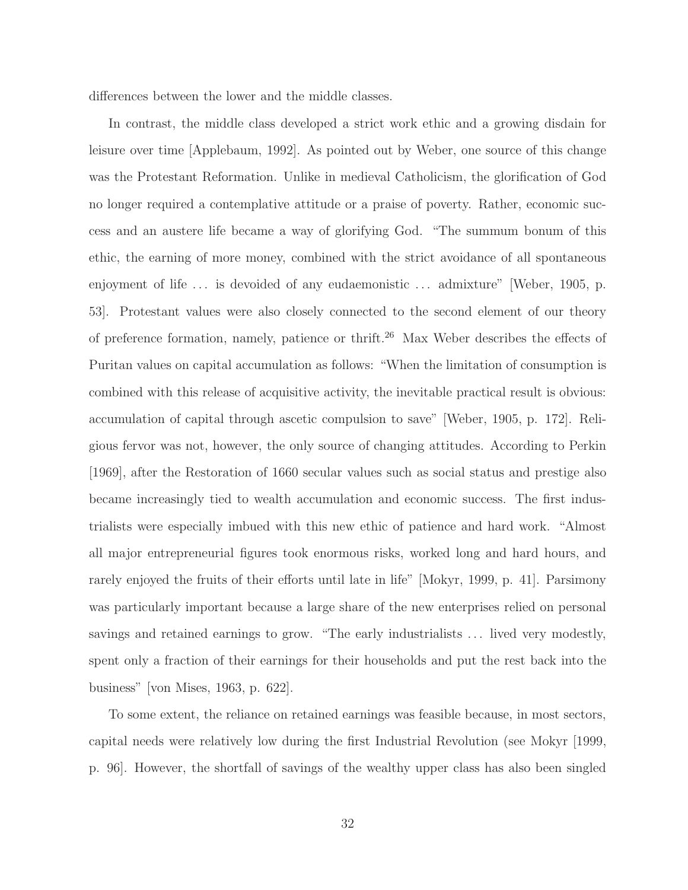differences between the lower and the middle classes.

In contrast, the middle class developed a strict work ethic and a growing disdain for leisure over time [Applebaum, 1992]. As pointed out by Weber, one source of this change was the Protestant Reformation. Unlike in medieval Catholicism, the glorification of God no longer required a contemplative attitude or a praise of poverty. Rather, economic success and an austere life became a way of glorifying God. "The summum bonum of this ethic, the earning of more money, combined with the strict avoidance of all spontaneous enjoyment of life ... is devoided of any eudaemonistic ... admixture" [Weber, 1905, p. 53]. Protestant values were also closely connected to the second element of our theory of preference formation, namely, patience or thrift.[26] Max Weber describes the effects of Puritan values on capital accumulation as follows: "When the limitation of consumption is combined with this release of acquisitive activity, the inevitable practical result is obvious: accumulation of capital through ascetic compulsion to save" [Weber, 1905, p. 172]. Religious fervor was not, however, the only source of changing attitudes. According to Perkin [1969], after the Restoration of 1660 secular values such as social status and prestige also became increasingly tied to wealth accumulation and economic success. The first industrialists were especially imbued with this new ethic of patience and hard work. "Almost all major entrepreneurial figures took enormous risks, worked long and hard hours, and rarely enjoyed the fruits of their efforts until late in life" [Mokyr, 1999, p. 41]. Parsimony was particularly important because a large share of the new enterprises relied on personal savings and retained earnings to grow. "The early industrialists ... lived very modestly, spent only a fraction of their earnings for their households and put the rest back into the business" [von Mises, 1963, p. 622].

To some extent, the reliance on retained earnings was feasible because, in most sectors, capital needs were relatively low during the first Industrial Revolution (see Mokyr [1999, p. 96]. However, the shortfall of savings of the wealthy upper class has also been singled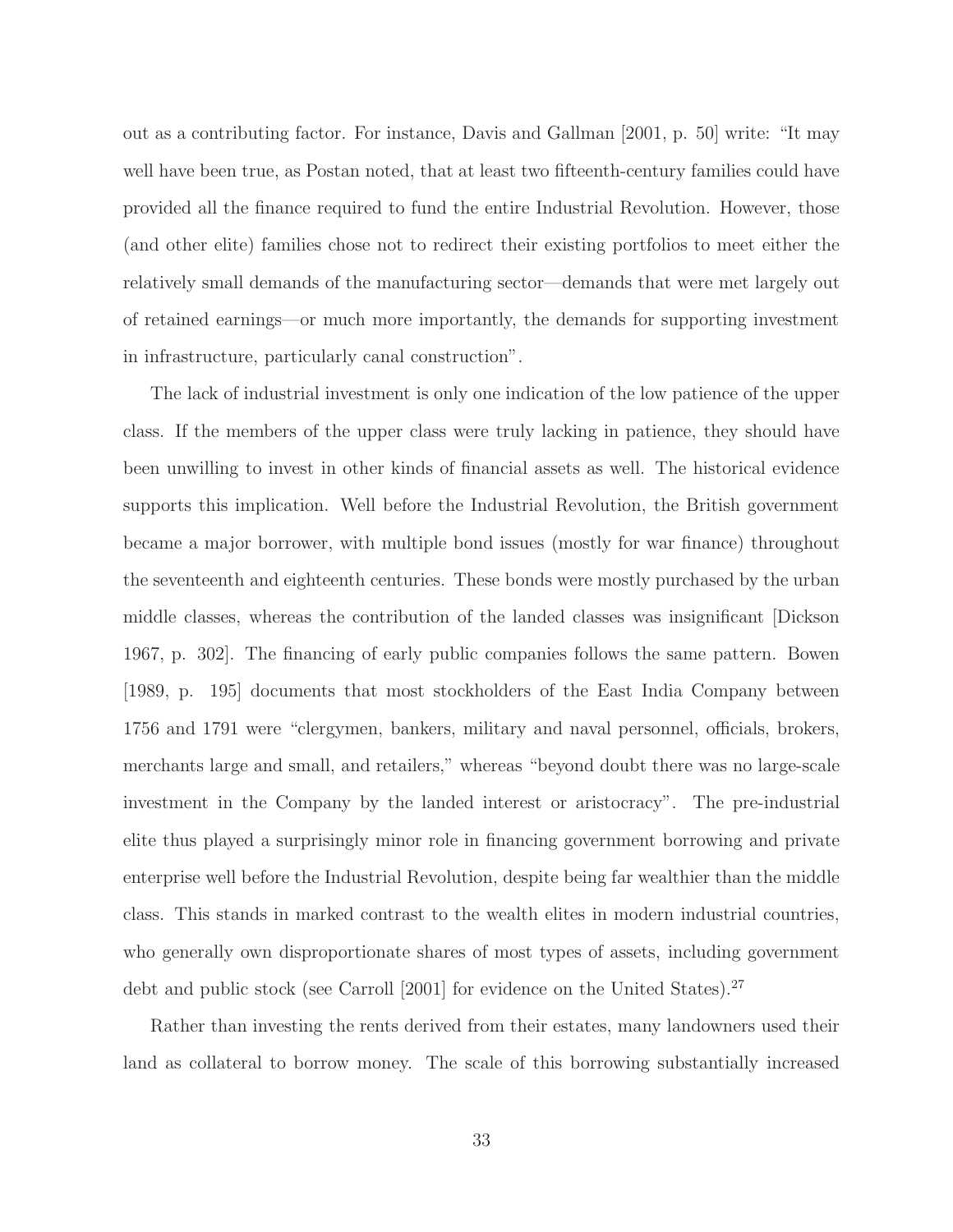out as a contributing factor. For instance, Davis and Gallman [2001, p. 50] write: "It may well have been true, as Postan noted, that at least two fifteenth-century families could have provided all the finance required to fund the entire Industrial Revolution. However, those (and other elite) families chose not to redirect their existing portfolios to meet either the relatively small demands of the manufacturing sector—demands that were met largely out of retained earnings—or much more importantly, the demands for supporting investment in infrastructure, particularly canal construction".

The lack of industrial investment is only one indication of the low patience of the upper class. If the members of the upper class were truly lacking in patience, they should have been unwilling to invest in other kinds of financial assets as well. The historical evidence supports this implication. Well before the Industrial Revolution, the British government became a major borrower, with multiple bond issues (mostly for war finance) throughout the seventeenth and eighteenth centuries. These bonds were mostly purchased by the urban middle classes, whereas the contribution of the landed classes was insignificant [Dickson 1967, p. 302]. The financing of early public companies follows the same pattern. Bowen [1989, p. 195] documents that most stockholders of the East India Company between 1756 and 1791 were "clergymen, bankers, military and naval personnel, officials, brokers, merchants large and small, and retailers," whereas "beyond doubt there was no large-scale investment in the Company by the landed interest or aristocracy". The pre-industrial elite thus played a surprisingly minor role in financing government borrowing and private enterprise well before the Industrial Revolution, despite being far wealthier than the middle class. This stands in marked contrast to the wealth elites in modern industrial countries, who generally own disproportionate shares of most types of assets, including government debt and public stock (see Carroll [2001] for evidence on the United States).[27]

Rather than investing the rents derived from their estates, many landowners used their land as collateral to borrow money. The scale of this borrowing substantially increased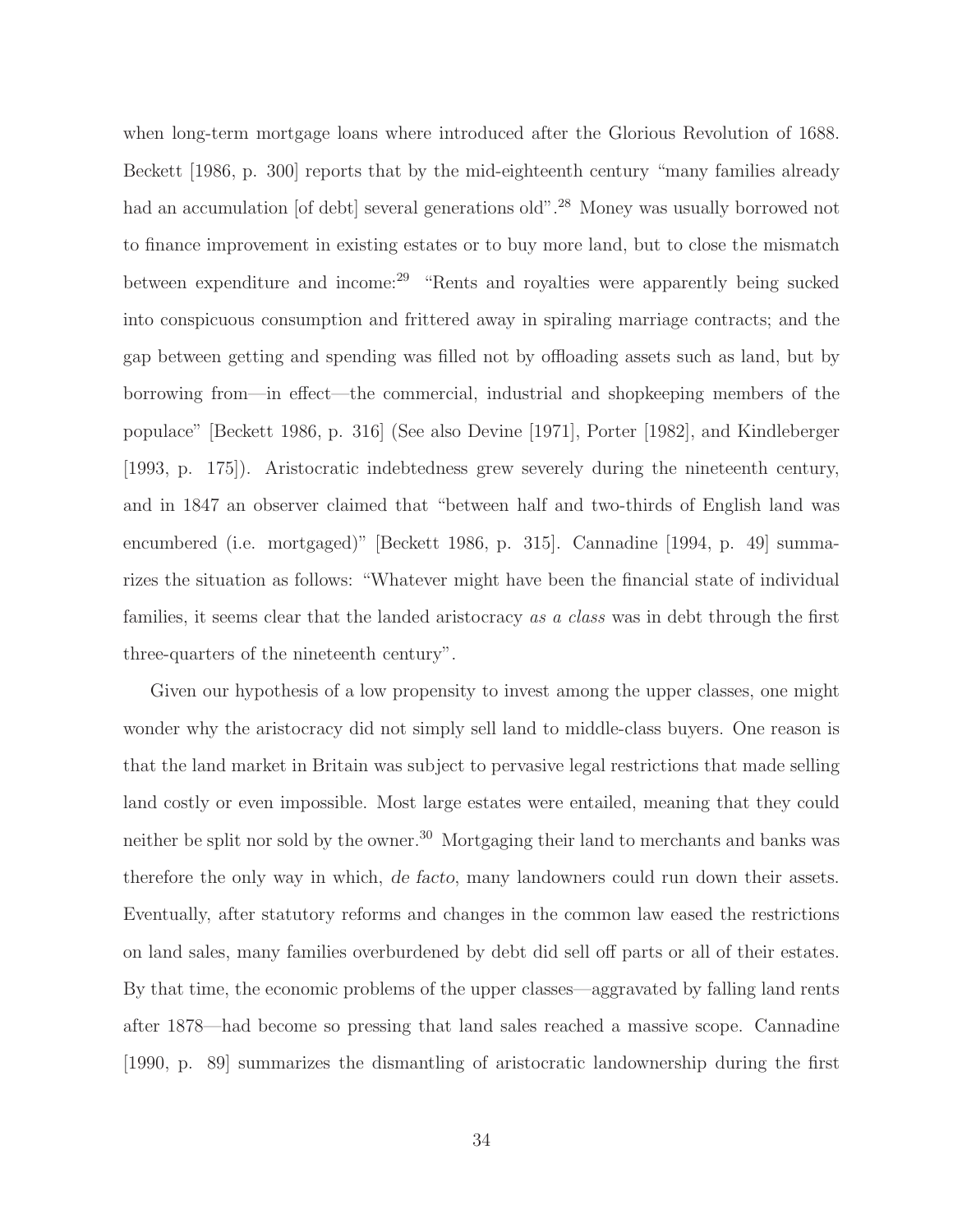when long-term mortgage loans where introduced after the Glorious Revolution of 1688. Beckett [1986, p. 300] reports that by the mid-eighteenth century "many families already had an accumulation [of debt] several generations old".[28] Money was usually borrowed not to finance improvement in existing estates or to buy more land, but to close the mismatch between expenditure and income:[29] "Rents and royalties were apparently being sucked into conspicuous consumption and frittered away in spiraling marriage contracts; and the gap between getting and spending was filled not by offloading assets such as land, but by borrowing from—in effect—the commercial, industrial and shopkeeping members of the populace" [Beckett 1986, p. 316] (See also Devine [1971], Porter [1982], and Kindleberger [1993, p. 175]). Aristocratic indebtedness grew severely during the nineteenth century, and in 1847 an observer claimed that "between half and two-thirds of English land was encumbered (i.e. mortgaged)" [Beckett 1986, p. 315]. Cannadine [1994, p. 49] summarizes the situation as follows: "Whatever might have been the financial state of individual families, it seems clear that the landed aristocracy *as a class* was in debt through the first three-quarters of the nineteenth century".

Given our hypothesis of a low propensity to invest among the upper classes, one might wonder why the aristocracy did not simply sell land to middle-class buyers. One reason is that the land market in Britain was subject to pervasive legal restrictions that made selling land costly or even impossible. Most large estates were entailed, meaning that they could neither be split nor sold by the owner.[30] Mortgaging their land to merchants and banks was therefore the only way in which, *de facto*, many landowners could run down their assets. Eventually, after statutory reforms and changes in the common law eased the restrictions on land sales, many families overburdened by debt did sell off parts or all of their estates. By that time, the economic problems of the upper classes—aggravated by falling land rents after 1878—had become so pressing that land sales reached a massive scope. Cannadine [1990, p. 89] summarizes the dismantling of aristocratic landownership during the first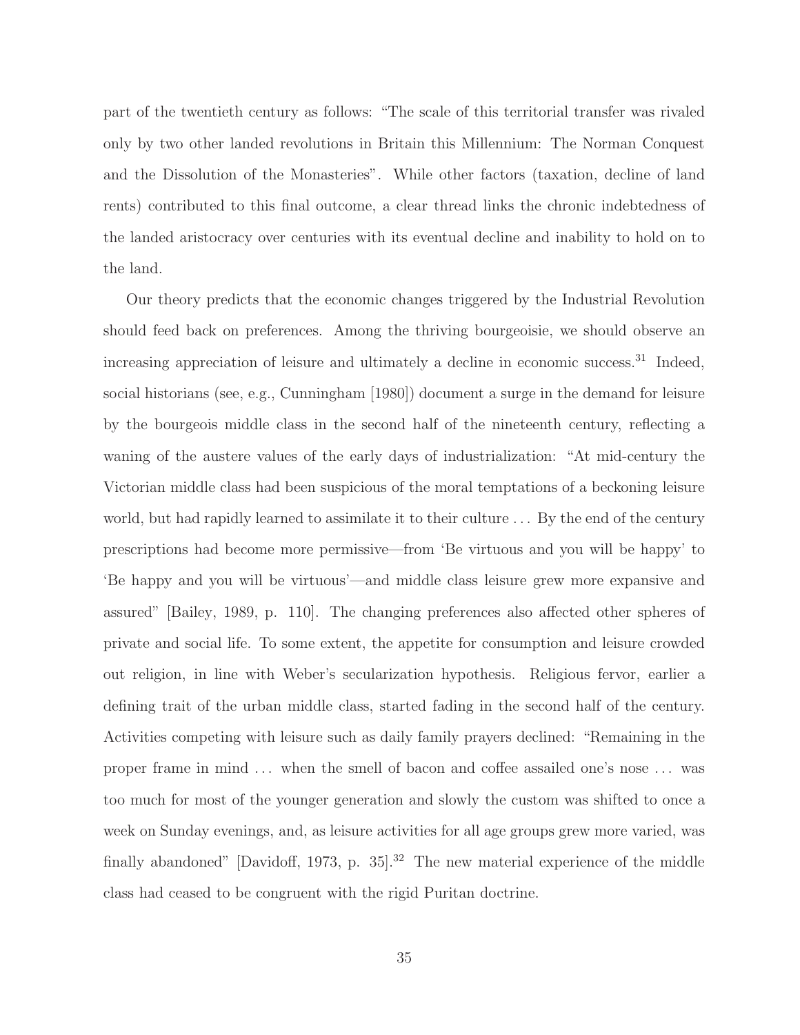part of the twentieth century as follows: "The scale of this territorial transfer was rivaled only by two other landed revolutions in Britain this Millennium: The Norman Conquest and the Dissolution of the Monasteries". While other factors (taxation, decline of land rents) contributed to this final outcome, a clear thread links the chronic indebtedness of the landed aristocracy over centuries with its eventual decline and inability to hold on to the land.

Our theory predicts that the economic changes triggered by the Industrial Revolution should feed back on preferences. Among the thriving bourgeoisie, we should observe an increasing appreciation of leisure and ultimately a decline in economic success.[31] Indeed, social historians (see, e.g., Cunningham [1980]) document a surge in the demand for leisure by the bourgeois middle class in the second half of the nineteenth century, reflecting a waning of the austere values of the early days of industrialization: "At mid-century the Victorian middle class had been suspicious of the moral temptations of a beckoning leisure world, but had rapidly learned to assimilate it to their culture . . . By the end of the century prescriptions had become more permissive—from 'Be virtuous and you will be happy' to 'Be happy and you will be virtuous'—and middle class leisure grew more expansive and assured" [Bailey, 1989, p. 110]. The changing preferences also affected other spheres of private and social life. To some extent, the appetite for consumption and leisure crowded out religion, in line with Weber's secularization hypothesis. Religious fervor, earlier a defining trait of the urban middle class, started fading in the second half of the century. Activities competing with leisure such as daily family prayers declined: "Remaining in the proper frame in mind . . . when the smell of bacon and coffee assailed one's nose . . . was too much for most of the younger generation and slowly the custom was shifted to once a week on Sunday evenings, and, as leisure activities for all age groups grew more varied, was finally abandoned" [Davidoff, 1973, p. 35].[32] The new material experience of the middle class had ceased to be congruent with the rigid Puritan doctrine.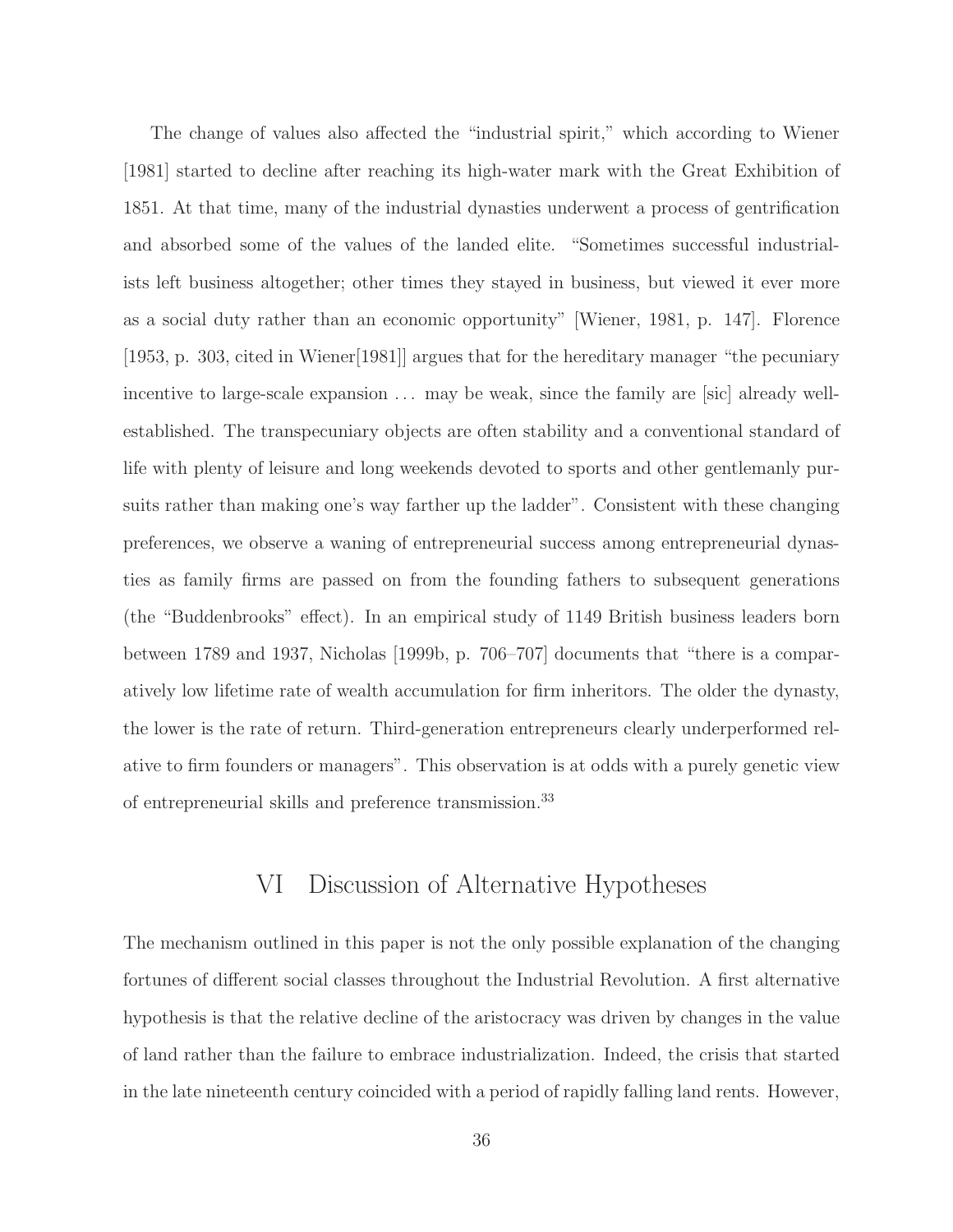The change of values also affected the "industrial spirit," which according to Wiener [1981] started to decline after reaching its high-water mark with the Great Exhibition of 1851. At that time, many of the industrial dynasties underwent a process of gentrification and absorbed some of the values of the landed elite. "Sometimes successful industrialists left business altogether; other times they stayed in business, but viewed it ever more as a social duty rather than an economic opportunity" [Wiener, 1981, p. 147]. Florence [1953, p. 303, cited in Wiener[1981]] argues that for the hereditary manager "the pecuniary incentive to large-scale expansion ... may be weak, since the family are [sic] already well-established. The transpecuniary objects are often stability and a conventional standard of life with plenty of leisure and long weekends devoted to sports and other gentlemanly pursuits rather than making one's way farther up the ladder". Consistent with these changing preferences, we observe a waning of entrepreneurial success among entrepreneurial dynasties as family firms are passed on from the founding fathers to subsequent generations (the "Buddenbrooks" effect). In an empirical study of 1149 British business leaders born between 1789 and 1937, Nicholas [1999b, p. 706–707] documents that "there is a comparatively low lifetime rate of wealth accumulation for firm inheritors. The older the dynasty, the lower is the rate of return. Third-generation entrepreneurs clearly underperformed relative to firm founders or managers". This observation is at odds with a purely genetic view of entrepreneurial skills and preference transmission.[33]

## VI Discussion of Alternative Hypotheses

The mechanism outlined in this paper is not the only possible explanation of the changing fortunes of different social classes throughout the Industrial Revolution. A first alternative hypothesis is that the relative decline of the aristocracy was driven by changes in the value of land rather than the failure to embrace industrialization. Indeed, the crisis that started in the late nineteenth century coincided with a period of rapidly falling land rents. However,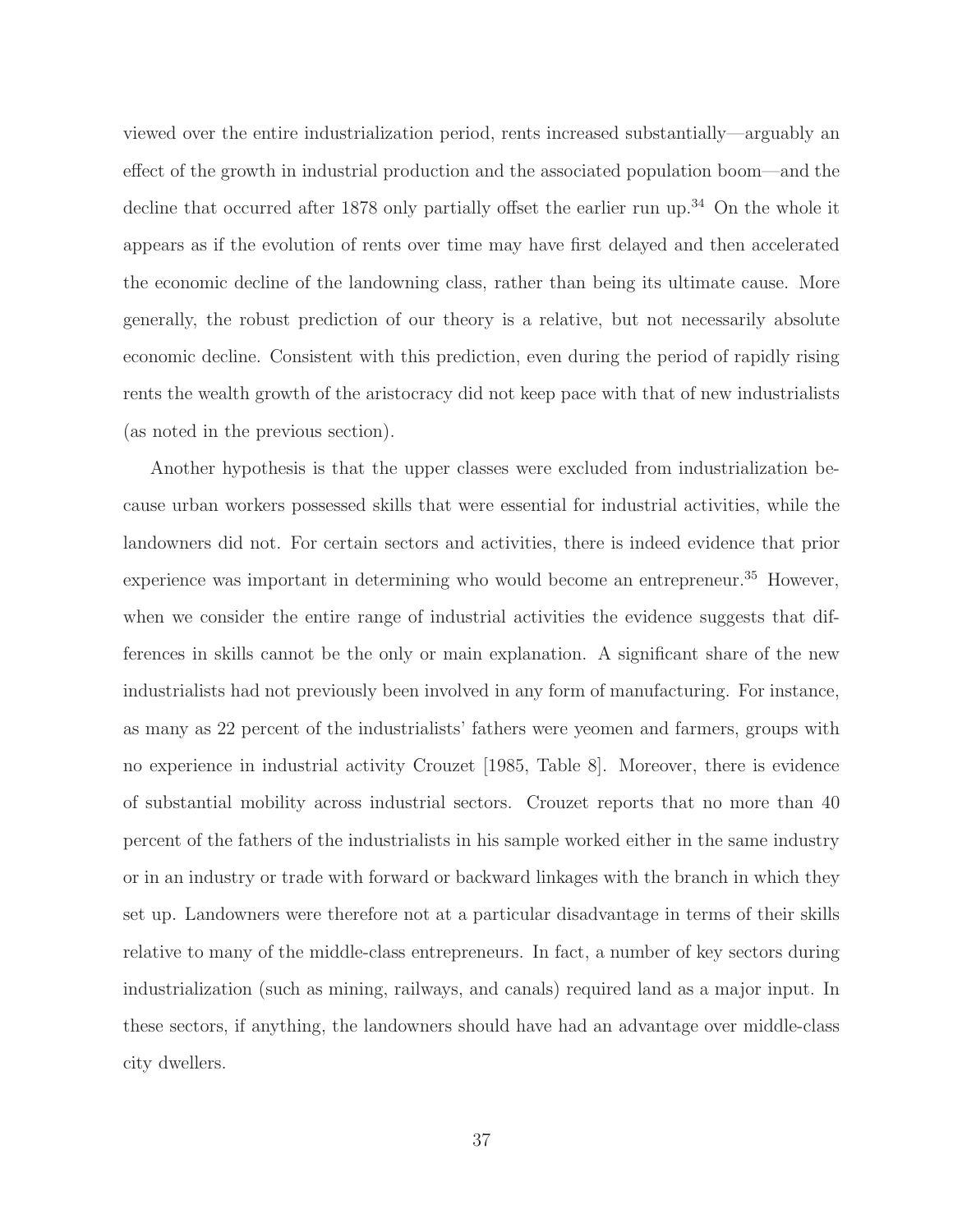viewed over the entire industrialization period, rents increased substantially—arguably an effect of the growth in industrial production and the associated population boom—and the decline that occurred after 1878 only partially offset the earlier run up.[34] On the whole it appears as if the evolution of rents over time may have first delayed and then accelerated the economic decline of the landowning class, rather than being its ultimate cause. More generally, the robust prediction of our theory is a relative, but not necessarily absolute economic decline. Consistent with this prediction, even during the period of rapidly rising rents the wealth growth of the aristocracy did not keep pace with that of new industrialists (as noted in the previous section).

Another hypothesis is that the upper classes were excluded from industrialization because urban workers possessed skills that were essential for industrial activities, while the landowners did not. For certain sectors and activities, there is indeed evidence that prior experience was important in determining who would become an entrepreneur.[35] However, when we consider the entire range of industrial activities the evidence suggests that differences in skills cannot be the only or main explanation. A significant share of the new industrialists had not previously been involved in any form of manufacturing. For instance, as many as 22 percent of the industrialists' fathers were yeomen and farmers, groups with no experience in industrial activity Crouzet [1985, Table 8]. Moreover, there is evidence of substantial mobility across industrial sectors. Crouzet reports that no more than 40 percent of the fathers of the industrialists in his sample worked either in the same industry or in an industry or trade with forward or backward linkages with the branch in which they set up. Landowners were therefore not at a particular disadvantage in terms of their skills relative to many of the middle-class entrepreneurs. In fact, a number of key sectors during industrialization (such as mining, railways, and canals) required land as a major input. In these sectors, if anything, the landowners should have had an advantage over middle-class city dwellers.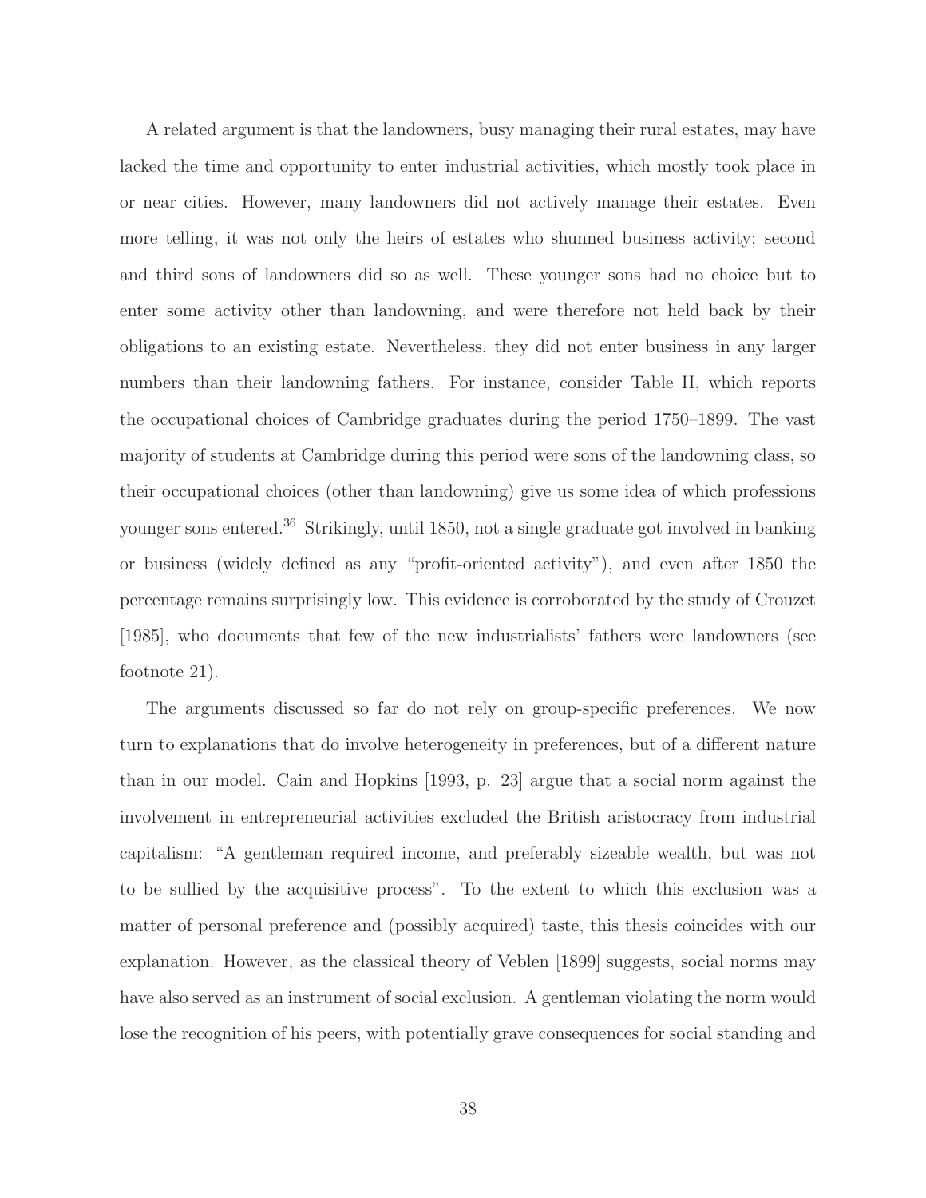A related argument is that the landowners, busy managing their rural estates, may have lacked the time and opportunity to enter industrial activities, which mostly took place in or near cities. However, many landowners did not actively manage their estates. Even more telling, it was not only the heirs of estates who shunned business activity; second and third sons of landowners did so as well. These younger sons had no choice but to enter some activity other than landowning, and were therefore not held back by their obligations to an existing estate. Nevertheless, they did not enter business in any larger numbers than their landowning fathers. For instance, consider Table II, which reports the occupational choices of Cambridge graduates during the period 1750–1899. The vast majority of students at Cambridge during this period were sons of the landowning class, so their occupational choices (other than landowning) give us some idea of which professions younger sons entered.[36] Strikingly, until 1850, not a single graduate got involved in banking or business (widely defined as any "profit-oriented activity"), and even after 1850 the percentage remains surprisingly low. This evidence is corroborated by the study of Crouzet [1985], who documents that few of the new industrialists' fathers were landowners (see footnote 21).

The arguments discussed so far do not rely on group-specific preferences. We now turn to explanations that do involve heterogeneity in preferences, but of a different nature than in our model. Cain and Hopkins [1993, p. 23] argue that a social norm against the involvement in entrepreneurial activities excluded the British aristocracy from industrial capitalism: "A gentleman required income, and preferably sizeable wealth, but was not to be sullied by the acquisitive process". To the extent to which this exclusion was a matter of personal preference and (possibly acquired) taste, this thesis coincides with our explanation. However, as the classical theory of Veblen [1899] suggests, social norms may have also served as an instrument of social exclusion. A gentleman violating the norm would lose the recognition of his peers, with potentially grave consequences for social standing and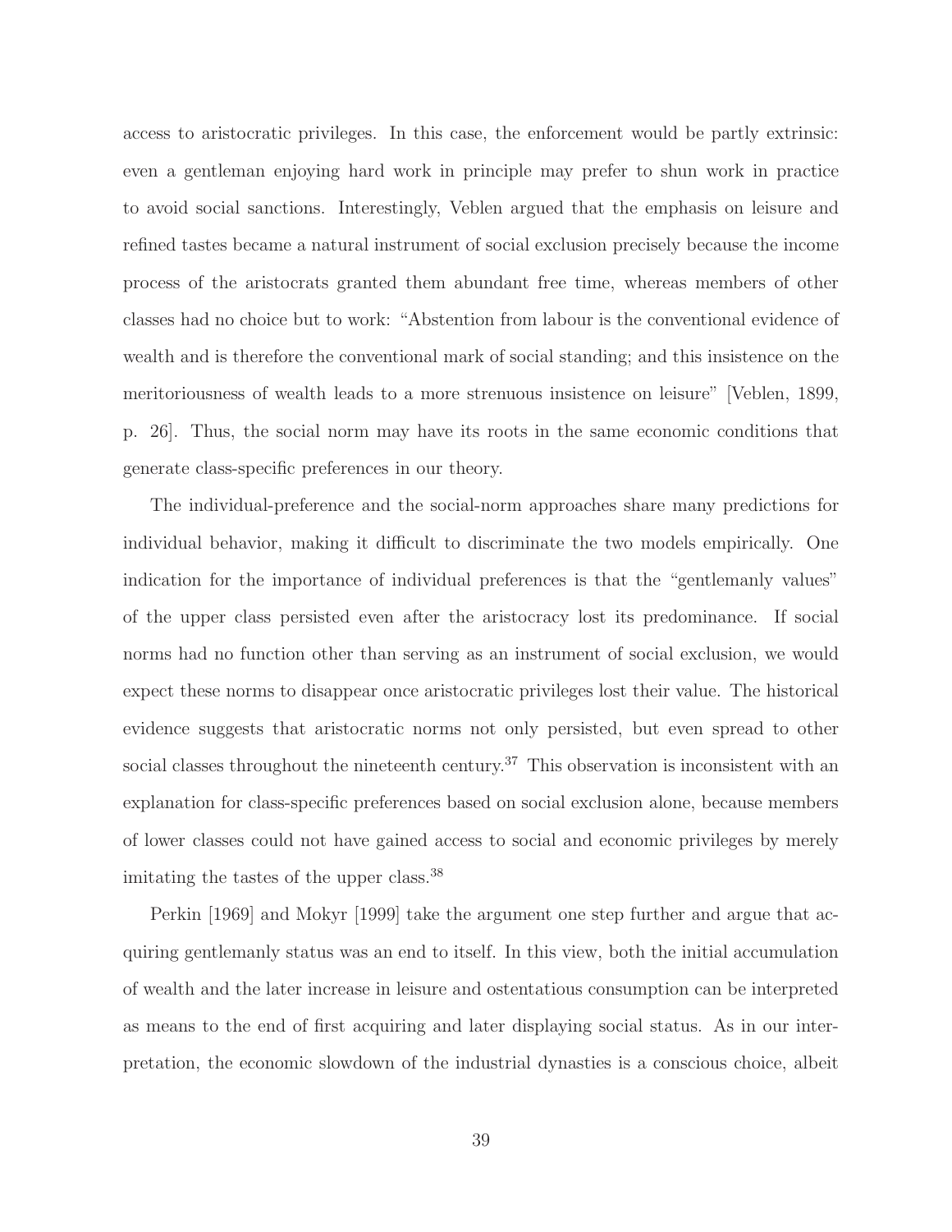access to aristocratic privileges. In this case, the enforcement would be partly extrinsic: even a gentleman enjoying hard work in principle may prefer to shun work in practice to avoid social sanctions. Interestingly, Veblen argued that the emphasis on leisure and refined tastes became a natural instrument of social exclusion precisely because the income process of the aristocrats granted them abundant free time, whereas members of other classes had no choice but to work: "Abstention from labour is the conventional evidence of wealth and is therefore the conventional mark of social standing; and this insistence on the meritoriousness of wealth leads to a more strenuous insistence on leisure" [Veblen, 1899, p. 26]. Thus, the social norm may have its roots in the same economic conditions that generate class-specific preferences in our theory.

The individual-preference and the social-norm approaches share many predictions for individual behavior, making it difficult to discriminate the two models empirically. One indication for the importance of individual preferences is that the "gentlemanly values" of the upper class persisted even after the aristocracy lost its predominance. If social norms had no function other than serving as an instrument of social exclusion, we would expect these norms to disappear once aristocratic privileges lost their value. The historical evidence suggests that aristocratic norms not only persisted, but even spread to other social classes throughout the nineteenth century.[37] This observation is inconsistent with an explanation for class-specific preferences based on social exclusion alone, because members of lower classes could not have gained access to social and economic privileges by merely imitating the tastes of the upper class.[38]

Perkin [1969] and Mokyr [1999] take the argument one step further and argue that acquiring gentlemanly status was an end to itself. In this view, both the initial accumulation of wealth and the later increase in leisure and ostentatious consumption can be interpreted as means to the end of first acquiring and later displaying social status. As in our interpretation, the economic slowdown of the industrial dynasties is a conscious choice, albeit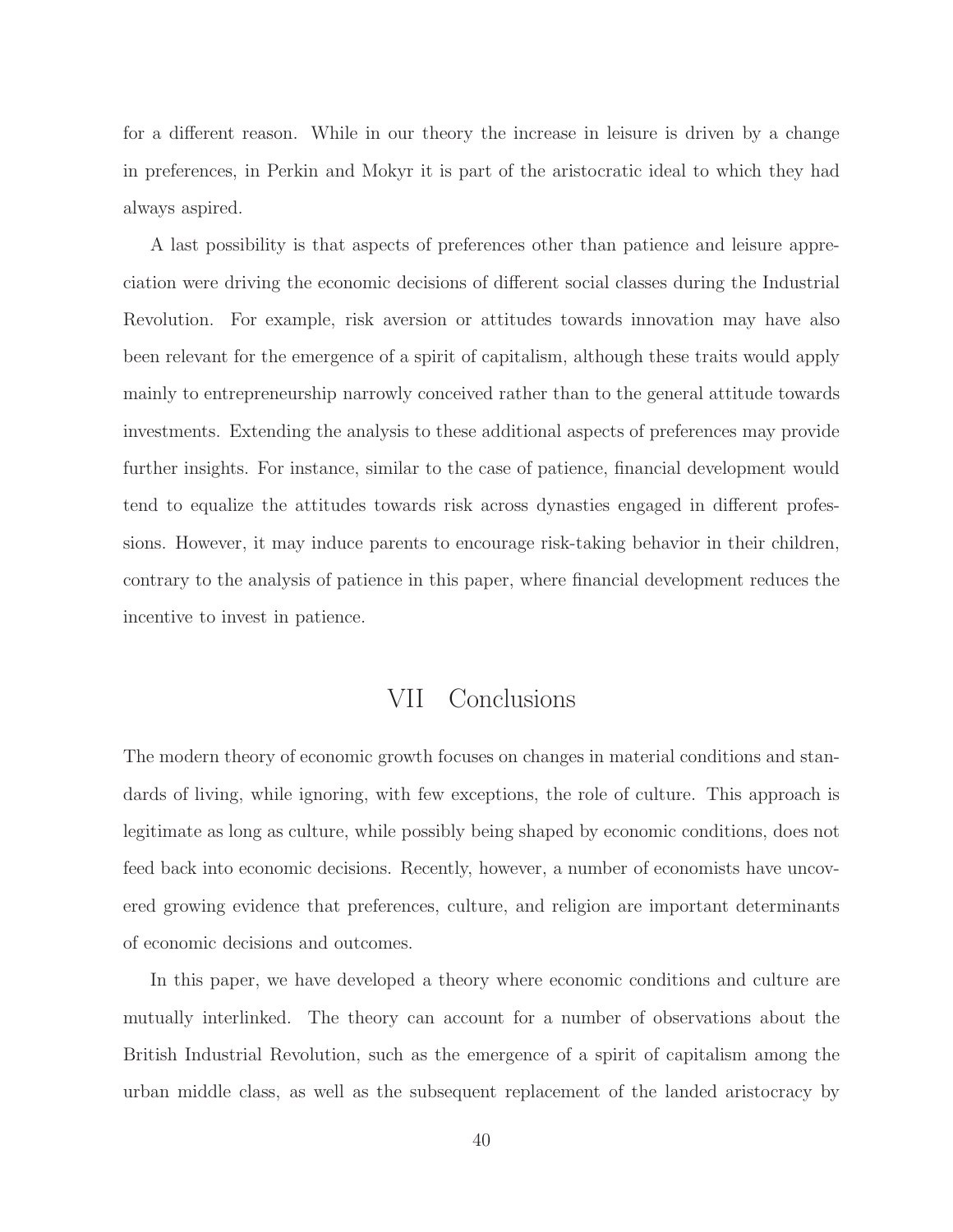for a different reason. While in our theory the increase in leisure is driven by a change in preferences, in Perkin and Mokyr it is part of the aristocratic ideal to which they had always aspired.

A last possibility is that aspects of preferences other than patience and leisure appreciation were driving the economic decisions of different social classes during the Industrial Revolution. For example, risk aversion or attitudes towards innovation may have also been relevant for the emergence of a spirit of capitalism, although these traits would apply mainly to entrepreneurship narrowly conceived rather than to the general attitude towards investments. Extending the analysis to these additional aspects of preferences may provide further insights. For instance, similar to the case of patience, financial development would tend to equalize the attitudes towards risk across dynasties engaged in different professions. However, it may induce parents to encourage risk-taking behavior in their children, contrary to the analysis of patience in this paper, where financial development reduces the incentive to invest in patience.

# VII Conclusions

The modern theory of economic growth focuses on changes in material conditions and standards of living, while ignoring, with few exceptions, the role of culture. This approach is legitimate as long as culture, while possibly being shaped by economic conditions, does not feed back into economic decisions. Recently, however, a number of economists have uncovered growing evidence that preferences, culture, and religion are important determinants of economic decisions and outcomes.

In this paper, we have developed a theory where economic conditions and culture are mutually interlinked. The theory can account for a number of observations about the British Industrial Revolution, such as the emergence of a spirit of capitalism among the urban middle class, as well as the subsequent replacement of the landed aristocracy by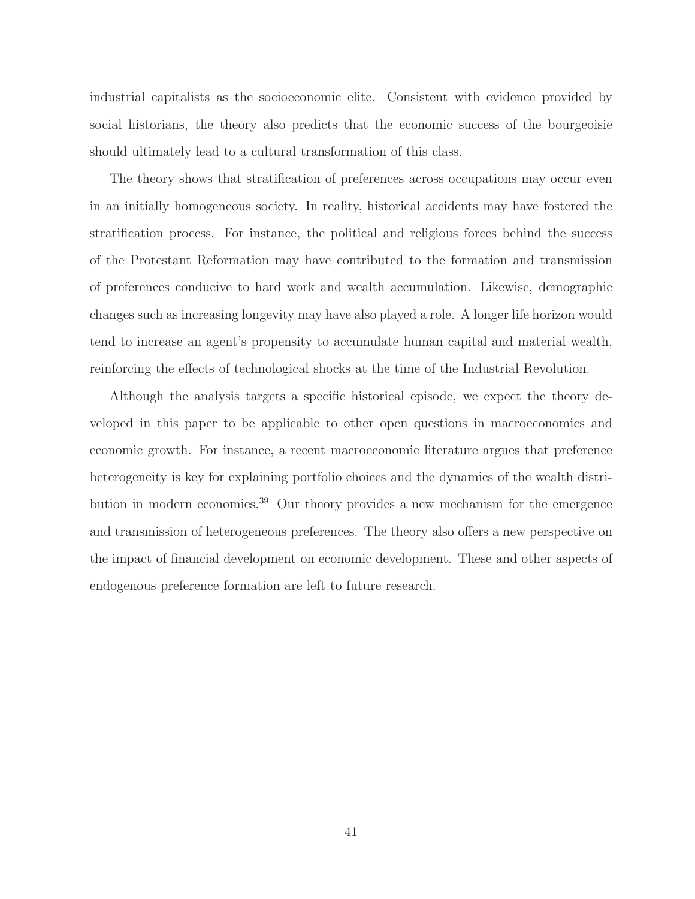industrial capitalists as the socioeconomic elite. Consistent with evidence provided by social historians, the theory also predicts that the economic success of the bourgeoisie should ultimately lead to a cultural transformation of this class.

The theory shows that stratification of preferences across occupations may occur even in an initially homogeneous society. In reality, historical accidents may have fostered the stratification process. For instance, the political and religious forces behind the success of the Protestant Reformation may have contributed to the formation and transmission of preferences conducive to hard work and wealth accumulation. Likewise, demographic changes such as increasing longevity may have also played a role. A longer life horizon would tend to increase an agent's propensity to accumulate human capital and material wealth, reinforcing the effects of technological shocks at the time of the Industrial Revolution.

Although the analysis targets a specific historical episode, we expect the theory developed in this paper to be applicable to other open questions in macroeconomics and economic growth. For instance, a recent macroeconomic literature argues that preference heterogeneity is key for explaining portfolio choices and the dynamics of the wealth distribution in modern economies.[39] Our theory provides a new mechanism for the emergence and transmission of heterogeneous preferences. The theory also offers a new perspective on the impact of financial development on economic development. These and other aspects of endogenous preference formation are left to future research.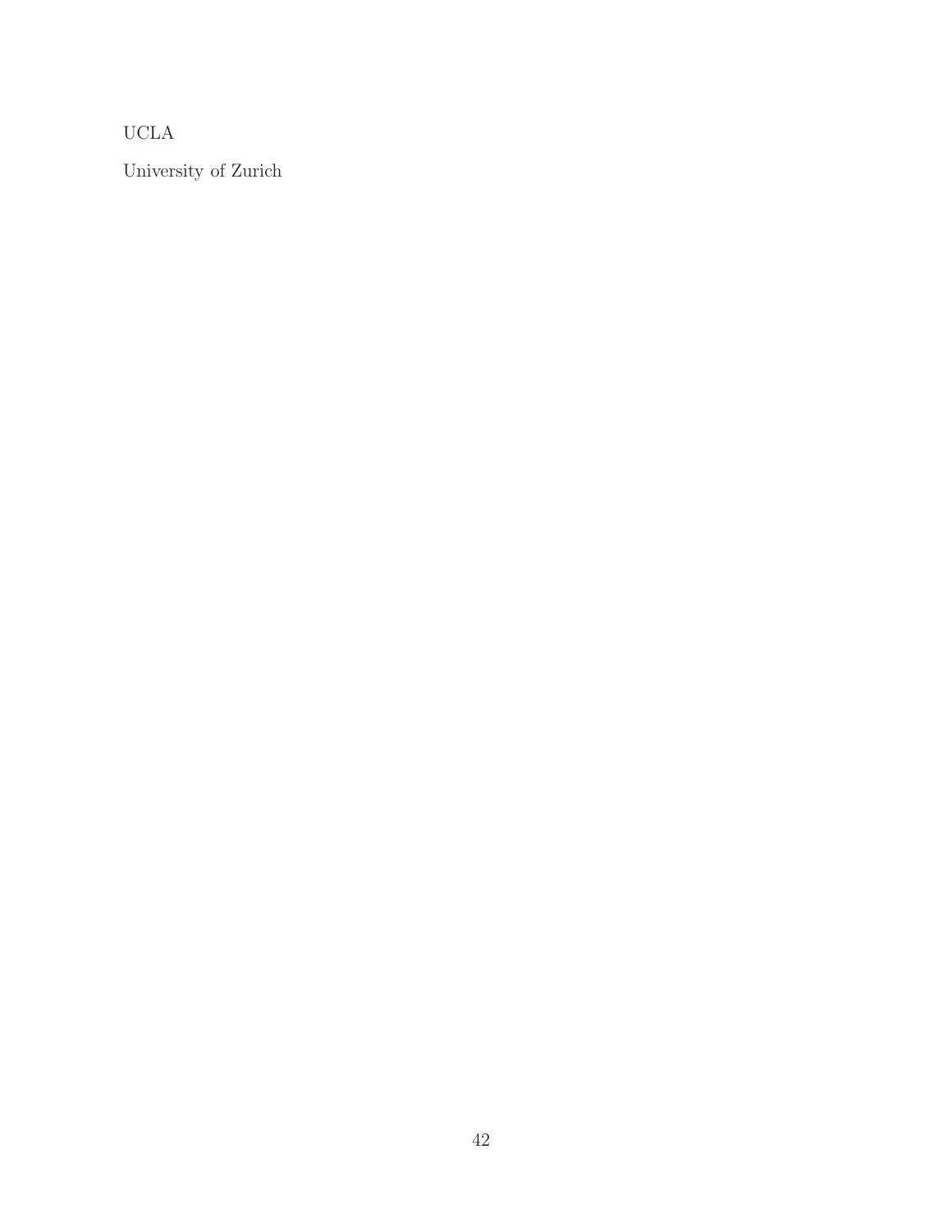UCLA

University of Zurich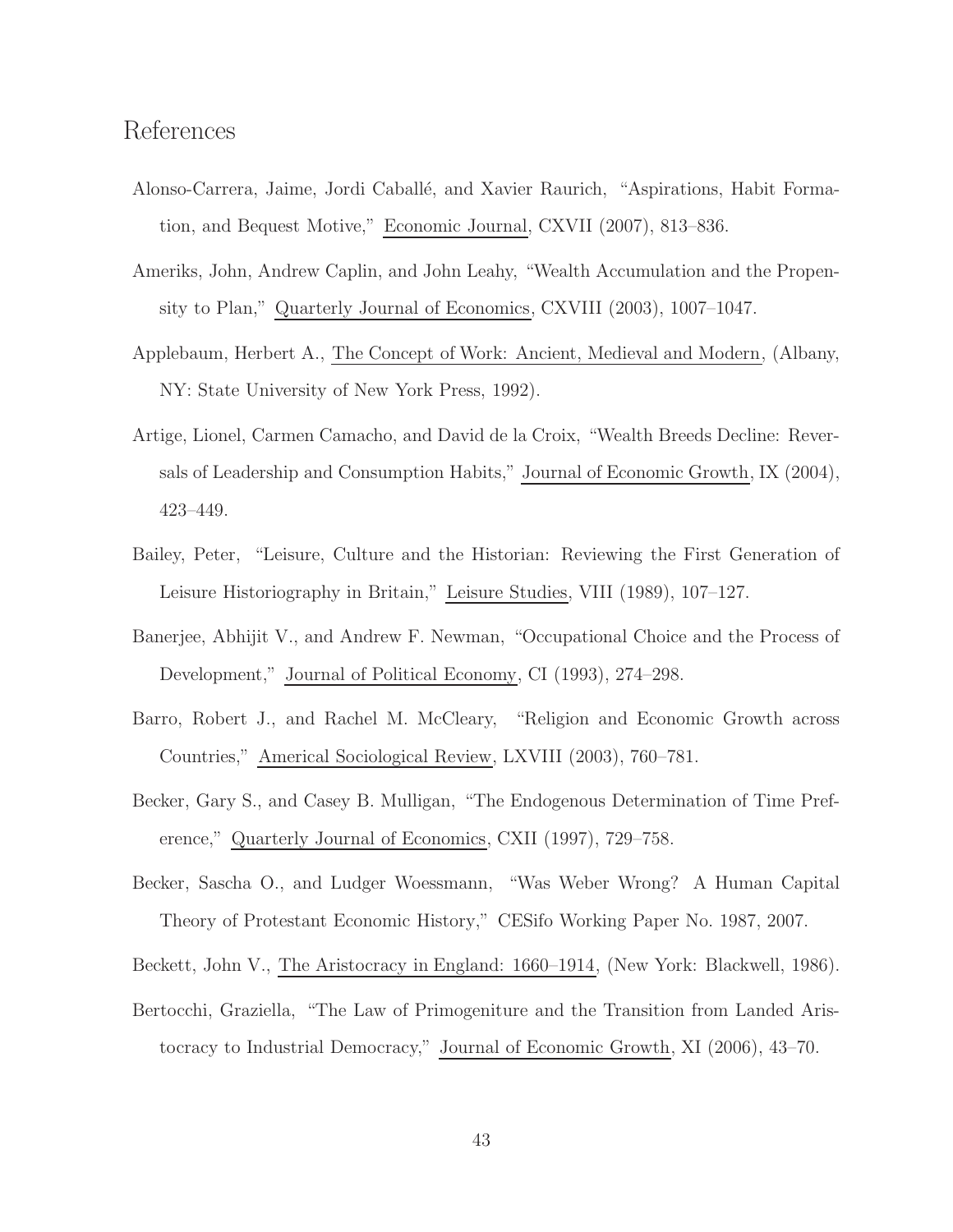# References

Alonso-Carrera, Jaime, Jordi Caballé, and Xavier Raurich, "Aspirations, Habit Formation, and Bequest Motive," Economic Journal, CXVII (2007), 813–836.

Ameriks, John, Andrew Caplin, and John Leahy, "Wealth Accumulation and the Propensity to Plan," Quarterly Journal of Economics, CXVIII (2003), 1007–1047.

Applebaum, Herbert A., The Concept of Work: Ancient, Medieval and Modern, (Albany, NY: State University of New York Press, 1992).

Artige, Lionel, Carmen Camacho, and David de la Croix, "Wealth Breeds Decline: Reversals of Leadership and Consumption Habits," Journal of Economic Growth, IX (2004), 423–449.

Bailey, Peter, "Leisure, Culture and the Historian: Reviewing the First Generation of Leisure Historiography in Britain," Leisure Studies, VIII (1989), 107–127.

Banerjee, Abhijit V., and Andrew F. Newman, "Occupational Choice and the Process of Development," Journal of Political Economy, CI (1993), 274–298.

Barro, Robert J., and Rachel M. McCleary, "Religion and Economic Growth across Countries," Americal Sociological Review, LXVIII (2003), 760–781.

Becker, Gary S., and Casey B. Mulligan, "The Endogenous Determination of Time Preference," Quarterly Journal of Economics, CXII (1997), 729–758.

Becker, Sascha O., and Ludger Woessmann, "Was Weber Wrong? A Human Capital Theory of Protestant Economic History," CESifo Working Paper No. 1987, 2007.

Beckett, John V., The Aristocracy in England: 1660–1914, (New York: Blackwell, 1986).

Bertocchi, Graziella, "The Law of Primogeniture and the Transition from Landed Aristocracy to Industrial Democracy," Journal of Economic Growth, XI (2006), 43–70.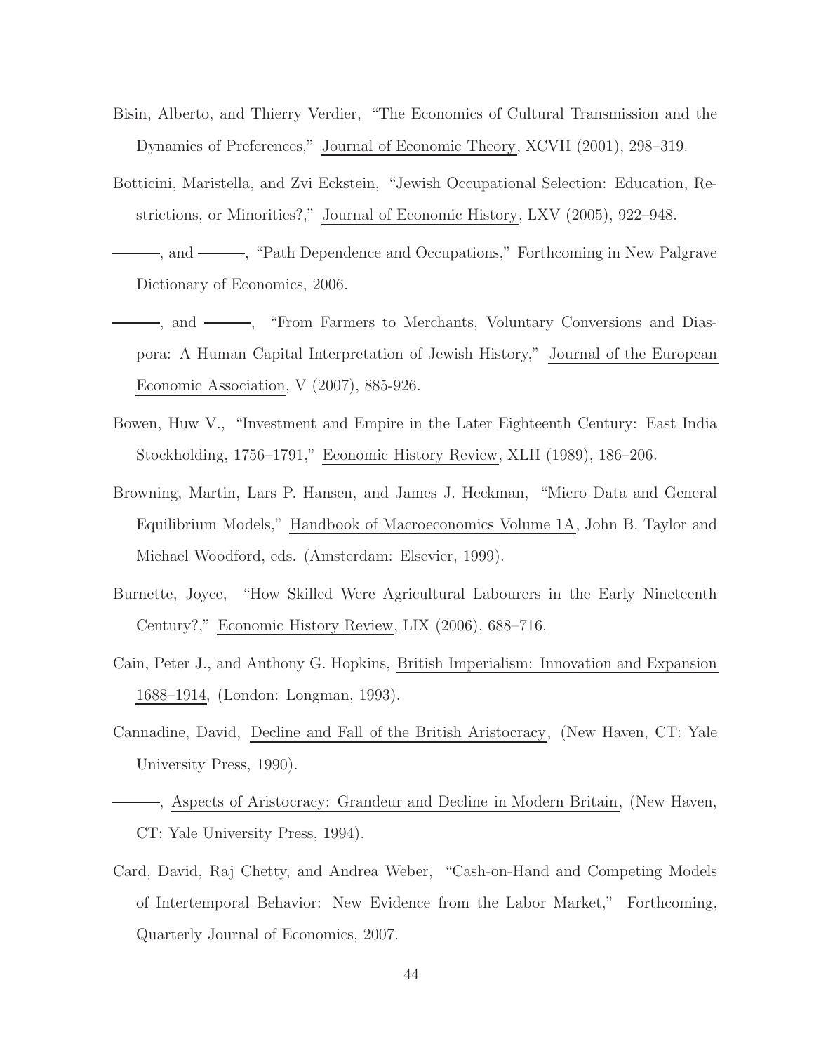Bisin, Alberto, and Thierry Verdier, "The Economics of Cultural Transmission and the Dynamics of Preferences," Journal of Economic Theory, XCVII (2001), 298–319.

Botticini, Maristella, and Zvi Eckstein, "Jewish Occupational Selection: Education, Restrictions, or Minorities?," Journal of Economic History, LXV (2005), 922–948.

———, and ———, "Path Dependence and Occupations," Forthcoming in New Palgrave Dictionary of Economics, 2006.

———, and ———, "From Farmers to Merchants, Voluntary Conversions and Diaspora: A Human Capital Interpretation of Jewish History," Journal of the European Economic Association, V (2007), 885-926.

Bowen, Huw V., "Investment and Empire in the Later Eighteenth Century: East India Stockholding, 1756–1791," Economic History Review, XLII (1989), 186–206.

Browning, Martin, Lars P. Hansen, and James J. Heckman, "Micro Data and General Equilibrium Models," Handbook of Macroeconomics Volume 1A, John B. Taylor and Michael Woodford, eds. (Amsterdam: Elsevier, 1999).

Burnette, Joyce, "How Skilled Were Agricultural Labourers in the Early Nineteenth Century?," Economic History Review, LIX (2006), 688–716.

Cain, Peter J., and Anthony G. Hopkins, British Imperialism: Innovation and Expansion 1688–1914, (London: Longman, 1993).

Cannadine, David, Decline and Fall of the British Aristocracy, (New Haven, CT: Yale University Press, 1990).

———, Aspects of Aristocracy: Grandeur and Decline in Modern Britain, (New Haven, CT: Yale University Press, 1994).

Card, David, Raj Chetty, and Andrea Weber, "Cash-on-Hand and Competing Models of Intertemporal Behavior: New Evidence from the Labor Market," Forthcoming, Quarterly Journal of Economics, 2007.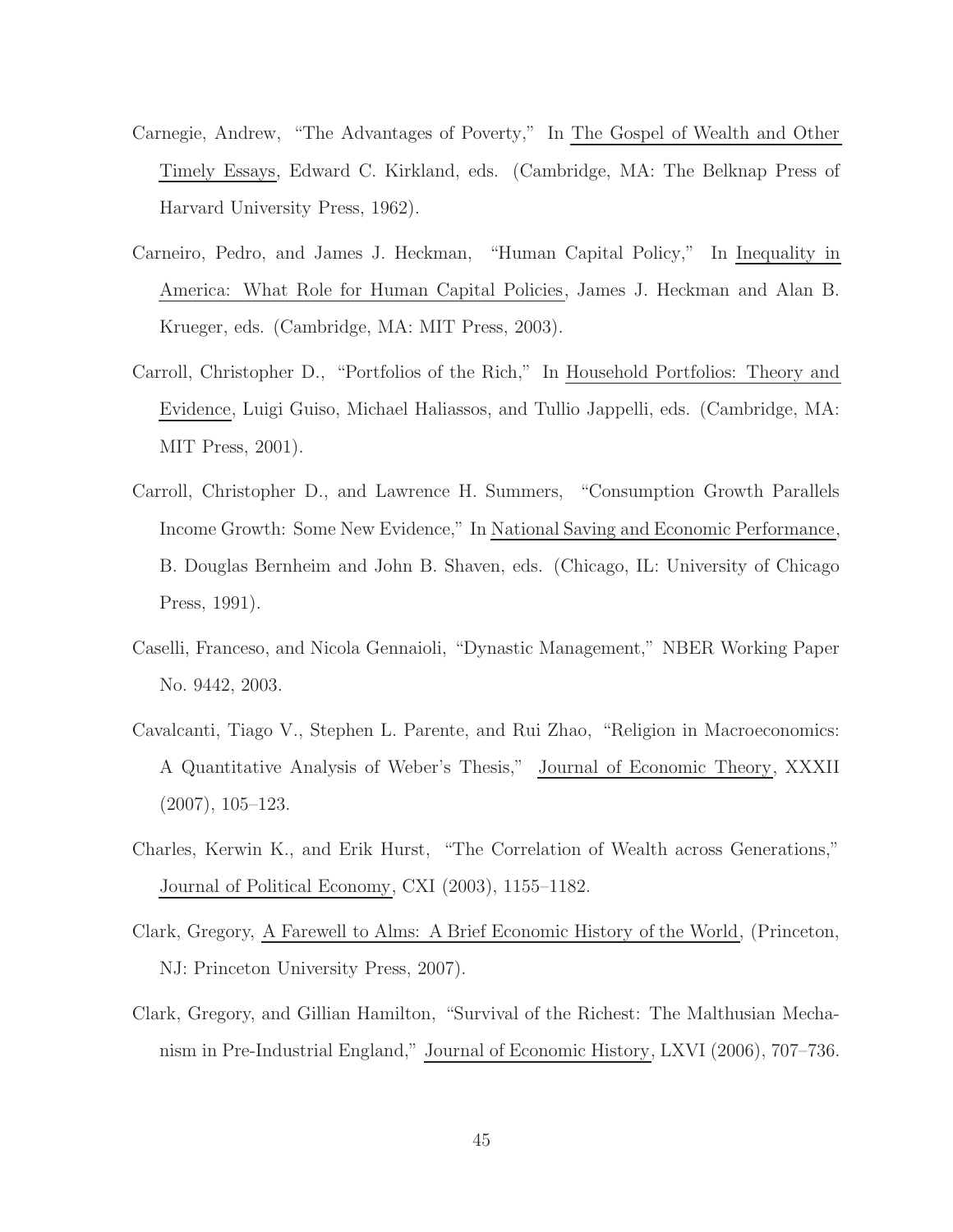Carnegie, Andrew, "The Advantages of Poverty," In The Gospel of Wealth and Other Timely Essays, Edward C. Kirkland, eds. (Cambridge, MA: The Belknap Press of Harvard University Press, 1962).

Carneiro, Pedro, and James J. Heckman, "Human Capital Policy," In Inequality in America: What Role for Human Capital Policies, James J. Heckman and Alan B. Krueger, eds. (Cambridge, MA: MIT Press, 2003).

Carroll, Christopher D., "Portfolios of the Rich," In Household Portfolios: Theory and Evidence, Luigi Guiso, Michael Haliassos, and Tullio Jappelli, eds. (Cambridge, MA: MIT Press, 2001).

Carroll, Christopher D., and Lawrence H. Summers, "Consumption Growth Parallels Income Growth: Some New Evidence," In National Saving and Economic Performance, B. Douglas Bernheim and John B. Shaven, eds. (Chicago, IL: University of Chicago Press, 1991).

Caselli, Franceso, and Nicola Gennaioli, "Dynastic Management," NBER Working Paper No. 9442, 2003.

Cavalcanti, Tiago V., Stephen L. Parente, and Rui Zhao, "Religion in Macroeconomics: A Quantitative Analysis of Weber's Thesis," Journal of Economic Theory, XXXII (2007), 105–123.

Charles, Kerwin K., and Erik Hurst, "The Correlation of Wealth across Generations," Journal of Political Economy, CXI (2003), 1155–1182.

Clark, Gregory, A Farewell to Alms: A Brief Economic History of the World, (Princeton, NJ: Princeton University Press, 2007).

Clark, Gregory, and Gillian Hamilton, "Survival of the Richest: The Malthusian Mechanism in Pre-Industrial England," Journal of Economic History, LXVI (2006), 707–736.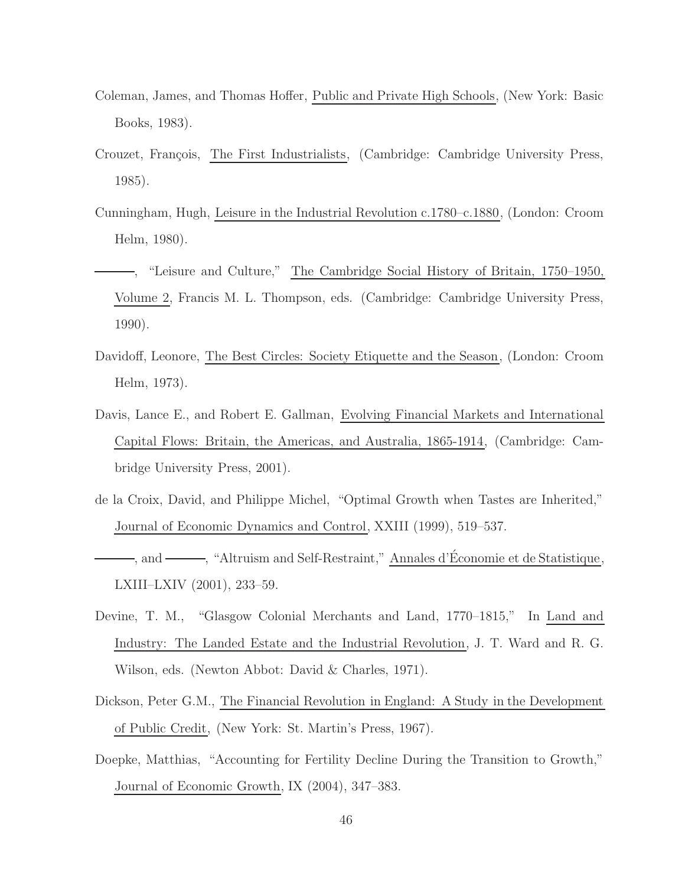Coleman, James, and Thomas Hoffer, Public and Private High Schools, (New York: Basic Books, 1983).

Crouzet, François, The First Industrialists, (Cambridge: Cambridge University Press, 1985).

Cunningham, Hugh, Leisure in the Industrial Revolution c.1780–c.1880, (London: Croom Helm, 1980).

———, "Leisure and Culture," The Cambridge Social History of Britain, 1750–1950, Volume 2, Francis M. L. Thompson, eds. (Cambridge: Cambridge University Press, 1990).

Davidoff, Leonore, The Best Circles: Society Etiquette and the Season, (London: Croom Helm, 1973).

Davis, Lance E., and Robert E. Gallman, Evolving Financial Markets and International Capital Flows: Britain, the Americas, and Australia, 1865-1914, (Cambridge: Cambridge University Press, 2001).

de la Croix, David, and Philippe Michel, "Optimal Growth when Tastes are Inherited," Journal of Economic Dynamics and Control, XXIII (1999), 519–537.

———, and ———, "Altruism and Self-Restraint," Annales d'Économie et de Statistique, LXIII–LXIV (2001), 233–59.

Devine, T. M., "Glasgow Colonial Merchants and Land, 1770–1815," In Land and Industry: The Landed Estate and the Industrial Revolution, J. T. Ward and R. G. Wilson, eds. (Newton Abbot: David & Charles, 1971).

Dickson, Peter G.M., The Financial Revolution in England: A Study in the Development of Public Credit, (New York: St. Martin's Press, 1967).

Doepke, Matthias, "Accounting for Fertility Decline During the Transition to Growth," Journal of Economic Growth, IX (2004), 347–383.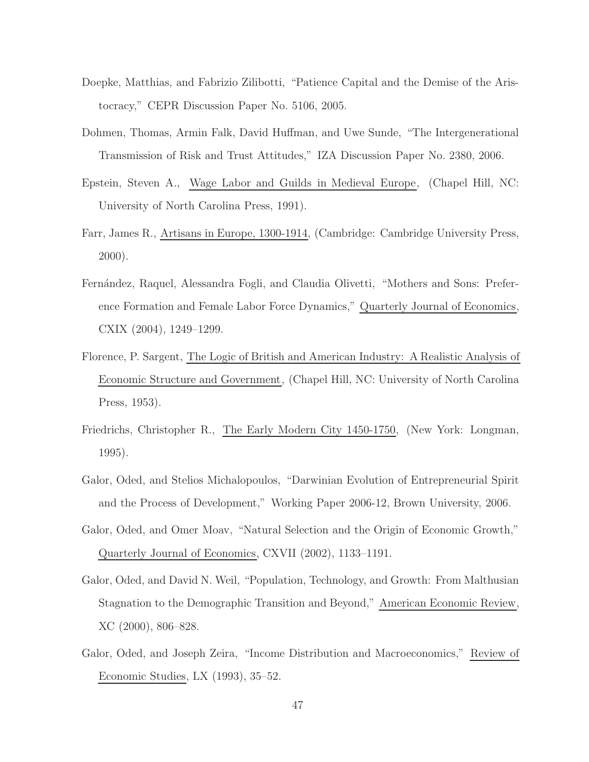Doepke, Matthias, and Fabrizio Zilibotti, "Patience Capital and the Demise of the Aristocracy," CEPR Discussion Paper No. 5106, 2005.

Dohmen, Thomas, Armin Falk, David Huffman, and Uwe Sunde, "The Intergenerational Transmission of Risk and Trust Attitudes," IZA Discussion Paper No. 2380, 2006.

Epstein, Steven A., Wage Labor and Guilds in Medieval Europe, (Chapel Hill, NC: University of North Carolina Press, 1991).

Farr, James R., Artisans in Europe, 1300-1914, (Cambridge: Cambridge University Press, 2000).

Fernández, Raquel, Alessandra Fogli, and Claudia Olivetti, "Mothers and Sons: Preference Formation and Female Labor Force Dynamics," Quarterly Journal of Economics, CXIX (2004), 1249–1299.

Florence, P. Sargent, The Logic of British and American Industry: A Realistic Analysis of Economic Structure and Government, (Chapel Hill, NC: University of North Carolina Press, 1953).

Friedrichs, Christopher R., The Early Modern City 1450-1750, (New York: Longman, 1995).

Galor, Oded, and Stelios Michalopoulos, "Darwinian Evolution of Entrepreneurial Spirit and the Process of Development," Working Paper 2006-12, Brown University, 2006.

Galor, Oded, and Omer Moav, "Natural Selection and the Origin of Economic Growth," Quarterly Journal of Economics, CXVII (2002), 1133–1191.

Galor, Oded, and David N. Weil, "Population, Technology, and Growth: From Malthusian Stagnation to the Demographic Transition and Beyond," American Economic Review, XC (2000), 806–828.

Galor, Oded, and Joseph Zeira, "Income Distribution and Macroeconomics," Review of Economic Studies, LX (1993), 35–52.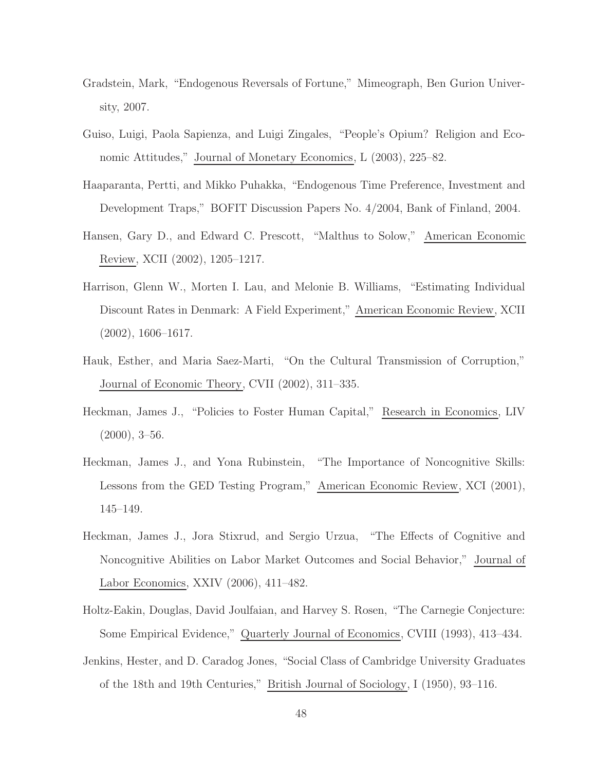Gradstein, Mark, "Endogenous Reversals of Fortune," Mimeograph, Ben Gurion University, 2007.

Guiso, Luigi, Paola Sapienza, and Luigi Zingales, "People's Opium? Religion and Economic Attitudes," Journal of Monetary Economics, L (2003), 225–82.

Haaparanta, Pertti, and Mikko Puhakka, "Endogenous Time Preference, Investment and Development Traps," BOFIT Discussion Papers No. 4/2004, Bank of Finland, 2004.

Hansen, Gary D., and Edward C. Prescott, "Malthus to Solow," American Economic Review, XCII (2002), 1205–1217.

Harrison, Glenn W., Morten I. Lau, and Melonie B. Williams, "Estimating Individual Discount Rates in Denmark: A Field Experiment," American Economic Review, XCII (2002), 1606–1617.

Hauk, Esther, and Maria Saez-Marti, "On the Cultural Transmission of Corruption," Journal of Economic Theory, CVII (2002), 311–335.

Heckman, James J., "Policies to Foster Human Capital," Research in Economics, LIV (2000), 3–56.

Heckman, James J., and Yona Rubinstein, "The Importance of Noncognitive Skills: Lessons from the GED Testing Program," American Economic Review, XCI (2001), 145–149.

Heckman, James J., Jora Stixrud, and Sergio Urzua, "The Effects of Cognitive and Noncognitive Abilities on Labor Market Outcomes and Social Behavior," Journal of Labor Economics, XXIV (2006), 411–482.

Holtz-Eakin, Douglas, David Joulfaian, and Harvey S. Rosen, "The Carnegie Conjecture: Some Empirical Evidence," Quarterly Journal of Economics, CVIII (1993), 413–434.

Jenkins, Hester, and D. Caradog Jones, "Social Class of Cambridge University Graduates of the 18th and 19th Centuries," British Journal of Sociology, I (1950), 93–116.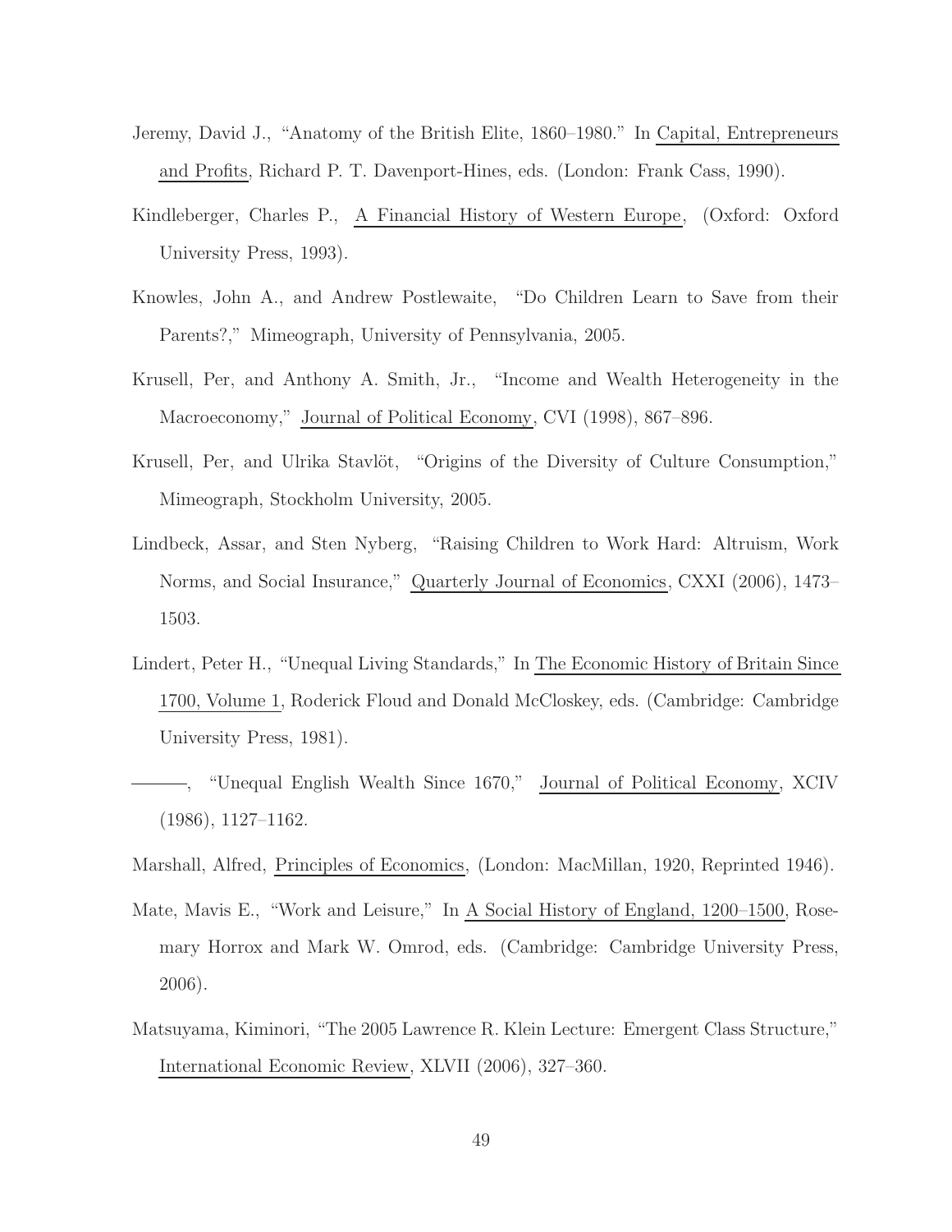Jeremy, David J., "Anatomy of the British Elite, 1860–1980." In Capital, Entrepreneurs and Profits, Richard P. T. Davenport-Hines, eds. (London: Frank Cass, 1990).

Kindleberger, Charles P., A Financial History of Western Europe, (Oxford: Oxford University Press, 1993).

Knowles, John A., and Andrew Postlewaite, "Do Children Learn to Save from their Parents?," Mimeograph, University of Pennsylvania, 2005.

Krusell, Per, and Anthony A. Smith, Jr., "Income and Wealth Heterogeneity in the Macroeconomy," Journal of Political Economy, CVI (1998), 867–896.

Krusell, Per, and Ulrika Stavlöt, "Origins of the Diversity of Culture Consumption," Mimeograph, Stockholm University, 2005.

Lindbeck, Assar, and Sten Nyberg, "Raising Children to Work Hard: Altruism, Work Norms, and Social Insurance," Quarterly Journal of Economics, CXXI (2006), 1473–1503.

Lindert, Peter H., "Unequal Living Standards," In The Economic History of Britain Since 1700, Volume 1, Roderick Floud and Donald McCloskey, eds. (Cambridge: Cambridge University Press, 1981).

———, "Unequal English Wealth Since 1670," Journal of Political Economy, XCIV (1986), 1127–1162.

Marshall, Alfred, Principles of Economics, (London: MacMillan, 1920, Reprinted 1946).

Mate, Mavis E., "Work and Leisure," In A Social History of England, 1200–1500, Rosemary Horrox and Mark W. Omrod, eds. (Cambridge: Cambridge University Press, 2006).

Matsuyama, Kiminori, "The 2005 Lawrence R. Klein Lecture: Emergent Class Structure," International Economic Review, XLVII (2006), 327–360.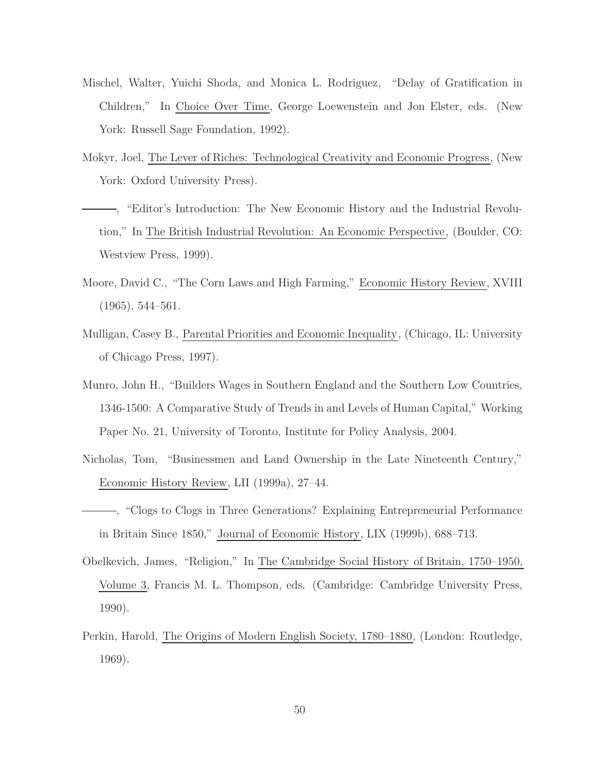Mischel, Walter, Yuichi Shoda, and Monica L. Rodriguez, "Delay of Gratification in Children," In Choice Over Time, George Loewenstein and Jon Elster, eds. (New York: Russell Sage Foundation, 1992).

Mokyr, Joel, The Lever of Riches: Technological Creativity and Economic Progress, (New York: Oxford University Press).

———, "Editor's Introduction: The New Economic History and the Industrial Revolution," In The British Industrial Revolution: An Economic Perspective, (Boulder, CO: Westview Press, 1999).

Moore, David C., "The Corn Laws and High Farming," Economic History Review, XVIII (1965), 544–561.

Mulligan, Casey B., Parental Priorities and Economic Inequality, (Chicago, IL: University of Chicago Press, 1997).

Munro, John H., "Builders Wages in Southern England and the Southern Low Countries, 1346-1500: A Comparative Study of Trends in and Levels of Human Capital," Working Paper No. 21, University of Toronto, Institute for Policy Analysis, 2004.

Nicholas, Tom, "Businessmen and Land Ownership in the Late Nineteenth Century," Economic History Review, LII (1999a), 27–44.

———, "Clogs to Clogs in Three Generations? Explaining Entrepreneurial Performance in Britain Since 1850," Journal of Economic History, LIX (1999b), 688–713.

Obelkevich, James, "Religion," In The Cambridge Social History of Britain, 1750–1950, Volume 3, Francis M. L. Thompson, eds. (Cambridge: Cambridge University Press, 1990).

Perkin, Harold, The Origins of Modern English Society, 1780–1880, (London: Routledge, 1969).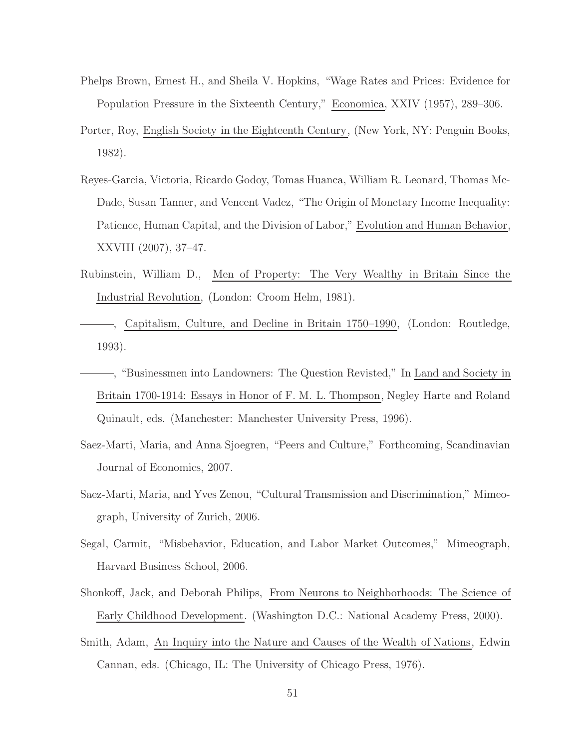Phelps Brown, Ernest H., and Sheila V. Hopkins, "Wage Rates and Prices: Evidence for Population Pressure in the Sixteenth Century," Economica, XXIV (1957), 289–306.

Porter, Roy, English Society in the Eighteenth Century, (New York, NY: Penguin Books, 1982).

Reyes-Garcia, Victoria, Ricardo Godoy, Tomas Huanca, William R. Leonard, Thomas McDade, Susan Tanner, and Vencent Vadez, "The Origin of Monetary Income Inequality: Patience, Human Capital, and the Division of Labor," Evolution and Human Behavior, XXVIII (2007), 37–47.

Rubinstein, William D., Men of Property: The Very Wealthy in Britain Since the Industrial Revolution, (London: Croom Helm, 1981).

———, Capitalism, Culture, and Decline in Britain 1750–1990, (London: Routledge, 1993).

———, "Businessmen into Landowners: The Question Revisted," In Land and Society in Britain 1700-1914: Essays in Honor of F. M. L. Thompson, Negley Harte and Roland Quinault, eds. (Manchester: Manchester University Press, 1996).

Saez-Marti, Maria, and Anna Sjoegren, "Peers and Culture," Forthcoming, Scandinavian Journal of Economics, 2007.

Saez-Marti, Maria, and Yves Zenou, "Cultural Transmission and Discrimination," Mimeograph, University of Zurich, 2006.

Segal, Carmit, "Misbehavior, Education, and Labor Market Outcomes," Mimeograph, Harvard Business School, 2006.

Shonkoff, Jack, and Deborah Philips, From Neurons to Neighborhoods: The Science of Early Childhood Development. (Washington D.C.: National Academy Press, 2000).

Smith, Adam, An Inquiry into the Nature and Causes of the Wealth of Nations, Edwin Cannan, eds. (Chicago, IL: The University of Chicago Press, 1976).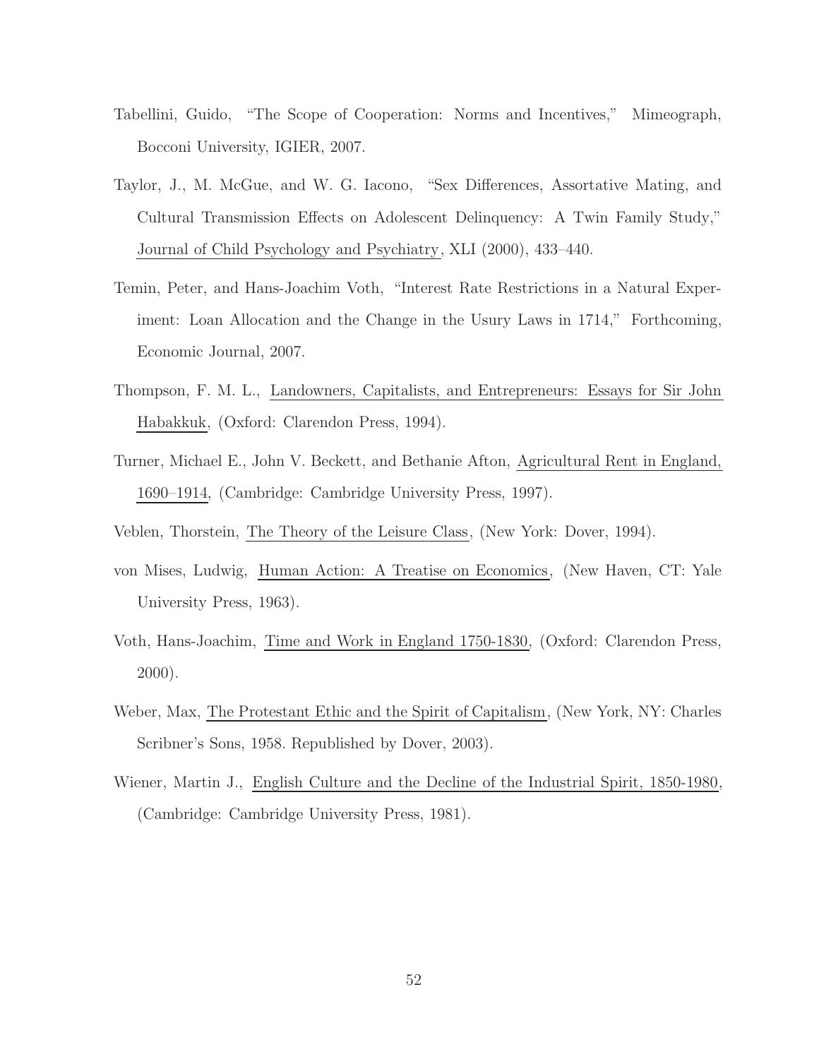Tabellini, Guido, "The Scope of Cooperation: Norms and Incentives," Mimeograph, Bocconi University, IGIER, 2007.

Taylor, J., M. McGue, and W. G. Iacono, "Sex Differences, Assortative Mating, and Cultural Transmission Effects on Adolescent Delinquency: A Twin Family Study," Journal of Child Psychology and Psychiatry, XLI (2000), 433–440.

Temin, Peter, and Hans-Joachim Voth, "Interest Rate Restrictions in a Natural Experiment: Loan Allocation and the Change in the Usury Laws in 1714," Forthcoming, Economic Journal, 2007.

Thompson, F. M. L., Landowners, Capitalists, and Entrepreneurs: Essays for Sir John Habakkuk, (Oxford: Clarendon Press, 1994).

Turner, Michael E., John V. Beckett, and Bethanie Afton, Agricultural Rent in England, 1690–1914, (Cambridge: Cambridge University Press, 1997).

Veblen, Thorstein, The Theory of the Leisure Class, (New York: Dover, 1994).

von Mises, Ludwig, Human Action: A Treatise on Economics, (New Haven, CT: Yale University Press, 1963).

Voth, Hans-Joachim, Time and Work in England 1750-1830, (Oxford: Clarendon Press, 2000).

Weber, Max, The Protestant Ethic and the Spirit of Capitalism, (New York, NY: Charles Scribner's Sons, 1958. Republished by Dover, 2003).

Wiener, Martin J., English Culture and the Decline of the Industrial Spirit, 1850-1980, (Cambridge: Cambridge University Press, 1981).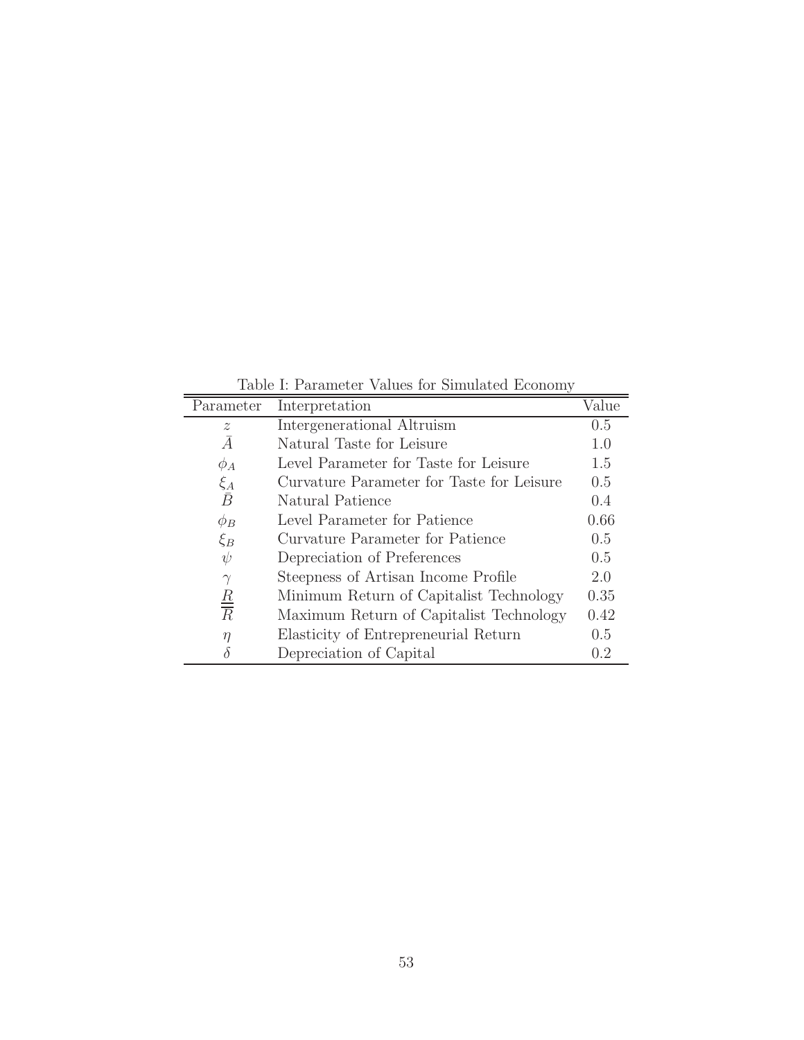Table I: Parameter Values for Simulated Economy

| Parameter | Interpretation | Value |
|---|---|---|
| $z$ | Intergenerational Altruism | 0.5 |
| $\bar{A}$ | Natural Taste for Leisure | 1.0 |
| $\phi_A$ | Level Parameter for Taste for Leisure | 1.5 |
| $\xi_A$ | Curvature Parameter for Taste for Leisure | 0.5 |
| $\bar{B}$ | Natural Patience | 0.4 |
| $\phi_B$ | Level Parameter for Patience | 0.66 |
| $\xi_B$ | Curvature Parameter for Patience | 0.5 |
| $\psi$ | Depreciation of Preferences | 0.5 |
| $\gamma$ | Steepness of Artisan Income Profile | 2.0 |
| $\underline{R}$ | Minimum Return of Capitalist Technology | 0.35 |
| $\overline{R}$ | Maximum Return of Capitalist Technology | 0.42 |
| $\eta$ | Elasticity of Entrepreneurial Return | 0.5 |
| $\delta$ | Depreciation of Capital | 0.2 |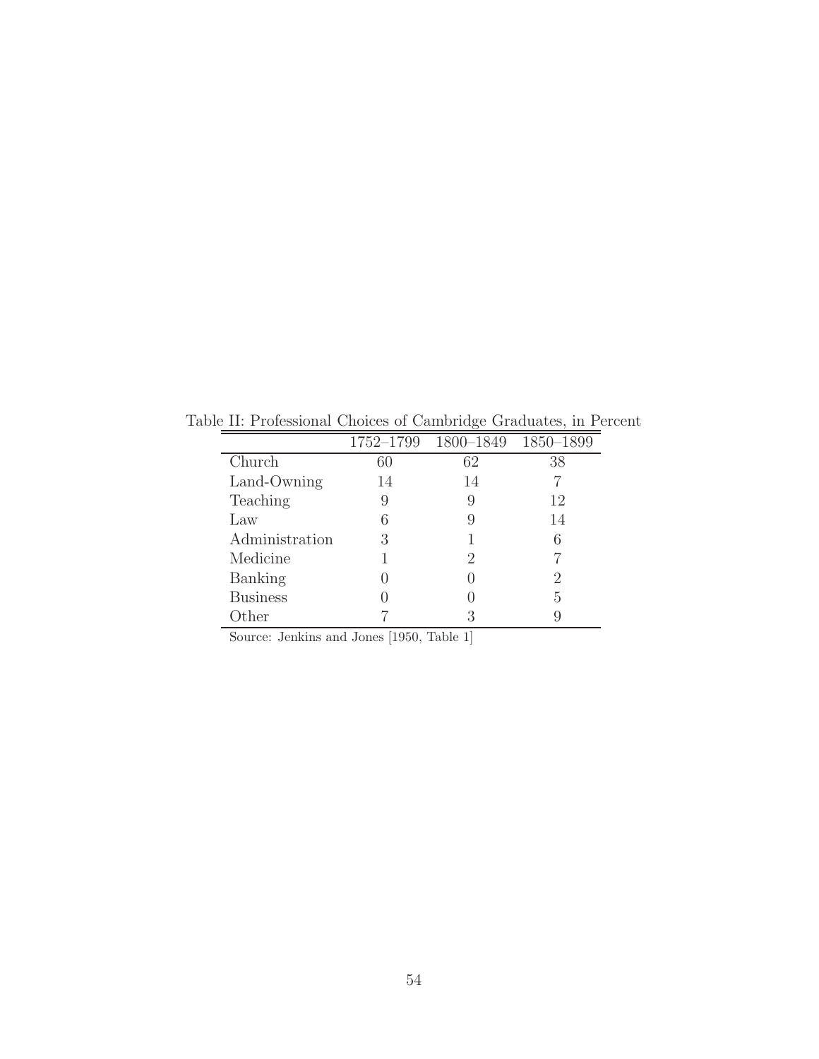Table II: Professional Choices of Cambridge Graduates, in Percent

| | 1752–1799 | 1800–1849 | 1850–1899 |
|---|---|---|---|
| Church | 60 | 62 | 38 |
| Land-Owning | 14 | 14 | 7 |
| Teaching | 9 | 9 | 12 |
| Law | 6 | 9 | 14 |
| Administration | 3 | 1 | 6 |
| Medicine | 1 | 2 | 7 |
| Banking | 0 | 0 | 2 |
| Business | 0 | 0 | 5 |
| Other | 7 | 3 | 9 |

Source: Jenkins and Jones [1950, Table 1]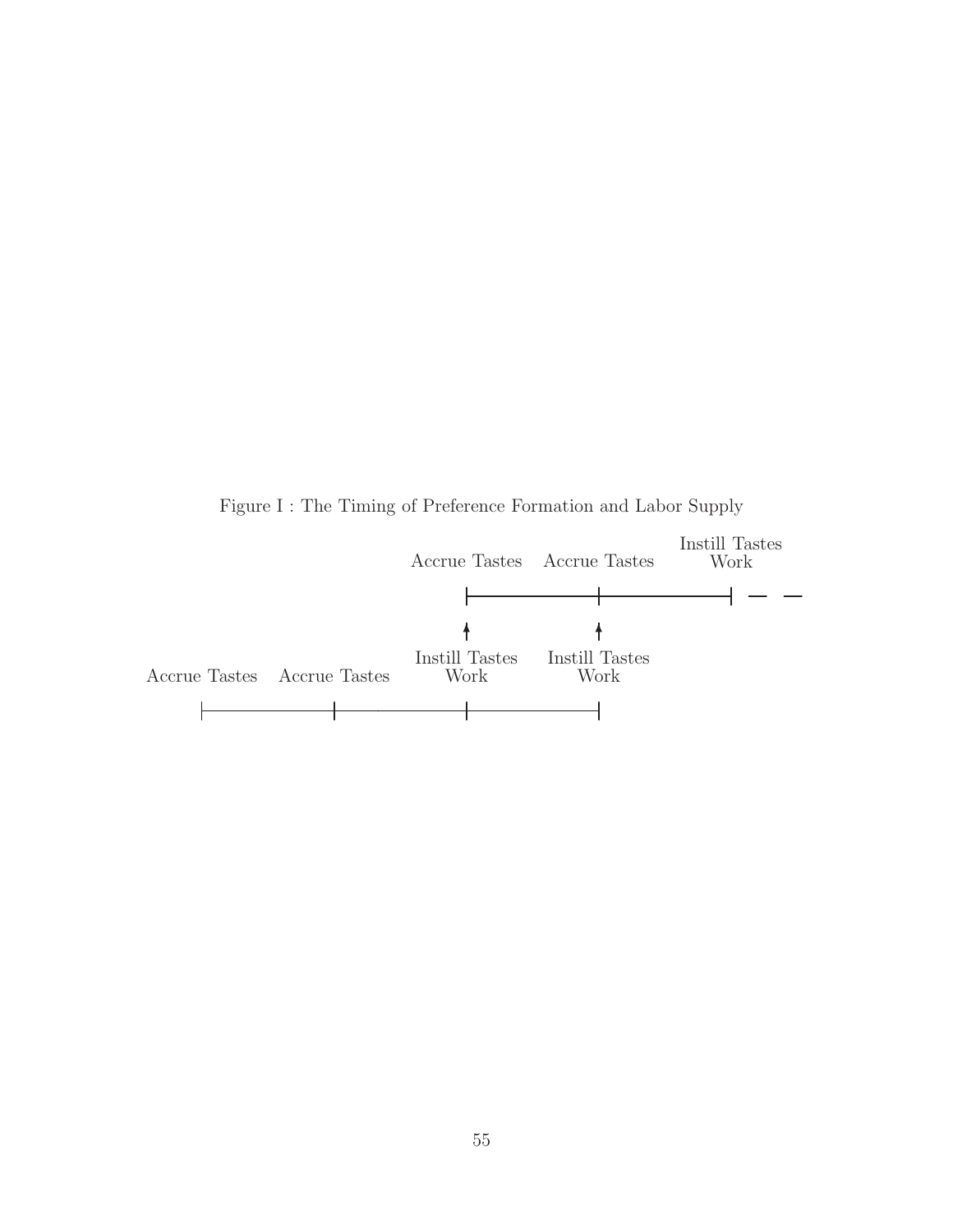Figure I : The Timing of Preference Formation and Labor Supply

Accrue Tastes   Accrue Tastes   Instill Tastes Work

Accrue Tastes   Accrue Tastes   Instill Tastes Work   Instill Tastes Work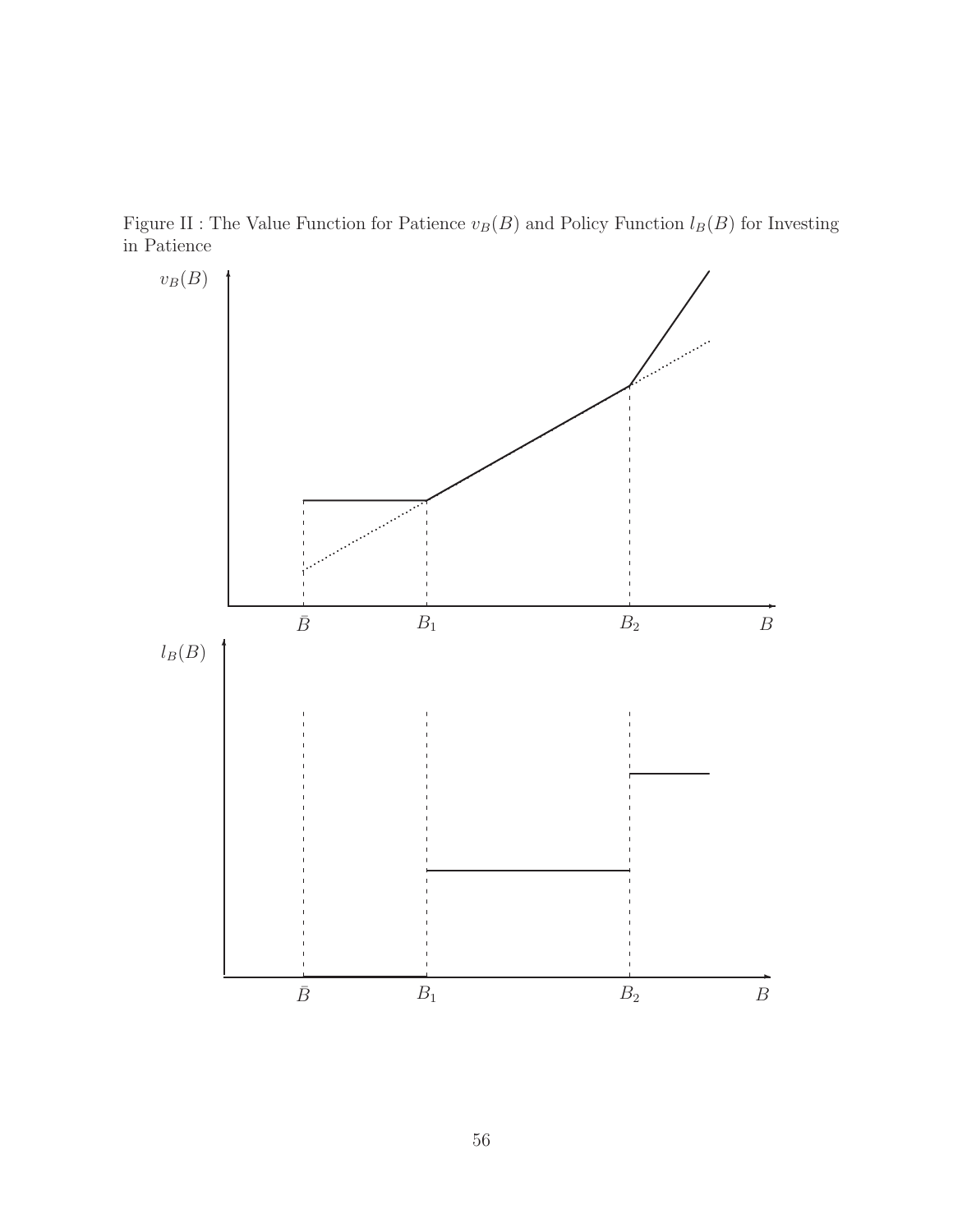Figure II : The Value Function for Patience $v_B(B)$ and Policy Function $l_B(B)$ for Investing in Patience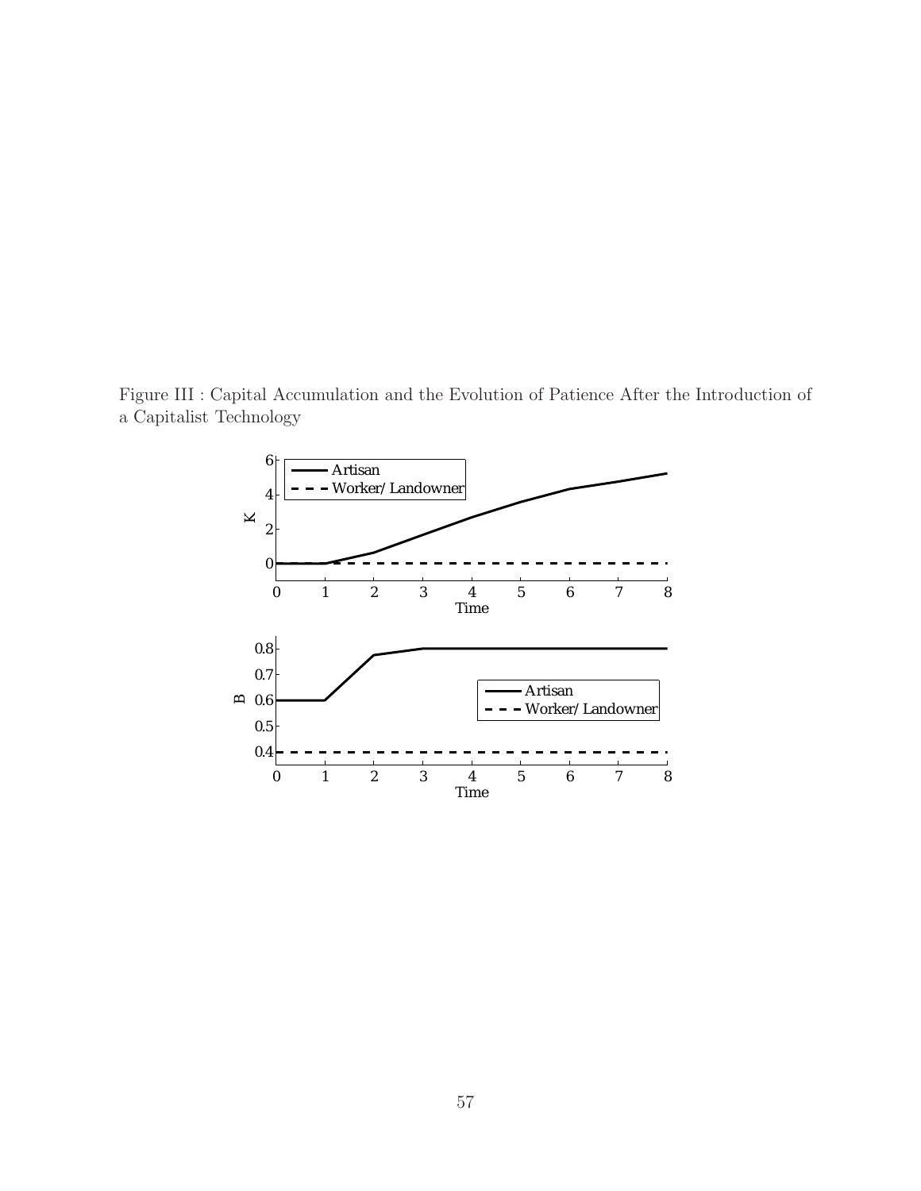Figure III : Capital Accumulation and the Evolution of Patience After the Introduction of a Capitalist Technology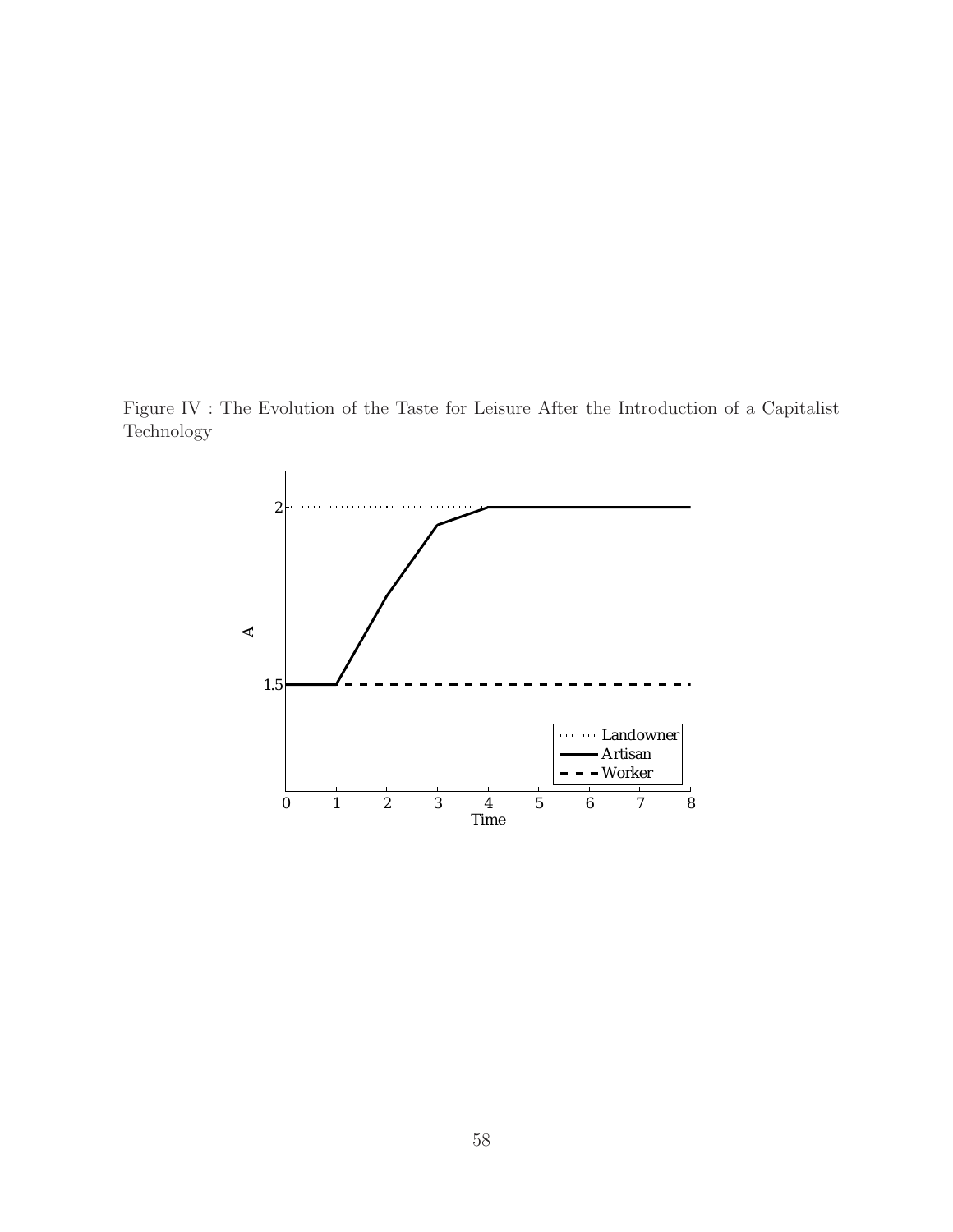Figure IV : The Evolution of the Taste for Leisure After the Introduction of a Capitalist Technology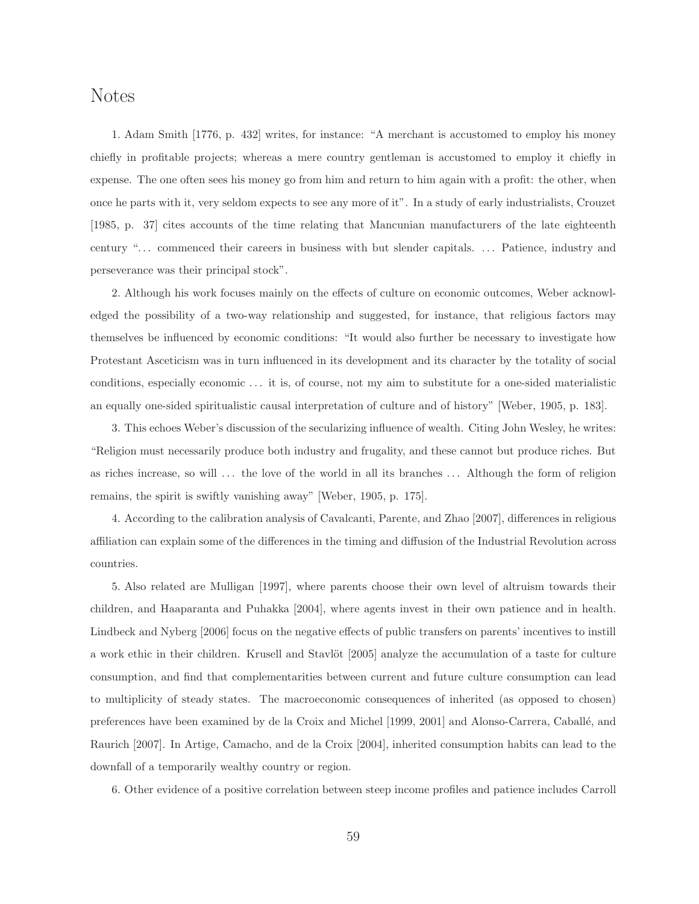## Notes

1. Adam Smith [1776, p. 432] writes, for instance: "A merchant is accustomed to employ his money chiefly in profitable projects; whereas a mere country gentleman is accustomed to employ it chiefly in expense. The one often sees his money go from him and return to him again with a profit: the other, when once he parts with it, very seldom expects to see any more of it". In a study of early industrialists, Crouzet [1985, p. 37] cites accounts of the time relating that Mancunian manufacturers of the late eighteenth century "... commenced their careers in business with but slender capitals. ... Patience, industry and perseverance was their principal stock".

2. Although his work focuses mainly on the effects of culture on economic outcomes, Weber acknowledged the possibility of a two-way relationship and suggested, for instance, that religious factors may themselves be influenced by economic conditions: "It would also further be necessary to investigate how Protestant Asceticism was in turn influenced in its development and its character by the totality of social conditions, especially economic ... it is, of course, not my aim to substitute for a one-sided materialistic an equally one-sided spiritualistic causal interpretation of culture and of history" [Weber, 1905, p. 183].

3. This echoes Weber's discussion of the secularizing influence of wealth. Citing John Wesley, he writes: "Religion must necessarily produce both industry and frugality, and these cannot but produce riches. But as riches increase, so will ... the love of the world in all its branches ... Although the form of religion remains, the spirit is swiftly vanishing away" [Weber, 1905, p. 175].

4. According to the calibration analysis of Cavalcanti, Parente, and Zhao [2007], differences in religious affiliation can explain some of the differences in the timing and diffusion of the Industrial Revolution across countries.

5. Also related are Mulligan [1997], where parents choose their own level of altruism towards their children, and Haaparanta and Puhakka [2004], where agents invest in their own patience and in health. Lindbeck and Nyberg [2006] focus on the negative effects of public transfers on parents' incentives to instill a work ethic in their children. Krusell and Stavlöt [2005] analyze the accumulation of a taste for culture consumption, and find that complementarities between current and future culture consumption can lead to multiplicity of steady states. The macroeconomic consequences of inherited (as opposed to chosen) preferences have been examined by de la Croix and Michel [1999, 2001] and Alonso-Carrera, Caballé, and Raurich [2007]. In Artige, Camacho, and de la Croix [2004], inherited consumption habits can lead to the downfall of a temporarily wealthy country or region.

6. Other evidence of a positive correlation between steep income profiles and patience includes Carroll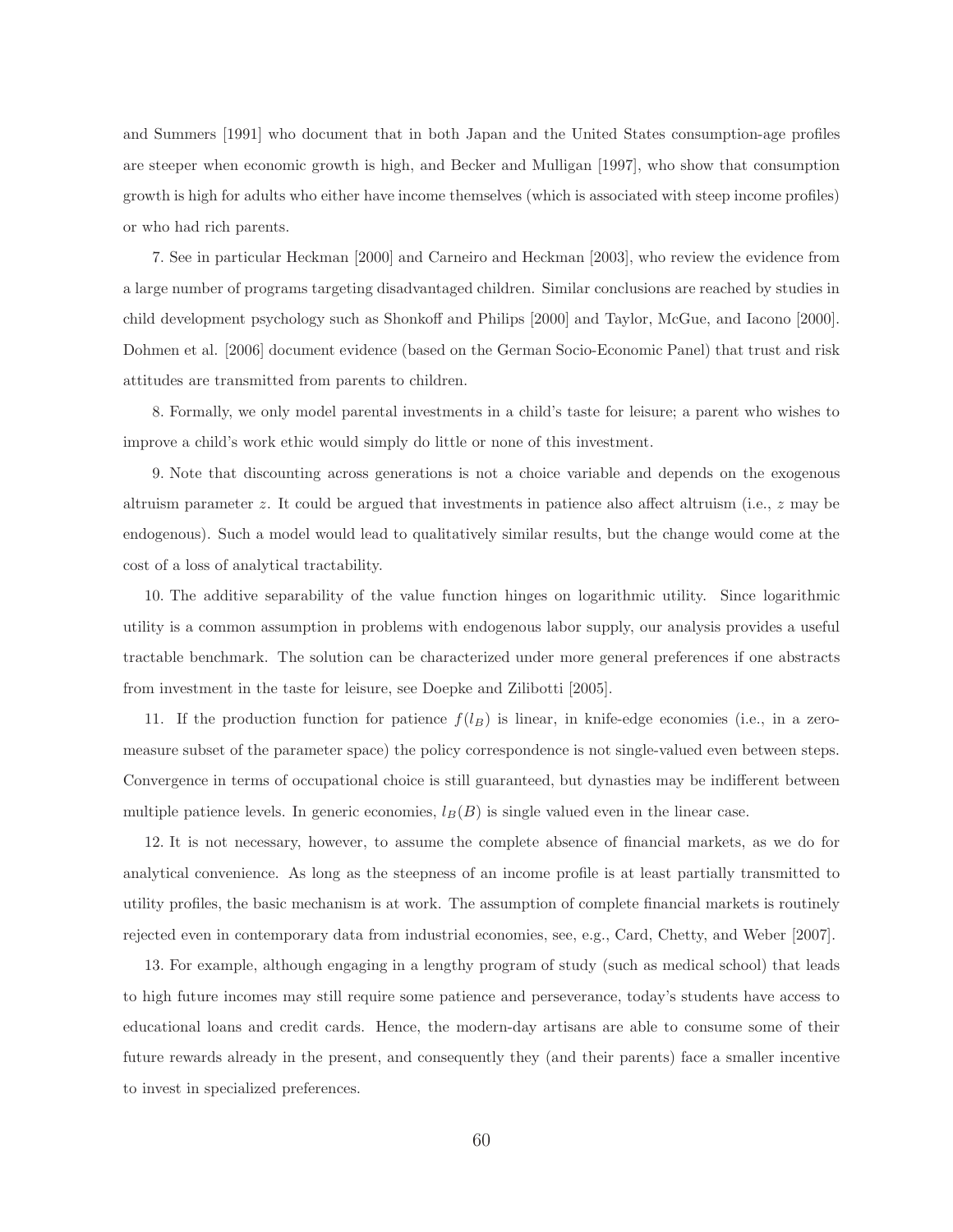and Summers [1991] who document that in both Japan and the United States consumption-age profiles are steeper when economic growth is high, and Becker and Mulligan [1997], who show that consumption growth is high for adults who either have income themselves (which is associated with steep income profiles) or who had rich parents.

7. See in particular Heckman [2000] and Carneiro and Heckman [2003], who review the evidence from a large number of programs targeting disadvantaged children. Similar conclusions are reached by studies in child development psychology such as Shonkoff and Philips [2000] and Taylor, McGue, and Iacono [2000]. Dohmen et al. [2006] document evidence (based on the German Socio-Economic Panel) that trust and risk attitudes are transmitted from parents to children.

8. Formally, we only model parental investments in a child's taste for leisure; a parent who wishes to improve a child's work ethic would simply do little or none of this investment.

9. Note that discounting across generations is not a choice variable and depends on the exogenous altruism parameter $z$. It could be argued that investments in patience also affect altruism (i.e., $z$ may be endogenous). Such a model would lead to qualitatively similar results, but the change would come at the cost of a loss of analytical tractability.

10. The additive separability of the value function hinges on logarithmic utility. Since logarithmic utility is a common assumption in problems with endogenous labor supply, our analysis provides a useful tractable benchmark. The solution can be characterized under more general preferences if one abstracts from investment in the taste for leisure, see Doepke and Zilibotti [2005].

11. If the production function for patience $f(l_B)$ is linear, in knife-edge economies (i.e., in a zero-measure subset of the parameter space) the policy correspondence is not single-valued even between steps. Convergence in terms of occupational choice is still guaranteed, but dynasties may be indifferent between multiple patience levels. In generic economies, $l_B(B)$ is single valued even in the linear case.

12. It is not necessary, however, to assume the complete absence of financial markets, as we do for analytical convenience. As long as the steepness of an income profile is at least partially transmitted to utility profiles, the basic mechanism is at work. The assumption of complete financial markets is routinely rejected even in contemporary data from industrial economies, see, e.g., Card, Chetty, and Weber [2007].

13. For example, although engaging in a lengthy program of study (such as medical school) that leads to high future incomes may still require some patience and perseverance, today's students have access to educational loans and credit cards. Hence, the modern-day artisans are able to consume some of their future rewards already in the present, and consequently they (and their parents) face a smaller incentive to invest in specialized preferences.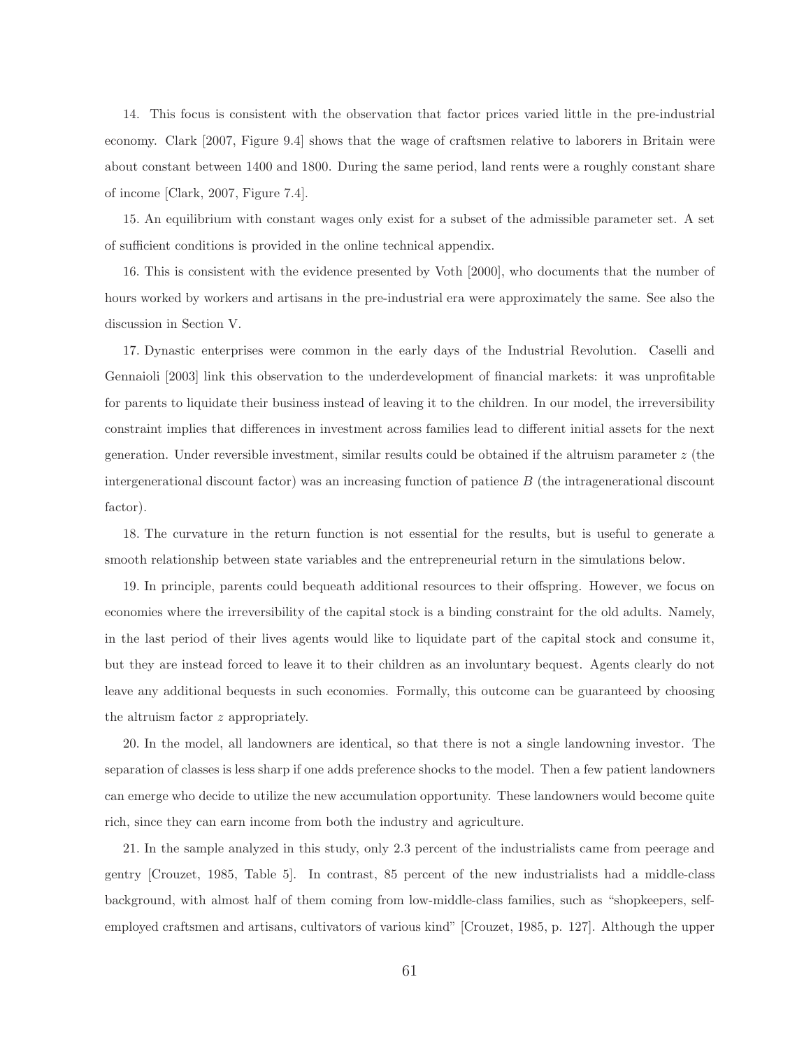14. This focus is consistent with the observation that factor prices varied little in the pre-industrial economy. Clark [2007, Figure 9.4] shows that the wage of craftsmen relative to laborers in Britain were about constant between 1400 and 1800. During the same period, land rents were a roughly constant share of income [Clark, 2007, Figure 7.4].

15. An equilibrium with constant wages only exist for a subset of the admissible parameter set. A set of sufficient conditions is provided in the online technical appendix.

16. This is consistent with the evidence presented by Voth [2000], who documents that the number of hours worked by workers and artisans in the pre-industrial era were approximately the same. See also the discussion in Section V.

17. Dynastic enterprises were common in the early days of the Industrial Revolution. Caselli and Gennaioli [2003] link this observation to the underdevelopment of financial markets: it was unprofitable for parents to liquidate their business instead of leaving it to the children. In our model, the irreversibility constraint implies that differences in investment across families lead to different initial assets for the next generation. Under reversible investment, similar results could be obtained if the altruism parameter $z$ (the intergenerational discount factor) was an increasing function of patience $B$ (the intragenerational discount factor).

18. The curvature in the return function is not essential for the results, but is useful to generate a smooth relationship between state variables and the entrepreneurial return in the simulations below.

19. In principle, parents could bequeath additional resources to their offspring. However, we focus on economies where the irreversibility of the capital stock is a binding constraint for the old adults. Namely, in the last period of their lives agents would like to liquidate part of the capital stock and consume it, but they are instead forced to leave it to their children as an involuntary bequest. Agents clearly do not leave any additional bequests in such economies. Formally, this outcome can be guaranteed by choosing the altruism factor $z$ appropriately.

20. In the model, all landowners are identical, so that there is not a single landowning investor. The separation of classes is less sharp if one adds preference shocks to the model. Then a few patient landowners can emerge who decide to utilize the new accumulation opportunity. These landowners would become quite rich, since they can earn income from both the industry and agriculture.

21. In the sample analyzed in this study, only 2.3 percent of the industrialists came from peerage and gentry [Crouzet, 1985, Table 5]. In contrast, 85 percent of the new industrialists had a middle-class background, with almost half of them coming from low-middle-class families, such as "shopkeepers, self-employed craftsmen and artisans, cultivators of various kind" [Crouzet, 1985, p. 127]. Although the upper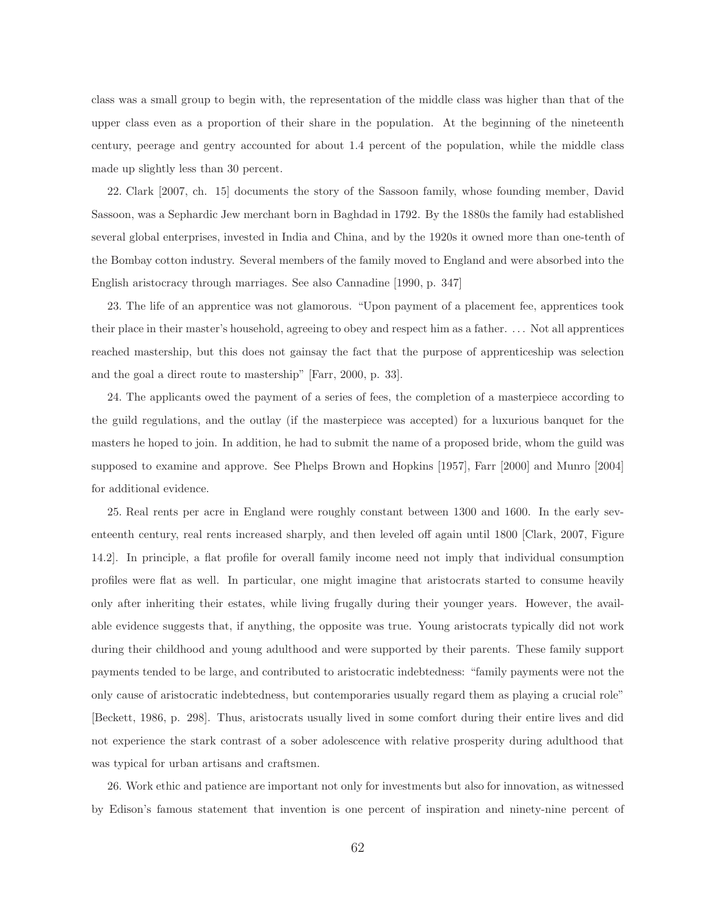class was a small group to begin with, the representation of the middle class was higher than that of the upper class even as a proportion of their share in the population. At the beginning of the nineteenth century, peerage and gentry accounted for about 1.4 percent of the population, while the middle class made up slightly less than 30 percent.

22. Clark [2007, ch. 15] documents the story of the Sassoon family, whose founding member, David Sassoon, was a Sephardic Jew merchant born in Baghdad in 1792. By the 1880s the family had established several global enterprises, invested in India and China, and by the 1920s it owned more than one-tenth of the Bombay cotton industry. Several members of the family moved to England and were absorbed into the English aristocracy through marriages. See also Cannadine [1990, p. 347]

23. The life of an apprentice was not glamorous. "Upon payment of a placement fee, apprentices took their place in their master's household, agreeing to obey and respect him as a father. ... Not all apprentices reached mastership, but this does not gainsay the fact that the purpose of apprenticeship was selection and the goal a direct route to mastership" [Farr, 2000, p. 33].

24. The applicants owed the payment of a series of fees, the completion of a masterpiece according to the guild regulations, and the outlay (if the masterpiece was accepted) for a luxurious banquet for the masters he hoped to join. In addition, he had to submit the name of a proposed bride, whom the guild was supposed to examine and approve. See Phelps Brown and Hopkins [1957], Farr [2000] and Munro [2004] for additional evidence.

25. Real rents per acre in England were roughly constant between 1300 and 1600. In the early seventeenth century, real rents increased sharply, and then leveled off again until 1800 [Clark, 2007, Figure 14.2]. In principle, a flat profile for overall family income need not imply that individual consumption profiles were flat as well. In particular, one might imagine that aristocrats started to consume heavily only after inheriting their estates, while living frugally during their younger years. However, the available evidence suggests that, if anything, the opposite was true. Young aristocrats typically did not work during their childhood and young adulthood and were supported by their parents. These family support payments tended to be large, and contributed to aristocratic indebtedness: "family payments were not the only cause of aristocratic indebtedness, but contemporaries usually regard them as playing a crucial role" [Beckett, 1986, p. 298]. Thus, aristocrats usually lived in some comfort during their entire lives and did not experience the stark contrast of a sober adolescence with relative prosperity during adulthood that was typical for urban artisans and craftsmen.

26. Work ethic and patience are important not only for investments but also for innovation, as witnessed by Edison's famous statement that invention is one percent of inspiration and ninety-nine percent of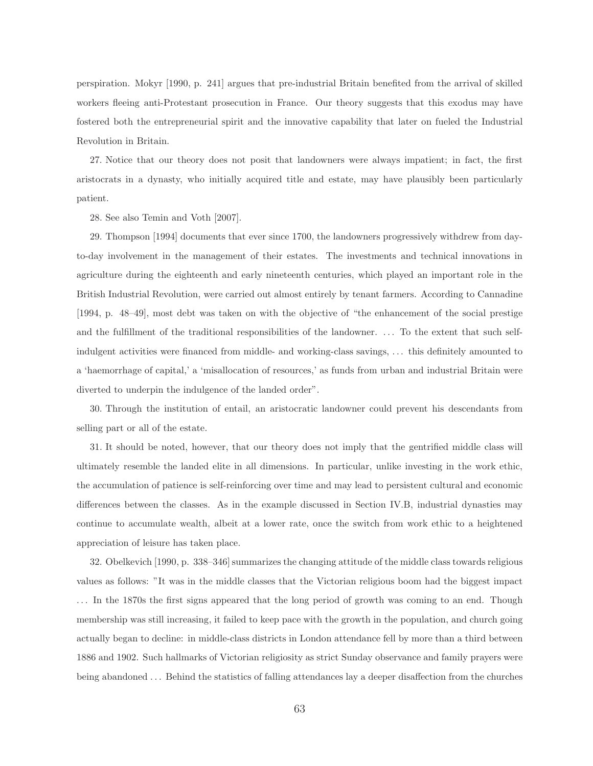perspiration. Mokyr [1990, p. 241] argues that pre-industrial Britain benefited from the arrival of skilled workers fleeing anti-Protestant prosecution in France. Our theory suggests that this exodus may have fostered both the entrepreneurial spirit and the innovative capability that later on fueled the Industrial Revolution in Britain.

27. Notice that our theory does not posit that landowners were always impatient; in fact, the first aristocrats in a dynasty, who initially acquired title and estate, may have plausibly been particularly patient.

28. See also Temin and Voth [2007].

29. Thompson [1994] documents that ever since 1700, the landowners progressively withdrew from day-to-day involvement in the management of their estates. The investments and technical innovations in agriculture during the eighteenth and early nineteenth centuries, which played an important role in the British Industrial Revolution, were carried out almost entirely by tenant farmers. According to Cannadine [1994, p. 48–49], most debt was taken on with the objective of "the enhancement of the social prestige and the fulfillment of the traditional responsibilities of the landowner. ... To the extent that such self-indulgent activities were financed from middle- and working-class savings, ... this definitely amounted to a 'haemorrhage of capital,' a 'misallocation of resources,' as funds from urban and industrial Britain were diverted to underpin the indulgence of the landed order".

30. Through the institution of entail, an aristocratic landowner could prevent his descendants from selling part or all of the estate.

31. It should be noted, however, that our theory does not imply that the gentrified middle class will ultimately resemble the landed elite in all dimensions. In particular, unlike investing in the work ethic, the accumulation of patience is self-reinforcing over time and may lead to persistent cultural and economic differences between the classes. As in the example discussed in Section IV.B, industrial dynasties may continue to accumulate wealth, albeit at a lower rate, once the switch from work ethic to a heightened appreciation of leisure has taken place.

32. Obelkevich [1990, p. 338–346] summarizes the changing attitude of the middle class towards religious values as follows: "It was in the middle classes that the Victorian religious boom had the biggest impact ... In the 1870s the first signs appeared that the long period of growth was coming to an end. Though membership was still increasing, it failed to keep pace with the growth in the population, and church going actually began to decline: in middle-class districts in London attendance fell by more than a third between 1886 and 1902. Such hallmarks of Victorian religiosity as strict Sunday observance and family prayers were being abandoned ... Behind the statistics of falling attendances lay a deeper disaffection from the churches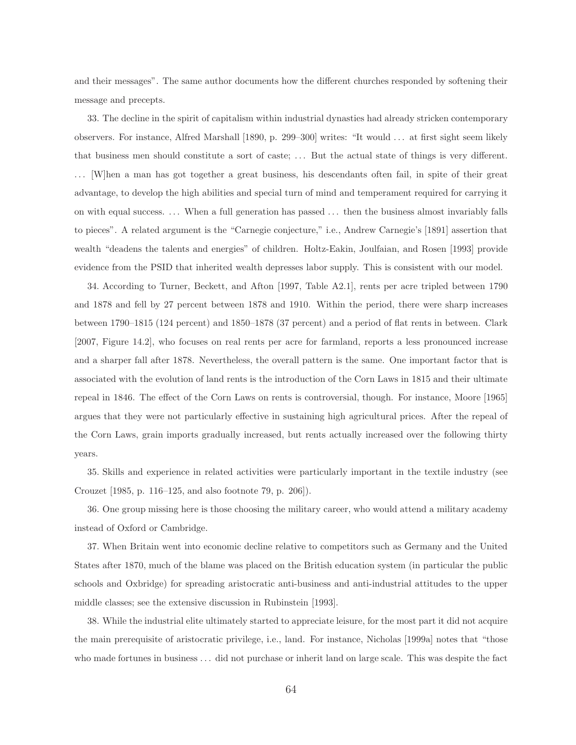and their messages". The same author documents how the different churches responded by softening their message and precepts.

33. The decline in the spirit of capitalism within industrial dynasties had already stricken contemporary observers. For instance, Alfred Marshall [1890, p. 299–300] writes: "It would ... at first sight seem likely that business men should constitute a sort of caste; ... But the actual state of things is very different. ... [W]hen a man has got together a great business, his descendants often fail, in spite of their great advantage, to develop the high abilities and special turn of mind and temperament required for carrying it on with equal success. ... When a full generation has passed ... then the business almost invariably falls to pieces". A related argument is the "Carnegie conjecture," i.e., Andrew Carnegie's [1891] assertion that wealth "deadens the talents and energies" of children. Holtz-Eakin, Joulfaian, and Rosen [1993] provide evidence from the PSID that inherited wealth depresses labor supply. This is consistent with our model.

34. According to Turner, Beckett, and Afton [1997, Table A2.1], rents per acre tripled between 1790 and 1878 and fell by 27 percent between 1878 and 1910. Within the period, there were sharp increases between 1790–1815 (124 percent) and 1850–1878 (37 percent) and a period of flat rents in between. Clark [2007, Figure 14.2], who focuses on real rents per acre for farmland, reports a less pronounced increase and a sharper fall after 1878. Nevertheless, the overall pattern is the same. One important factor that is associated with the evolution of land rents is the introduction of the Corn Laws in 1815 and their ultimate repeal in 1846. The effect of the Corn Laws on rents is controversial, though. For instance, Moore [1965] argues that they were not particularly effective in sustaining high agricultural prices. After the repeal of the Corn Laws, grain imports gradually increased, but rents actually increased over the following thirty years.

35. Skills and experience in related activities were particularly important in the textile industry (see Crouzet [1985, p. 116–125, and also footnote 79, p. 206]).

36. One group missing here is those choosing the military career, who would attend a military academy instead of Oxford or Cambridge.

37. When Britain went into economic decline relative to competitors such as Germany and the United States after 1870, much of the blame was placed on the British education system (in particular the public schools and Oxbridge) for spreading aristocratic anti-business and anti-industrial attitudes to the upper middle classes; see the extensive discussion in Rubinstein [1993].

38. While the industrial elite ultimately started to appreciate leisure, for the most part it did not acquire the main prerequisite of aristocratic privilege, i.e., land. For instance, Nicholas [1999a] notes that "those who made fortunes in business ... did not purchase or inherit land on large scale. This was despite the fact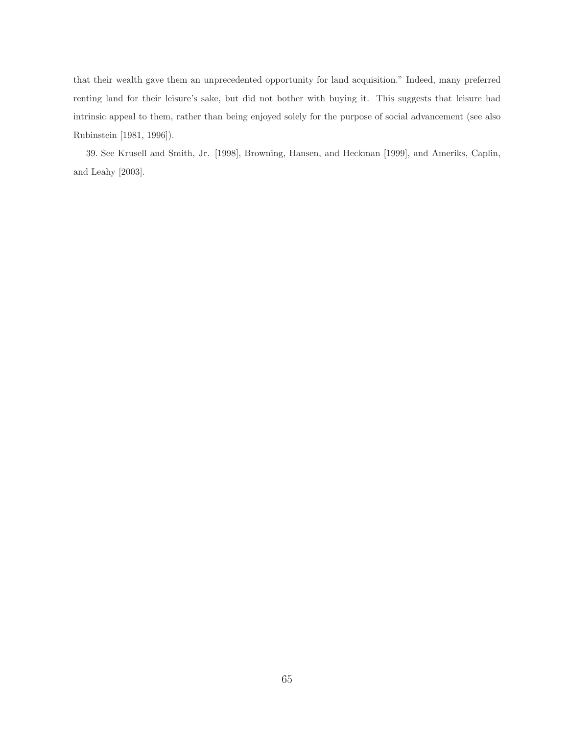that their wealth gave them an unprecedented opportunity for land acquisition." Indeed, many preferred renting land for their leisure's sake, but did not bother with buying it. This suggests that leisure had intrinsic appeal to them, rather than being enjoyed solely for the purpose of social advancement (see also Rubinstein [1981, 1996]).

39. See Krusell and Smith, Jr. [1998], Browning, Hansen, and Heckman [1999], and Ameriks, Caplin, and Leahy [2003].